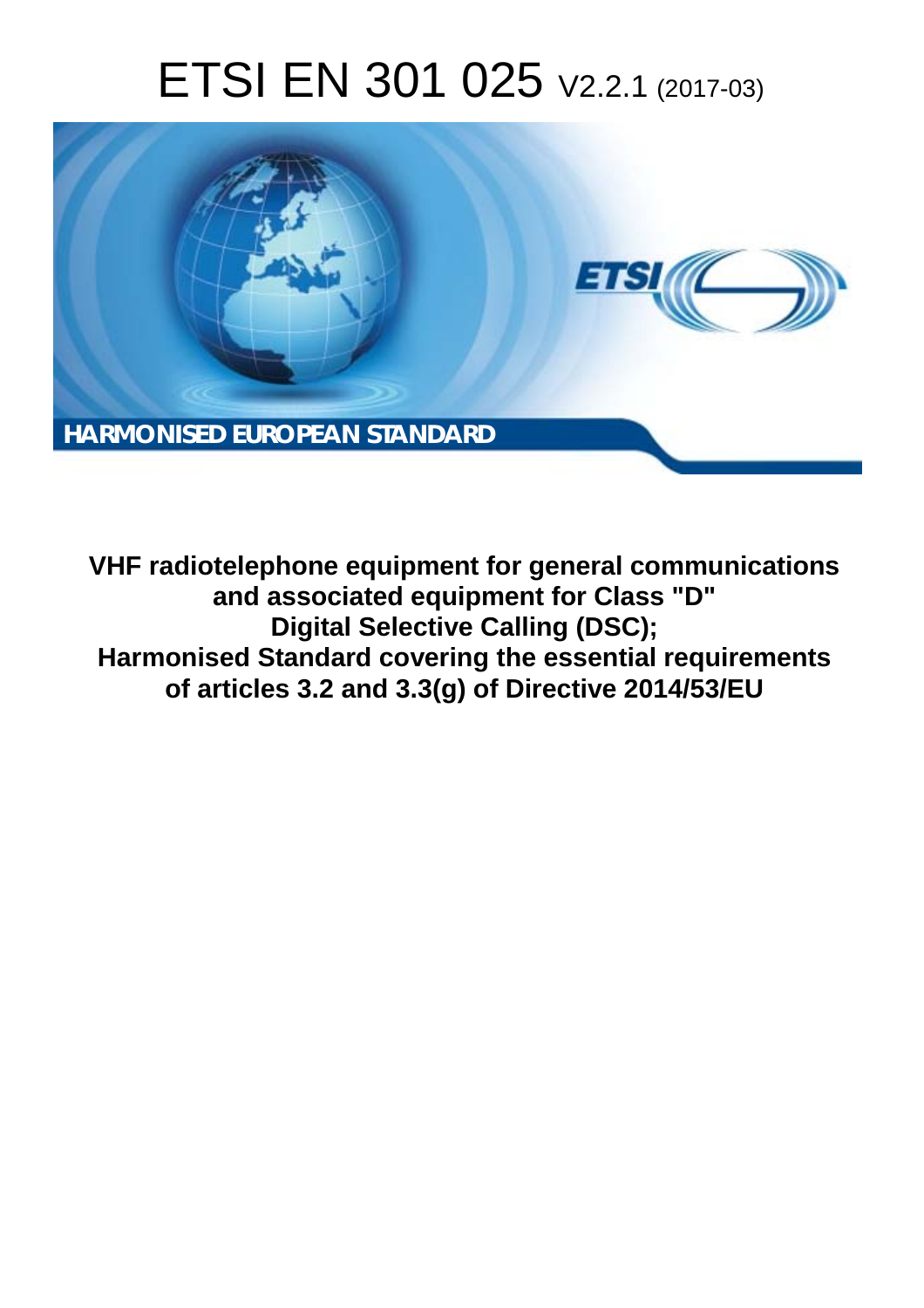# ETSI EN 301 025 V2.2.1 (2017-03)

**HARMONISED EUROPEAN STANDARD**

**VHF radiotelephone equipment for general communications and associated equipment for Class "D" Digital Selective Calling (DSC); Harmonised Standard covering the essential requirements of articles 3.2 and 3.3(g) of Directive 2014/53/EU**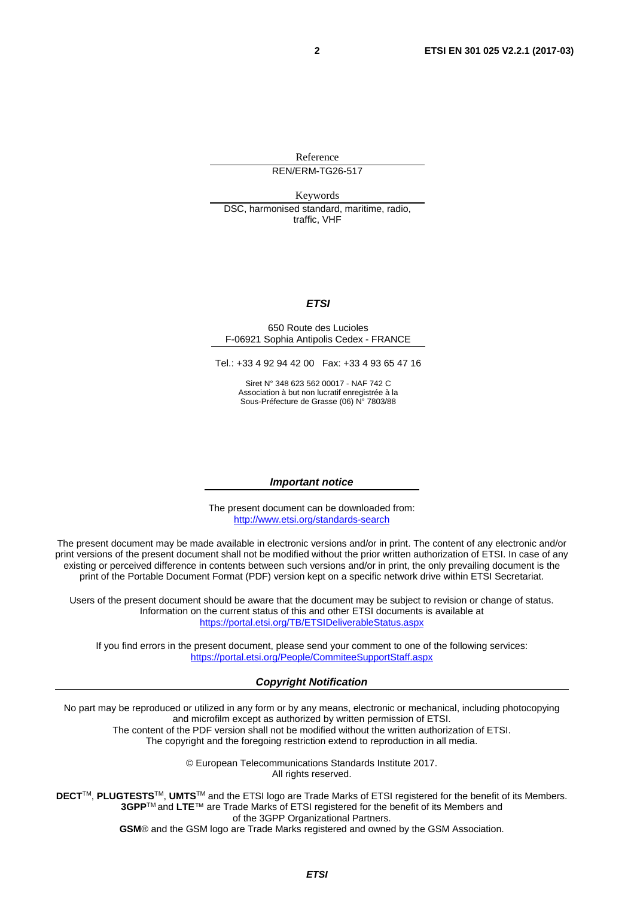Reference

REN/ERM-TG26-517

Keywords

DSC, harmonised standard, maritime, radio, traffic, VHF

***ETSI***

650 Route des Lucioles
F-06921 Sophia Antipolis Cedex - FRANCE

Tel.: +33 4 92 94 42 00 Fax: +33 4 93 65 47 16

Siret N° 348 623 562 00017 - NAF 742 C
Association à but non lucratif enregistrée à la
Sous-Préfecture de Grasse (06) N° 7803/88

***Important notice***

The present document can be downloaded from:
http://www.etsi.org/standards-search

The present document may be made available in electronic versions and/or in print. The content of any electronic and/or print versions of the present document shall not be modified without the prior written authorization of ETSI. In case of any existing or perceived difference in contents between such versions and/or in print, the only prevailing document is the print of the Portable Document Format (PDF) version kept on a specific network drive within ETSI Secretariat.

Users of the present document should be aware that the document may be subject to revision or change of status. Information on the current status of this and other ETSI documents is available at
https://portal.etsi.org/TB/ETSIDeliverableStatus.aspx

If you find errors in the present document, please send your comment to one of the following services:
https://portal.etsi.org/People/CommiteeSupportStaff.aspx

***Copyright Notification***

No part may be reproduced or utilized in any form or by any means, electronic or mechanical, including photocopying and microfilm except as authorized by written permission of ETSI.
The content of the PDF version shall not be modified without the written authorization of ETSI.
The copyright and the foregoing restriction extend to reproduction in all media.

© European Telecommunications Standards Institute 2017.
All rights reserved.

**DECT**™, **PLUGTESTS**™, **UMTS**™ and the ETSI logo are Trade Marks of ETSI registered for the benefit of its Members.
**3GPP**™ and **LTE**™ are Trade Marks of ETSI registered for the benefit of its Members and of the 3GPP Organizational Partners.
**GSM**® and the GSM logo are Trade Marks registered and owned by the GSM Association.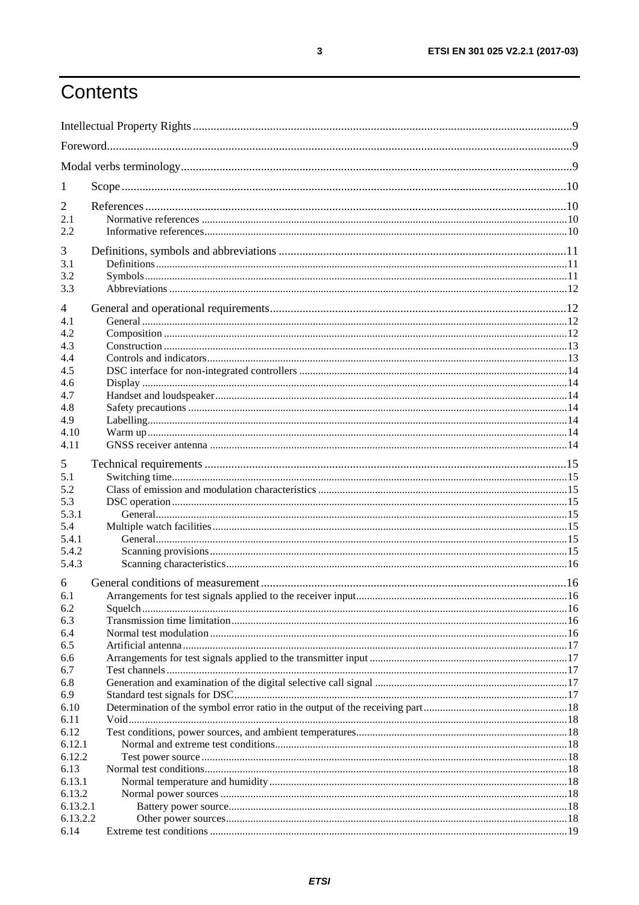# Contents

Intellectual Property Rights ....................................................................................................................................9

Foreword.........................................................................................................................................................9

Modal verbs terminology..............................................................................................................................9

1 Scope ......................................................................................................................................................10

2 References ..............................................................................................................................................10

2.1 Normative references .......................................................................................................................10

2.2 Informative references......................................................................................................................10

3 Definitions, symbols and abbreviations .................................................................................................11

3.1 Definitions........................................................................................................................................11

3.2 Symbols............................................................................................................................................11

3.3 Abbreviations ...................................................................................................................................12

4 General and operational requirements....................................................................................................12

4.1 General .............................................................................................................................................12

4.2 Composition .....................................................................................................................................12

4.3 Construction .....................................................................................................................................13

4.4 Controls and indicators.....................................................................................................................13

4.5 DSC interface for non-integrated controllers ...................................................................................14

4.6 Display .............................................................................................................................................14

4.7 Handset and loudspeaker..................................................................................................................14

4.8 Safety precautions ............................................................................................................................14

4.9 Labelling...........................................................................................................................................14

4.10 Warm up...........................................................................................................................................14

4.11 GNSS receiver antenna ....................................................................................................................14

5 Technical requirements ..........................................................................................................................15

5.1 Switching time..................................................................................................................................15

5.2 Class of emission and modulation characteristics ............................................................................15

5.3 DSC operation ..................................................................................................................................15

5.3.1 General........................................................................................................................................15

5.4 Multiple watch facilities...................................................................................................................15

5.4.1 General........................................................................................................................................15

5.4.2 Scanning provisions....................................................................................................................15

5.4.3 Scanning characteristics..............................................................................................................16

6 General conditions of measurement .......................................................................................................16

6.1 Arrangements for test signals applied to the receiver input..............................................................16

6.2 Squelch .............................................................................................................................................16

6.3 Transmission time limitation............................................................................................................16

6.4 Normal test modulation ....................................................................................................................16

6.5 Artificial antenna..............................................................................................................................17

6.6 Arrangements for test signals applied to the transmitter input .........................................................17

6.7 Test channels ....................................................................................................................................17

6.8 Generation and examination of the digital selective call signal .......................................................17

6.9 Standard test signals for DSC...........................................................................................................17

6.10 Determination of the symbol error ratio in the output of the receiving part.....................................18

6.11 Void..................................................................................................................................................18

6.12 Test conditions, power sources, and ambient temperatures..............................................................18

6.12.1 Normal and extreme test conditions............................................................................................18

6.12.2 Test power source .......................................................................................................................18

6.13 Normal test conditions......................................................................................................................18

6.13.1 Normal temperature and humidity ..............................................................................................18

6.13.2 Normal power sources ................................................................................................................18

6.13.2.1 Battery power source.............................................................................................................18

6.13.2.2 Other power sources..............................................................................................................18

6.14 Extreme test conditions ....................................................................................................................19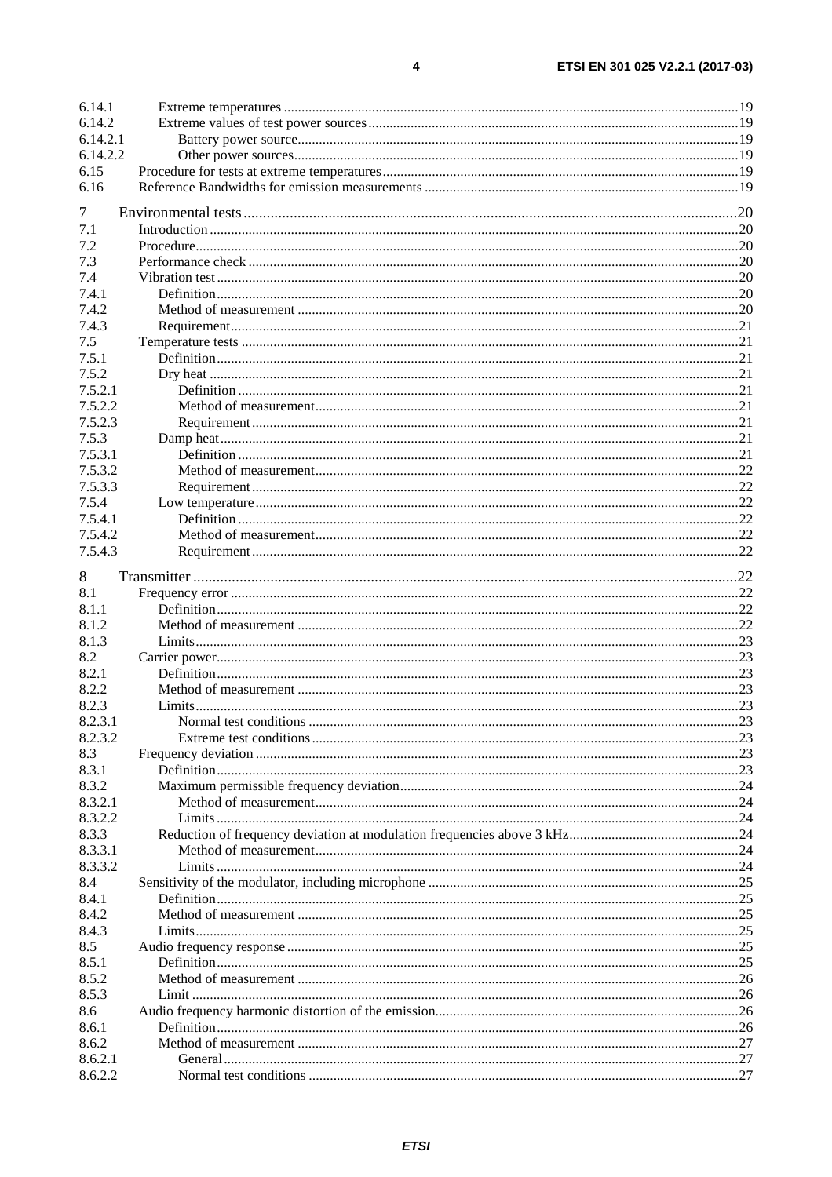| | | |
|---|---|---|
| 6.14.1 | Extreme temperatures | 19 |
| 6.14.2 | Extreme values of test power sources | 19 |
| 6.14.2.1 | Battery power source | 19 |
| 6.14.2.2 | Other power sources | 19 |
| 6.15 | Procedure for tests at extreme temperatures | 19 |
| 6.16 | Reference Bandwidths for emission measurements | 19 |
| 7 | Environmental tests | 20 |
| 7.1 | Introduction | 20 |
| 7.2 | Procedure | 20 |
| 7.3 | Performance check | 20 |
| 7.4 | Vibration test | 20 |
| 7.4.1 | Definition | 20 |
| 7.4.2 | Method of measurement | 20 |
| 7.4.3 | Requirement | 21 |
| 7.5 | Temperature tests | 21 |
| 7.5.1 | Definition | 21 |
| 7.5.2 | Dry heat | 21 |
| 7.5.2.1 | Definition | 21 |
| 7.5.2.2 | Method of measurement | 21 |
| 7.5.2.3 | Requirement | 21 |
| 7.5.3 | Damp heat | 21 |
| 7.5.3.1 | Definition | 21 |
| 7.5.3.2 | Method of measurement | 22 |
| 7.5.3.3 | Requirement | 22 |
| 7.5.4 | Low temperature | 22 |
| 7.5.4.1 | Definition | 22 |
| 7.5.4.2 | Method of measurement | 22 |
| 7.5.4.3 | Requirement | 22 |
| 8 | Transmitter | 22 |
| 8.1 | Frequency error | 22 |
| 8.1.1 | Definition | 22 |
| 8.1.2 | Method of measurement | 22 |
| 8.1.3 | Limits | 23 |
| 8.2 | Carrier power | 23 |
| 8.2.1 | Definition | 23 |
| 8.2.2 | Method of measurement | 23 |
| 8.2.3 | Limits | 23 |
| 8.2.3.1 | Normal test conditions | 23 |
| 8.2.3.2 | Extreme test conditions | 23 |
| 8.3 | Frequency deviation | 23 |
| 8.3.1 | Definition | 23 |
| 8.3.2 | Maximum permissible frequency deviation | 24 |
| 8.3.2.1 | Method of measurement | 24 |
| 8.3.2.2 | Limits | 24 |
| 8.3.3 | Reduction of frequency deviation at modulation frequencies above 3 kHz | 24 |
| 8.3.3.1 | Method of measurement | 24 |
| 8.3.3.2 | Limits | 24 |
| 8.4 | Sensitivity of the modulator, including microphone | 25 |
| 8.4.1 | Definition | 25 |
| 8.4.2 | Method of measurement | 25 |
| 8.4.3 | Limits | 25 |
| 8.5 | Audio frequency response | 25 |
| 8.5.1 | Definition | 25 |
| 8.5.2 | Method of measurement | 26 |
| 8.5.3 | Limit | 26 |
| 8.6 | Audio frequency harmonic distortion of the emission | 26 |
| 8.6.1 | Definition | 26 |
| 8.6.2 | Method of measurement | 27 |
| 8.6.2.1 | General | 27 |
| 8.6.2.2 | Normal test conditions | 27 |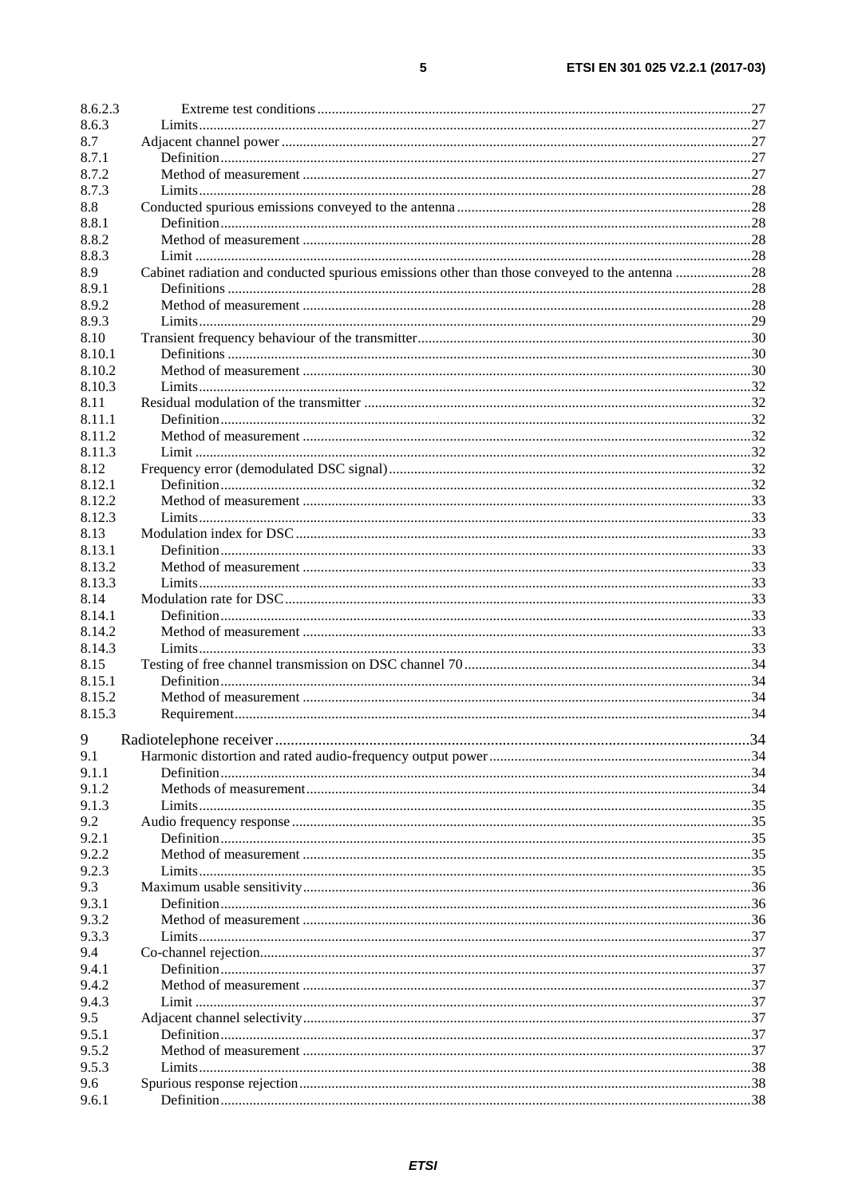8.6.2.3 Extreme test conditions ........ 27
8.6.3 Limits ........ 27
8.7 Adjacent channel power ........ 27
8.7.1 Definition ........ 27
8.7.2 Method of measurement ........ 27
8.7.3 Limits ........ 28
8.8 Conducted spurious emissions conveyed to the antenna ........ 28
8.8.1 Definition ........ 28
8.8.2 Method of measurement ........ 28
8.8.3 Limit ........ 28
8.9 Cabinet radiation and conducted spurious emissions other than those conveyed to the antenna ........ 28
8.9.1 Definitions ........ 28
8.9.2 Method of measurement ........ 28
8.9.3 Limits ........ 29
8.10 Transient frequency behaviour of the transmitter ........ 30
8.10.1 Definitions ........ 30
8.10.2 Method of measurement ........ 30
8.10.3 Limits ........ 32
8.11 Residual modulation of the transmitter ........ 32
8.11.1 Definition ........ 32
8.11.2 Method of measurement ........ 32
8.11.3 Limit ........ 32
8.12 Frequency error (demodulated DSC signal) ........ 32
8.12.1 Definition ........ 32
8.12.2 Method of measurement ........ 33
8.12.3 Limits ........ 33
8.13 Modulation index for DSC ........ 33
8.13.1 Definition ........ 33
8.13.2 Method of measurement ........ 33
8.13.3 Limits ........ 33
8.14 Modulation rate for DSC ........ 33
8.14.1 Definition ........ 33
8.14.2 Method of measurement ........ 33
8.14.3 Limits ........ 33
8.15 Testing of free channel transmission on DSC channel 70 ........ 34
8.15.1 Definition ........ 34
8.15.2 Method of measurement ........ 34
8.15.3 Requirement ........ 34

9 Radiotelephone receiver ........ 34
9.1 Harmonic distortion and rated audio-frequency output power ........ 34
9.1.1 Definition ........ 34
9.1.2 Methods of measurement ........ 34
9.1.3 Limits ........ 35
9.2 Audio frequency response ........ 35
9.2.1 Definition ........ 35
9.2.2 Method of measurement ........ 35
9.2.3 Limits ........ 35
9.3 Maximum usable sensitivity ........ 36
9.3.1 Definition ........ 36
9.3.2 Method of measurement ........ 36
9.3.3 Limits ........ 37
9.4 Co-channel rejection ........ 37
9.4.1 Definition ........ 37
9.4.2 Method of measurement ........ 37
9.4.3 Limit ........ 37
9.5 Adjacent channel selectivity ........ 37
9.5.1 Definition ........ 37
9.5.2 Method of measurement ........ 37
9.5.3 Limits ........ 38
9.6 Spurious response rejection ........ 38
9.6.1 Definition ........ 38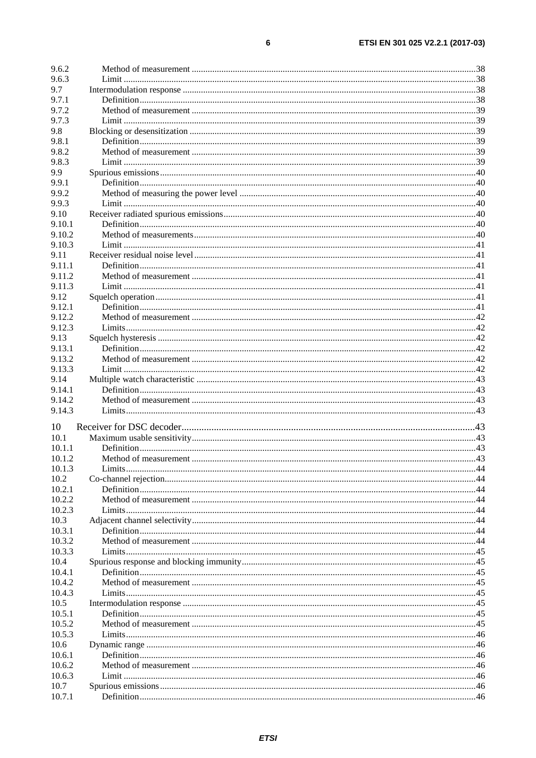9.6.2 Method of measurement ....................................................................................................................38
9.6.3 Limit ..................................................................................................................................................38
9.7 Intermodulation response .......................................................................................................................38
9.7.1 Definition ...........................................................................................................................................38
9.7.2 Method of measurement ....................................................................................................................39
9.7.3 Limit ..................................................................................................................................................39
9.8 Blocking or desensitization ....................................................................................................................39
9.8.1 Definition ...........................................................................................................................................39
9.8.2 Method of measurement ....................................................................................................................39
9.8.3 Limit ..................................................................................................................................................39
9.9 Spurious emissions .................................................................................................................................40
9.9.1 Definition ...........................................................................................................................................40
9.9.2 Method of measuring the power level ...............................................................................................40
9.9.3 Limit ..................................................................................................................................................40
9.10 Receiver radiated spurious emissions .....................................................................................................40
9.10.1 Definition ...........................................................................................................................................40
9.10.2 Method of measurements ..................................................................................................................40
9.10.3 Limit ..................................................................................................................................................41
9.11 Receiver residual noise level ..................................................................................................................41
9.11.1 Definition ...........................................................................................................................................41
9.11.2 Method of measurement ....................................................................................................................41
9.11.3 Limit ..................................................................................................................................................41
9.12 Squelch operation ...................................................................................................................................41
9.12.1 Definition ...........................................................................................................................................41
9.12.2 Method of measurement ....................................................................................................................42
9.12.3 Limits .................................................................................................................................................42
9.13 Squelch hysteresis ..................................................................................................................................42
9.13.1 Definition ...........................................................................................................................................42
9.13.2 Method of measurement ....................................................................................................................42
9.13.3 Limit ..................................................................................................................................................42
9.14 Multiple watch characteristic .................................................................................................................43
9.14.1 Definition ...........................................................................................................................................43
9.14.2 Method of measurement ....................................................................................................................43
9.14.3 Limits .................................................................................................................................................43

10 Receiver for DSC decoder ...................................................................................................................43
10.1 Maximum usable sensitivity ...................................................................................................................43
10.1.1 Definition ...........................................................................................................................................43
10.1.2 Method of measurement ....................................................................................................................43
10.1.3 Limits .................................................................................................................................................44
10.2 Co-channel rejection ...............................................................................................................................44
10.2.1 Definition ...........................................................................................................................................44
10.2.2 Method of measurement ....................................................................................................................44
10.2.3 Limits .................................................................................................................................................44
10.3 Adjacent channel selectivity ...................................................................................................................44
10.3.1 Definition ...........................................................................................................................................44
10.3.2 Method of measurement ....................................................................................................................44
10.3.3 Limits .................................................................................................................................................45
10.4 Spurious response and blocking immunity .............................................................................................45
10.4.1 Definition ...........................................................................................................................................45
10.4.2 Method of measurement ....................................................................................................................45
10.4.3 Limits .................................................................................................................................................45
10.5 Intermodulation response .......................................................................................................................45
10.5.1 Definition ...........................................................................................................................................45
10.5.2 Method of measurement ....................................................................................................................45
10.5.3 Limits .................................................................................................................................................46
10.6 Dynamic range .......................................................................................................................................46
10.6.1 Definition ...........................................................................................................................................46
10.6.2 Method of measurement ....................................................................................................................46
10.6.3 Limit ..................................................................................................................................................46
10.7 Spurious emissions .................................................................................................................................46
10.7.1 Definition ...........................................................................................................................................46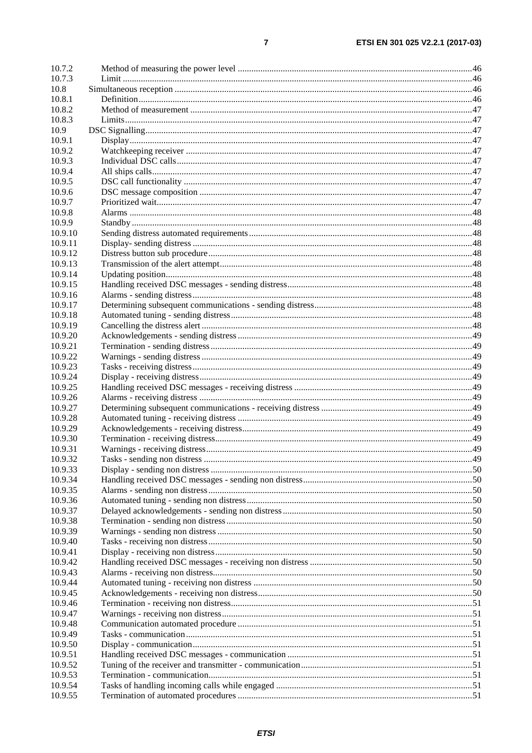10.7.2 Method of measuring the power level ....................................................................................................46
10.7.3 Limit ..........................................................................................................................................................46
10.8 Simultaneous reception ..................................................................................................................................46
10.8.1 Definition ...................................................................................................................................................46
10.8.2 Method of measurement ............................................................................................................................47
10.8.3 Limits .........................................................................................................................................................47
10.9 DSC Signalling ................................................................................................................................................47
10.9.1 Display .......................................................................................................................................................47
10.9.2 Watchkeeping receiver ..............................................................................................................................47
10.9.3 Individual DSC calls ..................................................................................................................................47
10.9.4 All ships calls .............................................................................................................................................47
10.9.5 DSC call functionality ...............................................................................................................................47
10.9.6 DSC message composition ........................................................................................................................47
10.9.7 Prioritized wait ...........................................................................................................................................47
10.9.8 Alarms .......................................................................................................................................................48
10.9.9 Standby ......................................................................................................................................................48
10.9.10 Sending distress automated requirements ..................................................................................................48
10.9.11 Display- sending distress ...........................................................................................................................48
10.9.12 Distress button sub procedure ....................................................................................................................48
10.9.13 Transmission of the alert attempt ...............................................................................................................48
10.9.14 Updating position .......................................................................................................................................48
10.9.15 Handling received DSC messages - sending distress .................................................................................48
10.9.16 Alarms - sending distress ...........................................................................................................................48
10.9.17 Determining subsequent communications - sending distress ......................................................................48
10.9.18 Automated tuning - sending distress ..........................................................................................................48
10.9.19 Cancelling the distress alert .......................................................................................................................48
10.9.20 Acknowledgements - sending distress .......................................................................................................49
10.9.21 Termination - sending distress ...................................................................................................................49
10.9.22 Warnings - sending distress .......................................................................................................................49
10.9.23 Tasks - receiving distress ...........................................................................................................................49
10.9.24 Display - receiving distress ........................................................................................................................49
10.9.25 Handling received DSC messages - receiving distress ..............................................................................49
10.9.26 Alarms - receiving distress ........................................................................................................................49
10.9.27 Determining subsequent communications - receiving distress ..................................................................49
10.9.28 Automated tuning - receiving distress .......................................................................................................49
10.9.29 Acknowledgements - receiving distress .....................................................................................................49
10.9.30 Termination - receiving distress .................................................................................................................49
10.9.31 Warnings - receiving distress .....................................................................................................................49
10.9.32 Tasks - sending non distress ......................................................................................................................49
10.9.33 Display - sending non distress ...................................................................................................................50
10.9.34 Handling received DSC messages - sending non distress ...........................................................................50
10.9.35 Alarms - sending non distress ....................................................................................................................50
10.9.36 Automated tuning - sending non distress ...................................................................................................50
10.9.37 Delayed acknowledgements - sending non distress ...................................................................................50
10.9.38 Termination - sending non distress ............................................................................................................50
10.9.39 Warnings - sending non distress ................................................................................................................50
10.9.40 Tasks - receiving non distress ....................................................................................................................50
10.9.41 Display - receiving non distress .................................................................................................................50
10.9.42 Handling received DSC messages - receiving non distress .......................................................................50
10.9.43 Alarms - receiving non distress ..................................................................................................................50
10.9.44 Automated tuning - receiving non distress ................................................................................................50
10.9.45 Acknowledgements - receiving non distress ..............................................................................................50
10.9.46 Termination - receiving non distress ..........................................................................................................51
10.9.47 Warnings - receiving non distress ..............................................................................................................51
10.9.48 Communication automated procedure .......................................................................................................51
10.9.49 Tasks - communication ..............................................................................................................................51
10.9.50 Display - communication ...........................................................................................................................51
10.9.51 Handling received DSC messages - communication .................................................................................51
10.9.52 Tuning of the receiver and transmitter - communication ............................................................................51
10.9.53 Termination - communication ....................................................................................................................51
10.9.54 Tasks of handling incoming calls while engaged .......................................................................................51
10.9.55 Termination of automated procedures .......................................................................................................51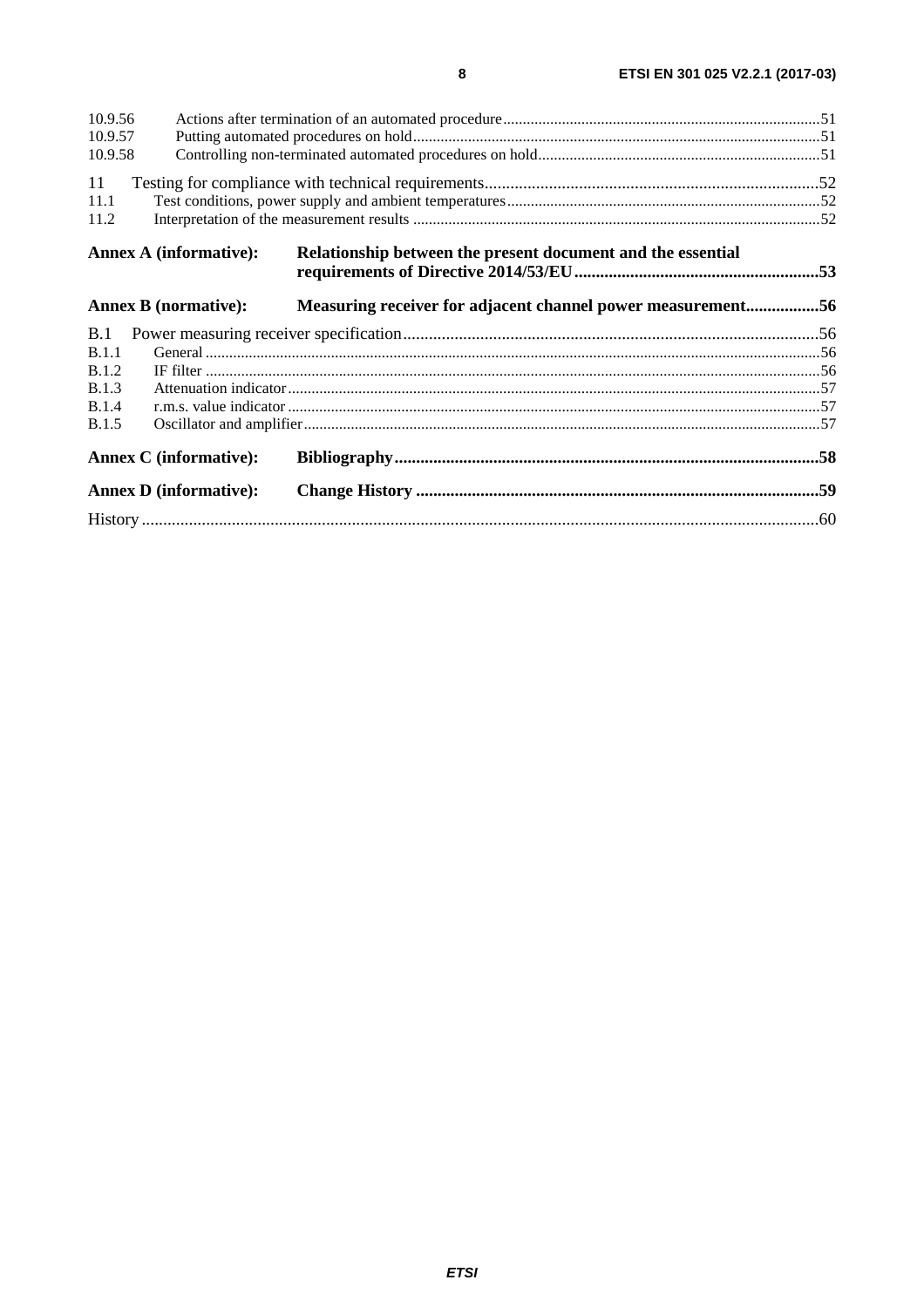10.9.56 Actions after termination of an automated procedure ..... 51
10.9.57 Putting automated procedures on hold ..... 51
10.9.58 Controlling non-terminated automated procedures on hold ..... 51

11 Testing for compliance with technical requirements ..... 52
11.1 Test conditions, power supply and ambient temperatures ..... 52
11.2 Interpretation of the measurement results ..... 52

**Annex A (informative): Relationship between the present document and the essential requirements of Directive 2014/53/EU ..... 53**

**Annex B (normative): Measuring receiver for adjacent channel power measurement ..... 56**

B.1 Power measuring receiver specification ..... 56
B.1.1 General ..... 56
B.1.2 IF filter ..... 56
B.1.3 Attenuation indicator ..... 57
B.1.4 r.m.s. value indicator ..... 57
B.1.5 Oscillator and amplifier ..... 57

**Annex C (informative): Bibliography ..... 58**

**Annex D (informative): Change History ..... 59**

History ..... 60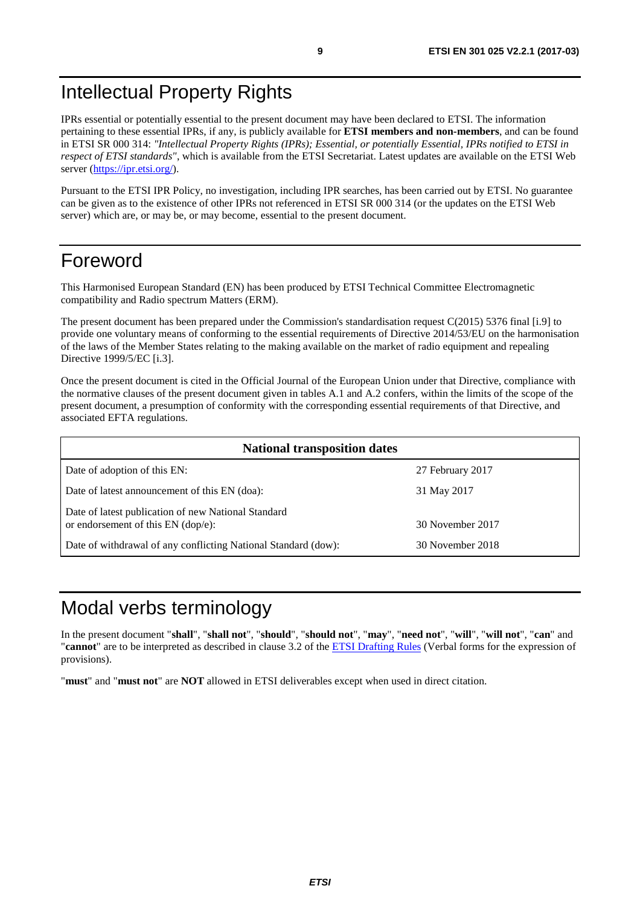# Intellectual Property Rights

IPRs essential or potentially essential to the present document may have been declared to ETSI. The information pertaining to these essential IPRs, if any, is publicly available for **ETSI members and non-members**, and can be found in ETSI SR 000 314: *"Intellectual Property Rights (IPRs); Essential, or potentially Essential, IPRs notified to ETSI in respect of ETSI standards"*, which is available from the ETSI Secretariat. Latest updates are available on the ETSI Web server (https://ipr.etsi.org/).

Pursuant to the ETSI IPR Policy, no investigation, including IPR searches, has been carried out by ETSI. No guarantee can be given as to the existence of other IPRs not referenced in ETSI SR 000 314 (or the updates on the ETSI Web server) which are, or may be, or may become, essential to the present document.

# Foreword

This Harmonised European Standard (EN) has been produced by ETSI Technical Committee Electromagnetic compatibility and Radio spectrum Matters (ERM).

The present document has been prepared under the Commission's standardisation request C(2015) 5376 final [i.9] to provide one voluntary means of conforming to the essential requirements of Directive 2014/53/EU on the harmonisation of the laws of the Member States relating to the making available on the market of radio equipment and repealing Directive 1999/5/EC [i.3].

Once the present document is cited in the Official Journal of the European Union under that Directive, compliance with the normative clauses of the present document given in tables A.1 and A.2 confers, within the limits of the scope of the present document, a presumption of conformity with the corresponding essential requirements of that Directive, and associated EFTA regulations.

| **National transposition dates** | |
|---|---|
| Date of adoption of this EN: | 27 February 2017 |
| Date of latest announcement of this EN (doa): | 31 May 2017 |
| Date of latest publication of new National Standard or endorsement of this EN (dop/e): | 30 November 2017 |
| Date of withdrawal of any conflicting National Standard (dow): | 30 November 2018 |

# Modal verbs terminology

In the present document "**shall**", "**shall not**", "**should**", "**should not**", "**may**", "**need not**", "**will**", "**will not**", "**can**" and "**cannot**" are to be interpreted as described in clause 3.2 of the ETSI Drafting Rules (Verbal forms for the expression of provisions).

"**must**" and "**must not**" are **NOT** allowed in ETSI deliverables except when used in direct citation.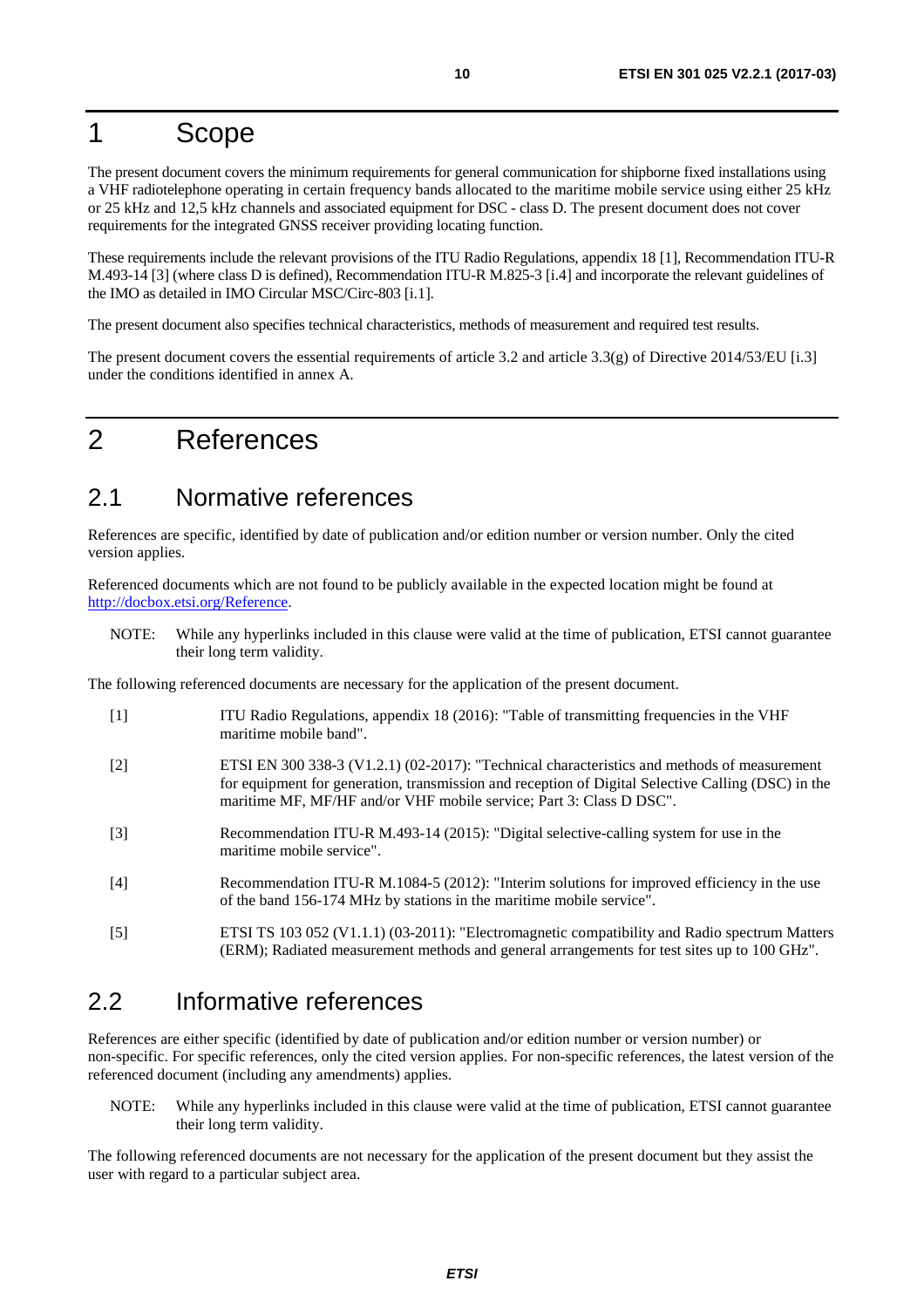# 1 Scope

The present document covers the minimum requirements for general communication for shipborne fixed installations using a VHF radiotelephone operating in certain frequency bands allocated to the maritime mobile service using either 25 kHz or 25 kHz and 12,5 kHz channels and associated equipment for DSC - class D. The present document does not cover requirements for the integrated GNSS receiver providing locating function.

These requirements include the relevant provisions of the ITU Radio Regulations, appendix 18 [1], Recommendation ITU-R M.493-14 [3] (where class D is defined), Recommendation ITU-R M.825-3 [i.4] and incorporate the relevant guidelines of the IMO as detailed in IMO Circular MSC/Circ-803 [i.1].

The present document also specifies technical characteristics, methods of measurement and required test results.

The present document covers the essential requirements of article 3.2 and article 3.3(g) of Directive 2014/53/EU [i.3] under the conditions identified in annex A.

# 2 References

## 2.1 Normative references

References are specific, identified by date of publication and/or edition number or version number. Only the cited version applies.

Referenced documents which are not found to be publicly available in the expected location might be found at http://docbox.etsi.org/Reference.

NOTE: While any hyperlinks included in this clause were valid at the time of publication, ETSI cannot guarantee their long term validity.

The following referenced documents are necessary for the application of the present document.

[1] ITU Radio Regulations, appendix 18 (2016): "Table of transmitting frequencies in the VHF maritime mobile band".

[2] ETSI EN 300 338-3 (V1.2.1) (02-2017): "Technical characteristics and methods of measurement for equipment for generation, transmission and reception of Digital Selective Calling (DSC) in the maritime MF, MF/HF and/or VHF mobile service; Part 3: Class D DSC".

[3] Recommendation ITU-R M.493-14 (2015): "Digital selective-calling system for use in the maritime mobile service".

[4] Recommendation ITU-R M.1084-5 (2012): "Interim solutions for improved efficiency in the use of the band 156-174 MHz by stations in the maritime mobile service".

[5] ETSI TS 103 052 (V1.1.1) (03-2011): "Electromagnetic compatibility and Radio spectrum Matters (ERM); Radiated measurement methods and general arrangements for test sites up to 100 GHz".

## 2.2 Informative references

References are either specific (identified by date of publication and/or edition number or version number) or non-specific. For specific references, only the cited version applies. For non-specific references, the latest version of the referenced document (including any amendments) applies.

NOTE: While any hyperlinks included in this clause were valid at the time of publication, ETSI cannot guarantee their long term validity.

The following referenced documents are not necessary for the application of the present document but they assist the user with regard to a particular subject area.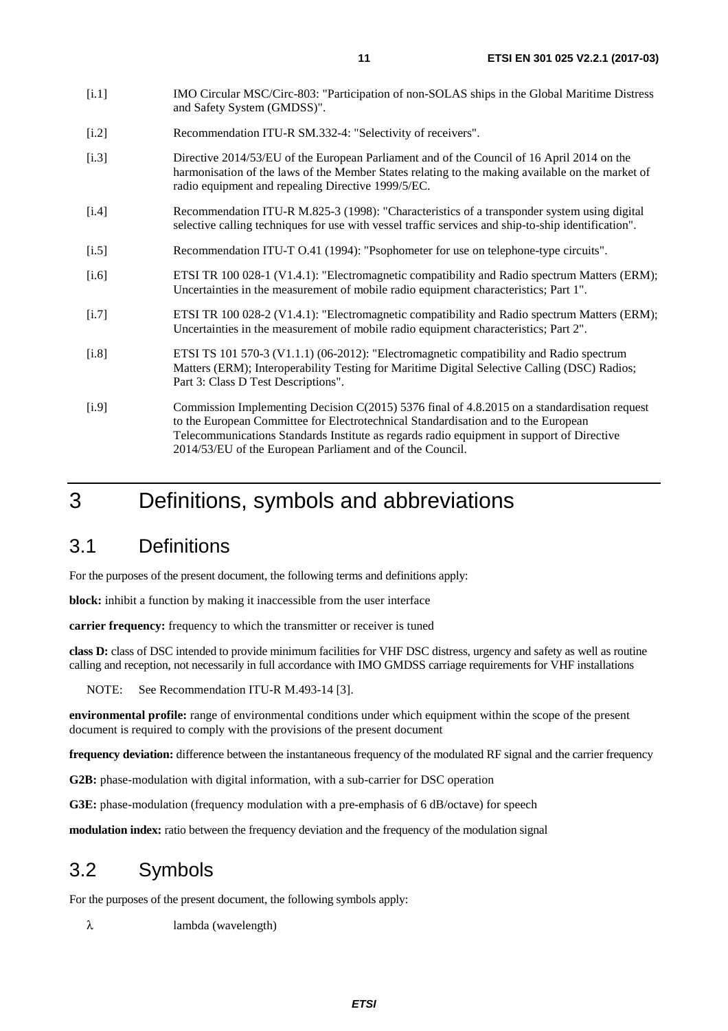[i.1] IMO Circular MSC/Circ-803: "Participation of non-SOLAS ships in the Global Maritime Distress and Safety System (GMDSS)".

[i.2] Recommendation ITU-R SM.332-4: "Selectivity of receivers".

[i.3] Directive 2014/53/EU of the European Parliament and of the Council of 16 April 2014 on the harmonisation of the laws of the Member States relating to the making available on the market of radio equipment and repealing Directive 1999/5/EC.

[i.4] Recommendation ITU-R M.825-3 (1998): "Characteristics of a transponder system using digital selective calling techniques for use with vessel traffic services and ship-to-ship identification".

[i.5] Recommendation ITU-T O.41 (1994): "Psophometer for use on telephone-type circuits".

[i.6] ETSI TR 100 028-1 (V1.4.1): "Electromagnetic compatibility and Radio spectrum Matters (ERM); Uncertainties in the measurement of mobile radio equipment characteristics; Part 1".

[i.7] ETSI TR 100 028-2 (V1.4.1): "Electromagnetic compatibility and Radio spectrum Matters (ERM); Uncertainties in the measurement of mobile radio equipment characteristics; Part 2".

[i.8] ETSI TS 101 570-3 (V1.1.1) (06-2012): "Electromagnetic compatibility and Radio spectrum Matters (ERM); Interoperability Testing for Maritime Digital Selective Calling (DSC) Radios; Part 3: Class D Test Descriptions".

[i.9] Commission Implementing Decision C(2015) 5376 final of 4.8.2015 on a standardisation request to the European Committee for Electrotechnical Standardisation and to the European Telecommunications Standards Institute as regards radio equipment in support of Directive 2014/53/EU of the European Parliament and of the Council.

# 3 Definitions, symbols and abbreviations

## 3.1 Definitions

For the purposes of the present document, the following terms and definitions apply:

**block:** inhibit a function by making it inaccessible from the user interface

**carrier frequency:** frequency to which the transmitter or receiver is tuned

**class D:** class of DSC intended to provide minimum facilities for VHF DSC distress, urgency and safety as well as routine calling and reception, not necessarily in full accordance with IMO GMDSS carriage requirements for VHF installations

NOTE: See Recommendation ITU-R M.493-14 [3].

**environmental profile:** range of environmental conditions under which equipment within the scope of the present document is required to comply with the provisions of the present document

**frequency deviation:** difference between the instantaneous frequency of the modulated RF signal and the carrier frequency

**G2B:** phase-modulation with digital information, with a sub-carrier for DSC operation

**G3E:** phase-modulation (frequency modulation with a pre-emphasis of 6 dB/octave) for speech

**modulation index:** ratio between the frequency deviation and the frequency of the modulation signal

## 3.2 Symbols

For the purposes of the present document, the following symbols apply:

$\lambda$ lambda (wavelength)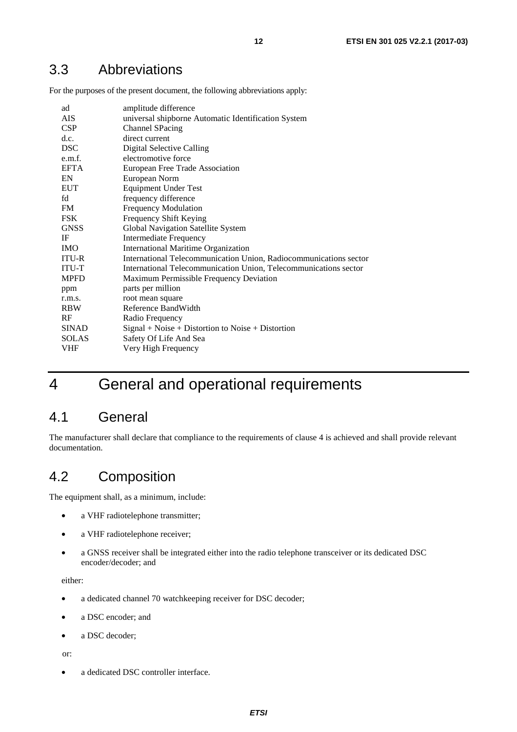## 3.3 Abbreviations

For the purposes of the present document, the following abbreviations apply:

| | |
|---|---|
| ad | amplitude difference |
| AIS | universal shipborne Automatic Identification System |
| CSP | Channel SPacing |
| d.c. | direct current |
| DSC | Digital Selective Calling |
| e.m.f. | electromotive force |
| EFTA | European Free Trade Association |
| EN | European Norm |
| EUT | Equipment Under Test |
| fd | frequency difference |
| FM | Frequency Modulation |
| FSK | Frequency Shift Keying |
| GNSS | Global Navigation Satellite System |
| IF | Intermediate Frequency |
| IMO | International Maritime Organization |
| ITU-R | International Telecommunication Union, Radiocommunications sector |
| ITU-T | International Telecommunication Union, Telecommunications sector |
| MPFD | Maximum Permissible Frequency Deviation |
| ppm | parts per million |
| r.m.s. | root mean square |
| RBW | Reference BandWidth |
| RF | Radio Frequency |
| SINAD | Signal + Noise + Distortion to Noise + Distortion |
| SOLAS | Safety Of Life And Sea |
| VHF | Very High Frequency |

# 4 General and operational requirements

## 4.1 General

The manufacturer shall declare that compliance to the requirements of clause 4 is achieved and shall provide relevant documentation.

## 4.2 Composition

The equipment shall, as a minimum, include:

- a VHF radiotelephone transmitter;
- a VHF radiotelephone receiver;
- a GNSS receiver shall be integrated either into the radio telephone transceiver or its dedicated DSC encoder/decoder; and

either:

- a dedicated channel 70 watchkeeping receiver for DSC decoder;
- a DSC encoder; and
- a DSC decoder;

or:

- a dedicated DSC controller interface.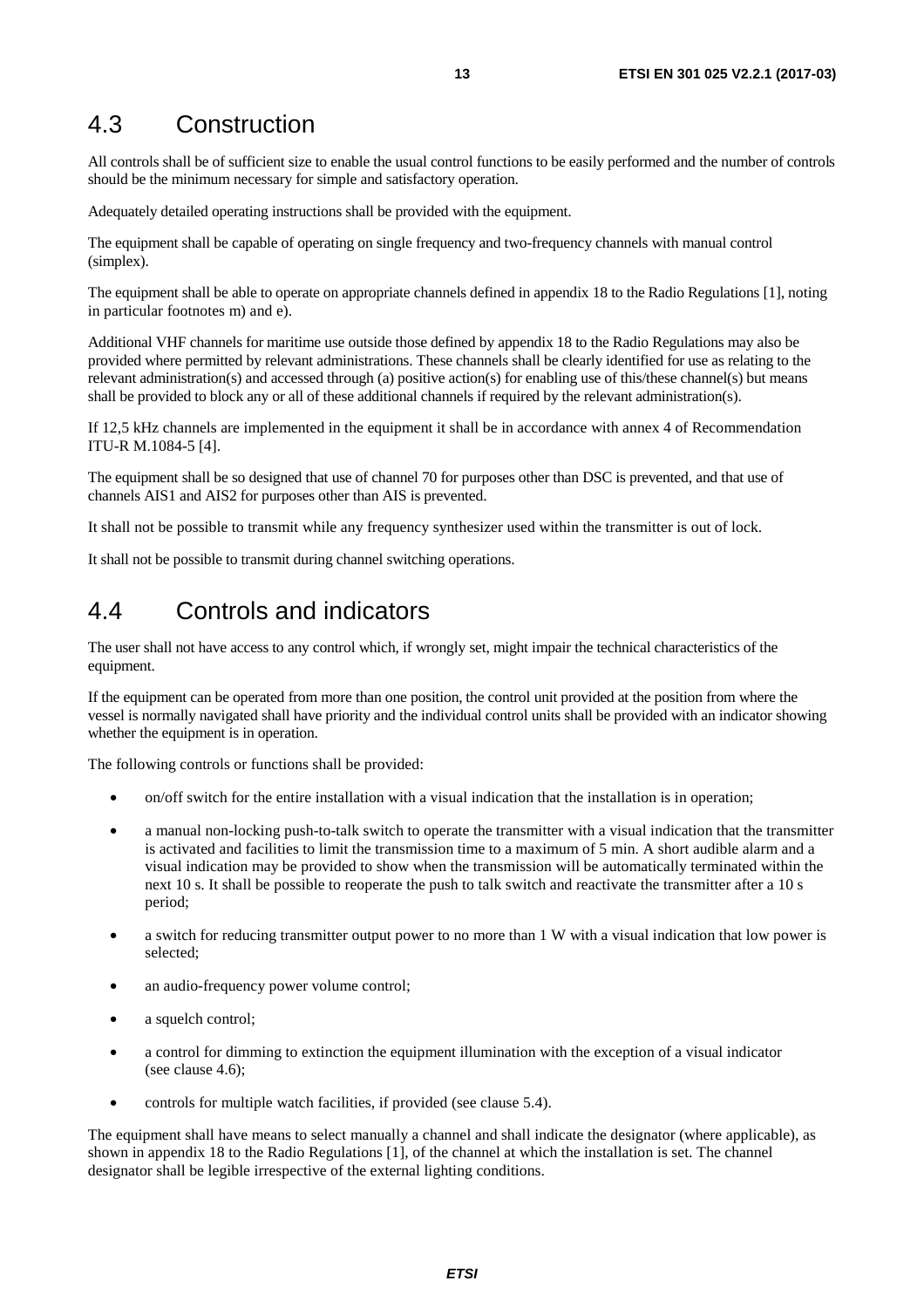## 4.3 Construction

All controls shall be of sufficient size to enable the usual control functions to be easily performed and the number of controls should be the minimum necessary for simple and satisfactory operation.

Adequately detailed operating instructions shall be provided with the equipment.

The equipment shall be capable of operating on single frequency and two-frequency channels with manual control (simplex).

The equipment shall be able to operate on appropriate channels defined in appendix 18 to the Radio Regulations [1], noting in particular footnotes m) and e).

Additional VHF channels for maritime use outside those defined by appendix 18 to the Radio Regulations may also be provided where permitted by relevant administrations. These channels shall be clearly identified for use as relating to the relevant administration(s) and accessed through (a) positive action(s) for enabling use of this/these channel(s) but means shall be provided to block any or all of these additional channels if required by the relevant administration(s).

If 12,5 kHz channels are implemented in the equipment it shall be in accordance with annex 4 of Recommendation ITU-R M.1084-5 [4].

The equipment shall be so designed that use of channel 70 for purposes other than DSC is prevented, and that use of channels AIS1 and AIS2 for purposes other than AIS is prevented.

It shall not be possible to transmit while any frequency synthesizer used within the transmitter is out of lock.

It shall not be possible to transmit during channel switching operations.

## 4.4 Controls and indicators

The user shall not have access to any control which, if wrongly set, might impair the technical characteristics of the equipment.

If the equipment can be operated from more than one position, the control unit provided at the position from where the vessel is normally navigated shall have priority and the individual control units shall be provided with an indicator showing whether the equipment is in operation.

The following controls or functions shall be provided:

- on/off switch for the entire installation with a visual indication that the installation is in operation;
- a manual non-locking push-to-talk switch to operate the transmitter with a visual indication that the transmitter is activated and facilities to limit the transmission time to a maximum of 5 min. A short audible alarm and a visual indication may be provided to show when the transmission will be automatically terminated within the next 10 s. It shall be possible to reoperate the push to talk switch and reactivate the transmitter after a 10 s period;
- a switch for reducing transmitter output power to no more than 1 W with a visual indication that low power is selected;
- an audio-frequency power volume control;
- a squelch control;
- a control for dimming to extinction the equipment illumination with the exception of a visual indicator (see clause 4.6);
- controls for multiple watch facilities, if provided (see clause 5.4).

The equipment shall have means to select manually a channel and shall indicate the designator (where applicable), as shown in appendix 18 to the Radio Regulations [1], of the channel at which the installation is set. The channel designator shall be legible irrespective of the external lighting conditions.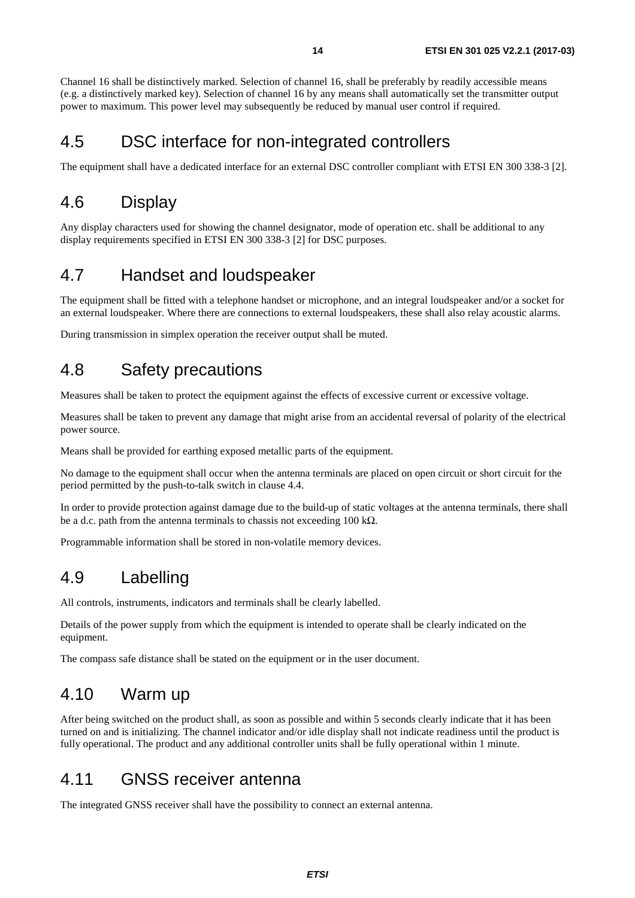Channel 16 shall be distinctively marked. Selection of channel 16, shall be preferably by readily accessible means (e.g. a distinctively marked key). Selection of channel 16 by any means shall automatically set the transmitter output power to maximum. This power level may subsequently be reduced by manual user control if required.

## 4.5 DSC interface for non-integrated controllers

The equipment shall have a dedicated interface for an external DSC controller compliant with ETSI EN 300 338-3 [2].

## 4.6 Display

Any display characters used for showing the channel designator, mode of operation etc. shall be additional to any display requirements specified in ETSI EN 300 338-3 [2] for DSC purposes.

## 4.7 Handset and loudspeaker

The equipment shall be fitted with a telephone handset or microphone, and an integral loudspeaker and/or a socket for an external loudspeaker. Where there are connections to external loudspeakers, these shall also relay acoustic alarms.

During transmission in simplex operation the receiver output shall be muted.

## 4.8 Safety precautions

Measures shall be taken to protect the equipment against the effects of excessive current or excessive voltage.

Measures shall be taken to prevent any damage that might arise from an accidental reversal of polarity of the electrical power source.

Means shall be provided for earthing exposed metallic parts of the equipment.

No damage to the equipment shall occur when the antenna terminals are placed on open circuit or short circuit for the period permitted by the push-to-talk switch in clause 4.4.

In order to provide protection against damage due to the build-up of static voltages at the antenna terminals, there shall be a d.c. path from the antenna terminals to chassis not exceeding 100 kΩ.

Programmable information shall be stored in non-volatile memory devices.

## 4.9 Labelling

All controls, instruments, indicators and terminals shall be clearly labelled.

Details of the power supply from which the equipment is intended to operate shall be clearly indicated on the equipment.

The compass safe distance shall be stated on the equipment or in the user document.

## 4.10 Warm up

After being switched on the product shall, as soon as possible and within 5 seconds clearly indicate that it has been turned on and is initializing. The channel indicator and/or idle display shall not indicate readiness until the product is fully operational. The product and any additional controller units shall be fully operational within 1 minute.

## 4.11 GNSS receiver antenna

The integrated GNSS receiver shall have the possibility to connect an external antenna.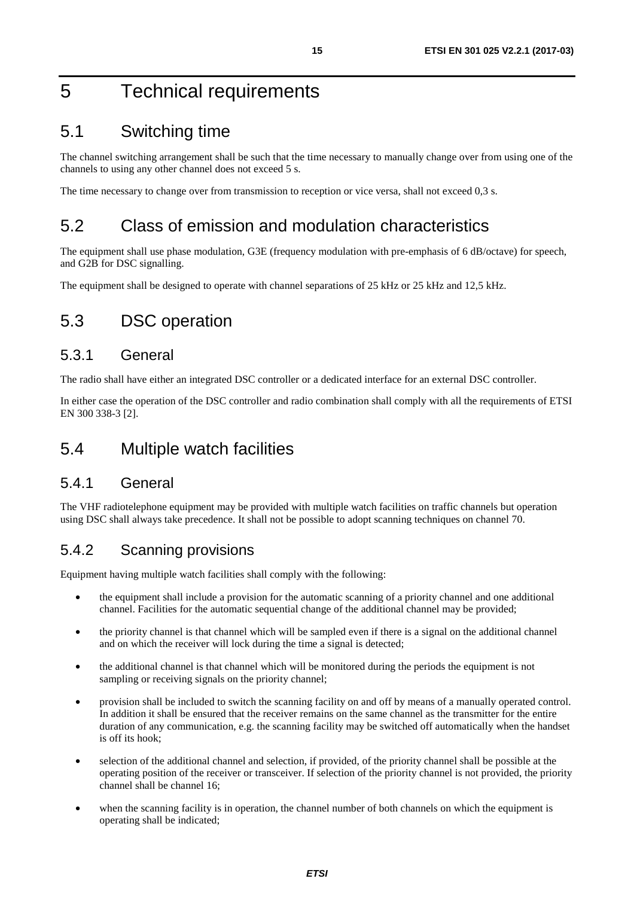# 5 Technical requirements

## 5.1 Switching time

The channel switching arrangement shall be such that the time necessary to manually change over from using one of the channels to using any other channel does not exceed 5 s.

The time necessary to change over from transmission to reception or vice versa, shall not exceed 0,3 s.

## 5.2 Class of emission and modulation characteristics

The equipment shall use phase modulation, G3E (frequency modulation with pre-emphasis of 6 dB/octave) for speech, and G2B for DSC signalling.

The equipment shall be designed to operate with channel separations of 25 kHz or 25 kHz and 12,5 kHz.

## 5.3 DSC operation

### 5.3.1 General

The radio shall have either an integrated DSC controller or a dedicated interface for an external DSC controller.

In either case the operation of the DSC controller and radio combination shall comply with all the requirements of ETSI EN 300 338-3 [2].

## 5.4 Multiple watch facilities

### 5.4.1 General

The VHF radiotelephone equipment may be provided with multiple watch facilities on traffic channels but operation using DSC shall always take precedence. It shall not be possible to adopt scanning techniques on channel 70.

### 5.4.2 Scanning provisions

Equipment having multiple watch facilities shall comply with the following:

- the equipment shall include a provision for the automatic scanning of a priority channel and one additional channel. Facilities for the automatic sequential change of the additional channel may be provided;
- the priority channel is that channel which will be sampled even if there is a signal on the additional channel and on which the receiver will lock during the time a signal is detected;
- the additional channel is that channel which will be monitored during the periods the equipment is not sampling or receiving signals on the priority channel;
- provision shall be included to switch the scanning facility on and off by means of a manually operated control. In addition it shall be ensured that the receiver remains on the same channel as the transmitter for the entire duration of any communication, e.g. the scanning facility may be switched off automatically when the handset is off its hook;
- selection of the additional channel and selection, if provided, of the priority channel shall be possible at the operating position of the receiver or transceiver. If selection of the priority channel is not provided, the priority channel shall be channel 16;
- when the scanning facility is in operation, the channel number of both channels on which the equipment is operating shall be indicated;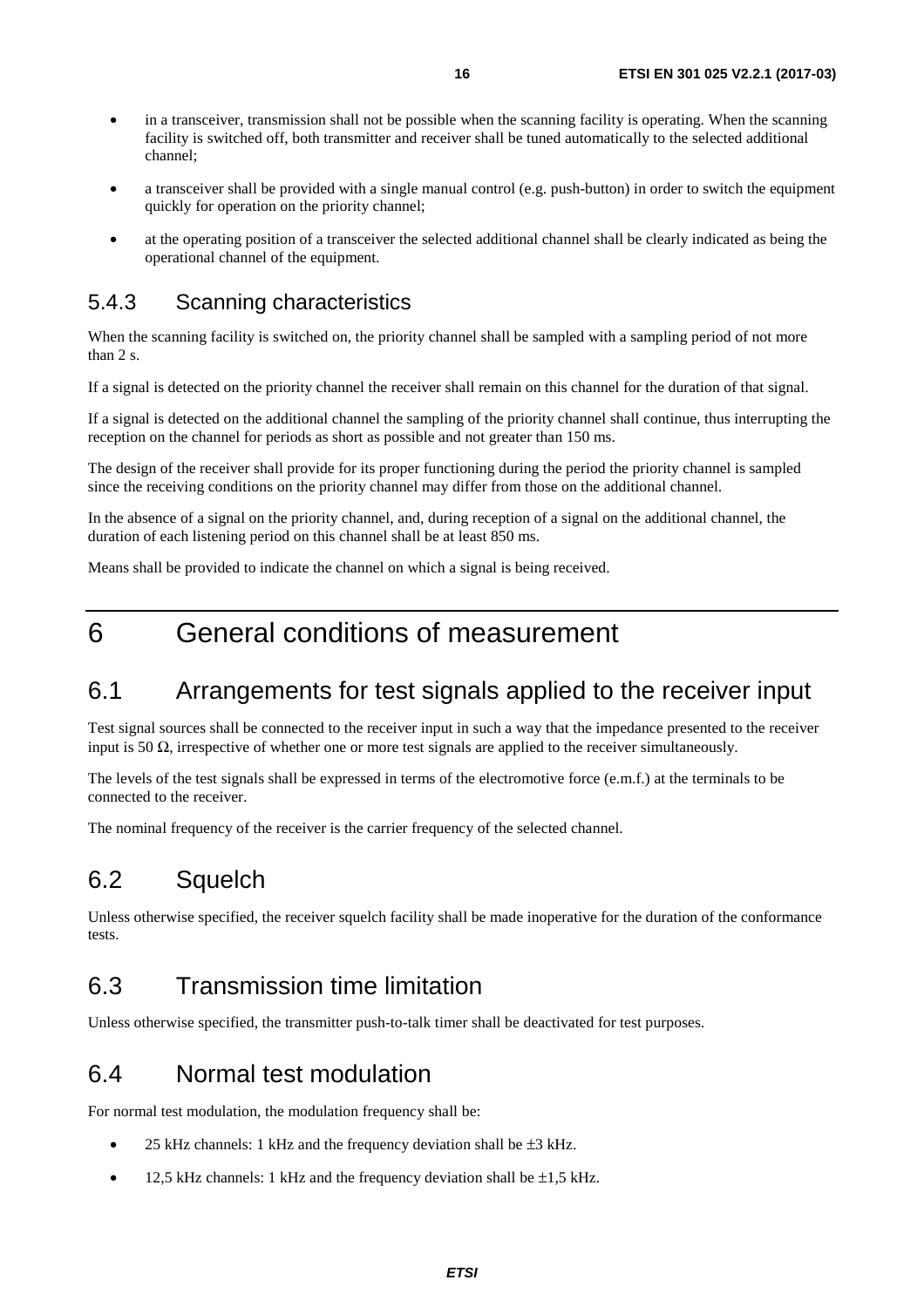- in a transceiver, transmission shall not be possible when the scanning facility is operating. When the scanning facility is switched off, both transmitter and receiver shall be tuned automatically to the selected additional channel;
- a transceiver shall be provided with a single manual control (e.g. push-button) in order to switch the equipment quickly for operation on the priority channel;
- at the operating position of a transceiver the selected additional channel shall be clearly indicated as being the operational channel of the equipment.

### 5.4.3 Scanning characteristics

When the scanning facility is switched on, the priority channel shall be sampled with a sampling period of not more than 2 s.

If a signal is detected on the priority channel the receiver shall remain on this channel for the duration of that signal.

If a signal is detected on the additional channel the sampling of the priority channel shall continue, thus interrupting the reception on the channel for periods as short as possible and not greater than 150 ms.

The design of the receiver shall provide for its proper functioning during the period the priority channel is sampled since the receiving conditions on the priority channel may differ from those on the additional channel.

In the absence of a signal on the priority channel, and, during reception of a signal on the additional channel, the duration of each listening period on this channel shall be at least 850 ms.

Means shall be provided to indicate the channel on which a signal is being received.

# 6 General conditions of measurement

## 6.1 Arrangements for test signals applied to the receiver input

Test signal sources shall be connected to the receiver input in such a way that the impedance presented to the receiver input is 50 Ω, irrespective of whether one or more test signals are applied to the receiver simultaneously.

The levels of the test signals shall be expressed in terms of the electromotive force (e.m.f.) at the terminals to be connected to the receiver.

The nominal frequency of the receiver is the carrier frequency of the selected channel.

## 6.2 Squelch

Unless otherwise specified, the receiver squelch facility shall be made inoperative for the duration of the conformance tests.

## 6.3 Transmission time limitation

Unless otherwise specified, the transmitter push-to-talk timer shall be deactivated for test purposes.

## 6.4 Normal test modulation

For normal test modulation, the modulation frequency shall be:

- 25 kHz channels: 1 kHz and the frequency deviation shall be ±3 kHz.
- 12,5 kHz channels: 1 kHz and the frequency deviation shall be ±1,5 kHz.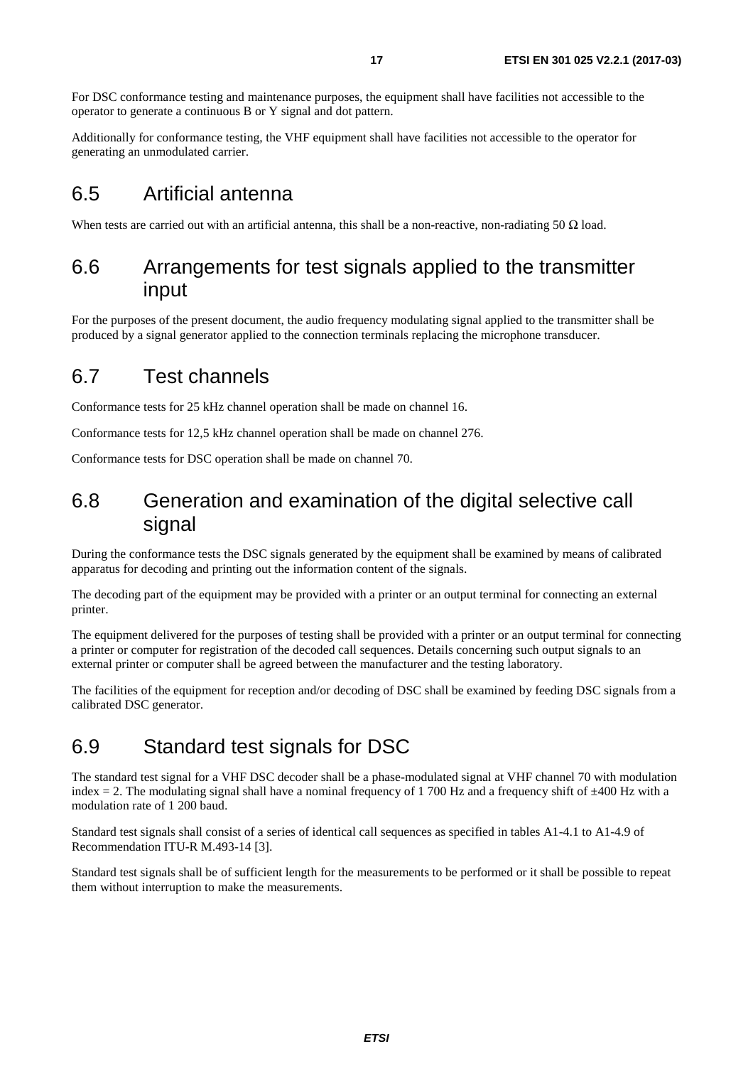For DSC conformance testing and maintenance purposes, the equipment shall have facilities not accessible to the operator to generate a continuous B or Y signal and dot pattern.

Additionally for conformance testing, the VHF equipment shall have facilities not accessible to the operator for generating an unmodulated carrier.

## 6.5 Artificial antenna

When tests are carried out with an artificial antenna, this shall be a non-reactive, non-radiating 50 Ω load.

## 6.6 Arrangements for test signals applied to the transmitter input

For the purposes of the present document, the audio frequency modulating signal applied to the transmitter shall be produced by a signal generator applied to the connection terminals replacing the microphone transducer.

## 6.7 Test channels

Conformance tests for 25 kHz channel operation shall be made on channel 16.

Conformance tests for 12,5 kHz channel operation shall be made on channel 276.

Conformance tests for DSC operation shall be made on channel 70.

## 6.8 Generation and examination of the digital selective call signal

During the conformance tests the DSC signals generated by the equipment shall be examined by means of calibrated apparatus for decoding and printing out the information content of the signals.

The decoding part of the equipment may be provided with a printer or an output terminal for connecting an external printer.

The equipment delivered for the purposes of testing shall be provided with a printer or an output terminal for connecting a printer or computer for registration of the decoded call sequences. Details concerning such output signals to an external printer or computer shall be agreed between the manufacturer and the testing laboratory.

The facilities of the equipment for reception and/or decoding of DSC shall be examined by feeding DSC signals from a calibrated DSC generator.

## 6.9 Standard test signals for DSC

The standard test signal for a VHF DSC decoder shall be a phase-modulated signal at VHF channel 70 with modulation index = 2. The modulating signal shall have a nominal frequency of 1 700 Hz and a frequency shift of ±400 Hz with a modulation rate of 1 200 baud.

Standard test signals shall consist of a series of identical call sequences as specified in tables A1-4.1 to A1-4.9 of Recommendation ITU-R M.493-14 [3].

Standard test signals shall be of sufficient length for the measurements to be performed or it shall be possible to repeat them without interruption to make the measurements.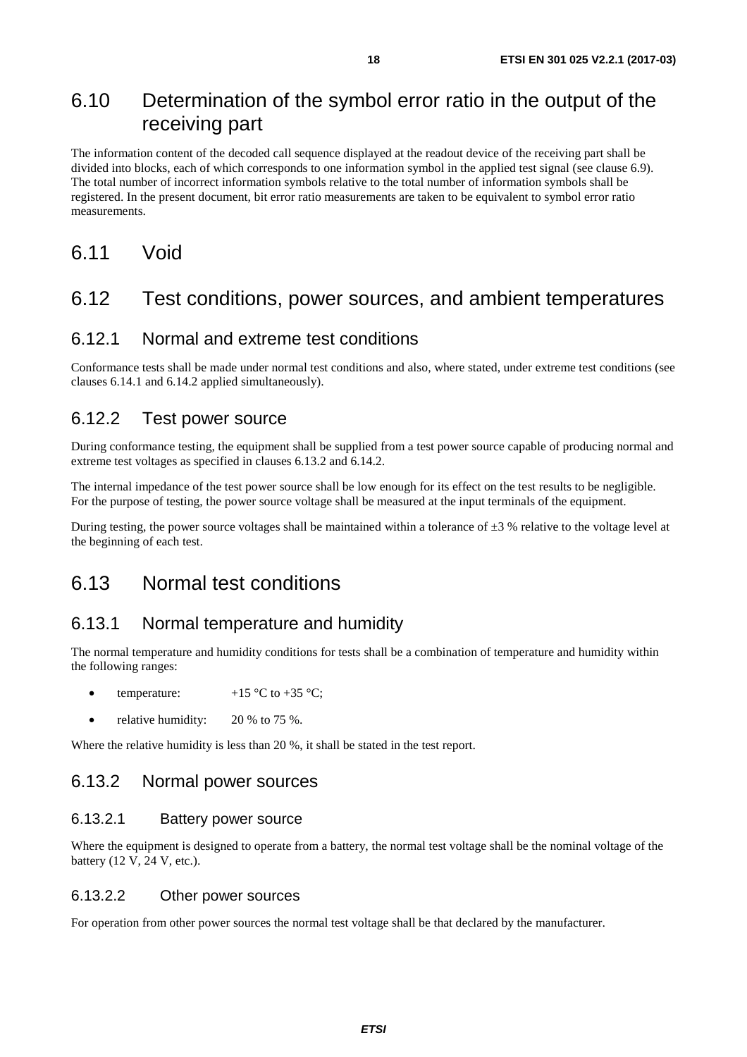## 6.10 Determination of the symbol error ratio in the output of the receiving part

The information content of the decoded call sequence displayed at the readout device of the receiving part shall be divided into blocks, each of which corresponds to one information symbol in the applied test signal (see clause 6.9). The total number of incorrect information symbols relative to the total number of information symbols shall be registered. In the present document, bit error ratio measurements are taken to be equivalent to symbol error ratio measurements.

## 6.11 Void

## 6.12 Test conditions, power sources, and ambient temperatures

### 6.12.1 Normal and extreme test conditions

Conformance tests shall be made under normal test conditions and also, where stated, under extreme test conditions (see clauses 6.14.1 and 6.14.2 applied simultaneously).

### 6.12.2 Test power source

During conformance testing, the equipment shall be supplied from a test power source capable of producing normal and extreme test voltages as specified in clauses 6.13.2 and 6.14.2.

The internal impedance of the test power source shall be low enough for its effect on the test results to be negligible. For the purpose of testing, the power source voltage shall be measured at the input terminals of the equipment.

During testing, the power source voltages shall be maintained within a tolerance of ±3 % relative to the voltage level at the beginning of each test.

## 6.13 Normal test conditions

### 6.13.1 Normal temperature and humidity

The normal temperature and humidity conditions for tests shall be a combination of temperature and humidity within the following ranges:

- temperature: +15 °C to +35 °C;
- relative humidity: 20 % to 75 %.

Where the relative humidity is less than 20 %, it shall be stated in the test report.

### 6.13.2 Normal power sources

#### 6.13.2.1 Battery power source

Where the equipment is designed to operate from a battery, the normal test voltage shall be the nominal voltage of the battery (12 V, 24 V, etc.).

#### 6.13.2.2 Other power sources

For operation from other power sources the normal test voltage shall be that declared by the manufacturer.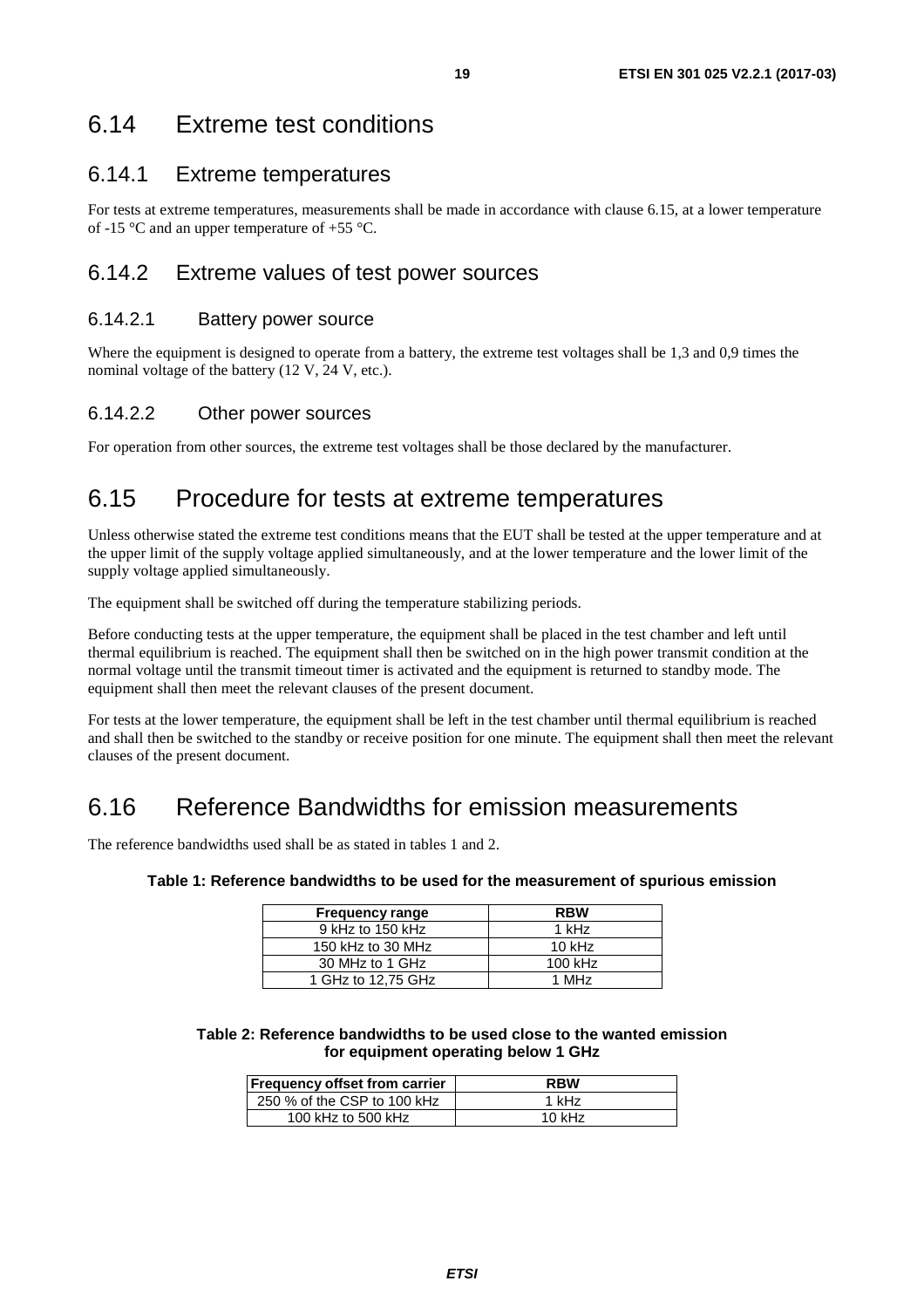## 6.14 Extreme test conditions

### 6.14.1 Extreme temperatures

For tests at extreme temperatures, measurements shall be made in accordance with clause 6.15, at a lower temperature of -15 °C and an upper temperature of +55 °C.

### 6.14.2 Extreme values of test power sources

#### 6.14.2.1 Battery power source

Where the equipment is designed to operate from a battery, the extreme test voltages shall be 1,3 and 0,9 times the nominal voltage of the battery (12 V, 24 V, etc.).

#### 6.14.2.2 Other power sources

For operation from other sources, the extreme test voltages shall be those declared by the manufacturer.

## 6.15 Procedure for tests at extreme temperatures

Unless otherwise stated the extreme test conditions means that the EUT shall be tested at the upper temperature and at the upper limit of the supply voltage applied simultaneously, and at the lower temperature and the lower limit of the supply voltage applied simultaneously.

The equipment shall be switched off during the temperature stabilizing periods.

Before conducting tests at the upper temperature, the equipment shall be placed in the test chamber and left until thermal equilibrium is reached. The equipment shall then be switched on in the high power transmit condition at the normal voltage until the transmit timeout timer is activated and the equipment is returned to standby mode. The equipment shall then meet the relevant clauses of the present document.

For tests at the lower temperature, the equipment shall be left in the test chamber until thermal equilibrium is reached and shall then be switched to the standby or receive position for one minute. The equipment shall then meet the relevant clauses of the present document.

## 6.16 Reference Bandwidths for emission measurements

The reference bandwidths used shall be as stated in tables 1 and 2.

**Table 1: Reference bandwidths to be used for the measurement of spurious emission**

| Frequency range | RBW |
|---|---|
| 9 kHz to 150 kHz | 1 kHz |
| 150 kHz to 30 MHz | 10 kHz |
| 30 MHz to 1 GHz | 100 kHz |
| 1 GHz to 12,75 GHz | 1 MHz |

**Table 2: Reference bandwidths to be used close to the wanted emission for equipment operating below 1 GHz**

| Frequency offset from carrier | RBW |
|---|---|
| 250 % of the CSP to 100 kHz | 1 kHz |
| 100 kHz to 500 kHz | 10 kHz |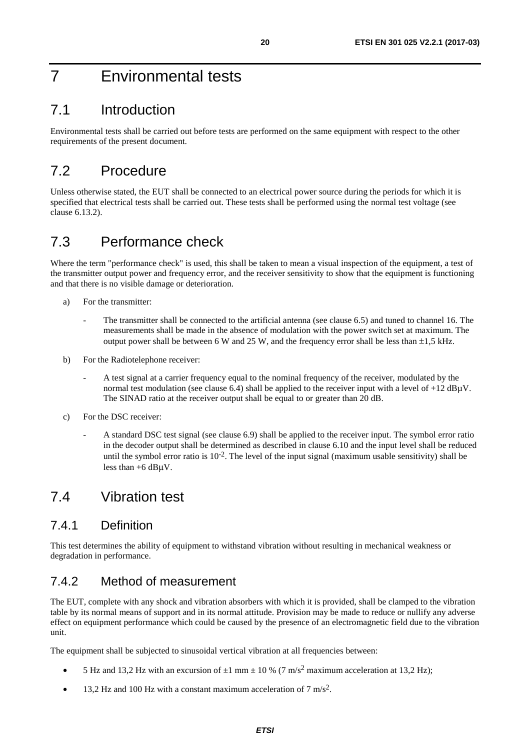# 7 Environmental tests

## 7.1 Introduction

Environmental tests shall be carried out before tests are performed on the same equipment with respect to the other requirements of the present document.

## 7.2 Procedure

Unless otherwise stated, the EUT shall be connected to an electrical power source during the periods for which it is specified that electrical tests shall be carried out. These tests shall be performed using the normal test voltage (see clause 6.13.2).

## 7.3 Performance check

Where the term "performance check" is used, this shall be taken to mean a visual inspection of the equipment, a test of the transmitter output power and frequency error, and the receiver sensitivity to show that the equipment is functioning and that there is no visible damage or deterioration.

a) For the transmitter:

- The transmitter shall be connected to the artificial antenna (see clause 6.5) and tuned to channel 16. The measurements shall be made in the absence of modulation with the power switch set at maximum. The output power shall be between 6 W and 25 W, and the frequency error shall be less than ±1,5 kHz.

b) For the Radiotelephone receiver:

- A test signal at a carrier frequency equal to the nominal frequency of the receiver, modulated by the normal test modulation (see clause 6.4) shall be applied to the receiver input with a level of +12 dBμV. The SINAD ratio at the receiver output shall be equal to or greater than 20 dB.

c) For the DSC receiver:

- A standard DSC test signal (see clause 6.9) shall be applied to the receiver input. The symbol error ratio in the decoder output shall be determined as described in clause 6.10 and the input level shall be reduced until the symbol error ratio is $10^{-2}$. The level of the input signal (maximum usable sensitivity) shall be less than +6 dBμV.

## 7.4 Vibration test

### 7.4.1 Definition

This test determines the ability of equipment to withstand vibration without resulting in mechanical weakness or degradation in performance.

### 7.4.2 Method of measurement

The EUT, complete with any shock and vibration absorbers with which it is provided, shall be clamped to the vibration table by its normal means of support and in its normal attitude. Provision may be made to reduce or nullify any adverse effect on equipment performance which could be caused by the presence of an electromagnetic field due to the vibration unit.

The equipment shall be subjected to sinusoidal vertical vibration at all frequencies between:

- 5 Hz and 13,2 Hz with an excursion of ±1 mm ± 10 % (7 $m/s^2$ maximum acceleration at 13,2 Hz);
- 13,2 Hz and 100 Hz with a constant maximum acceleration of 7 $m/s^2$.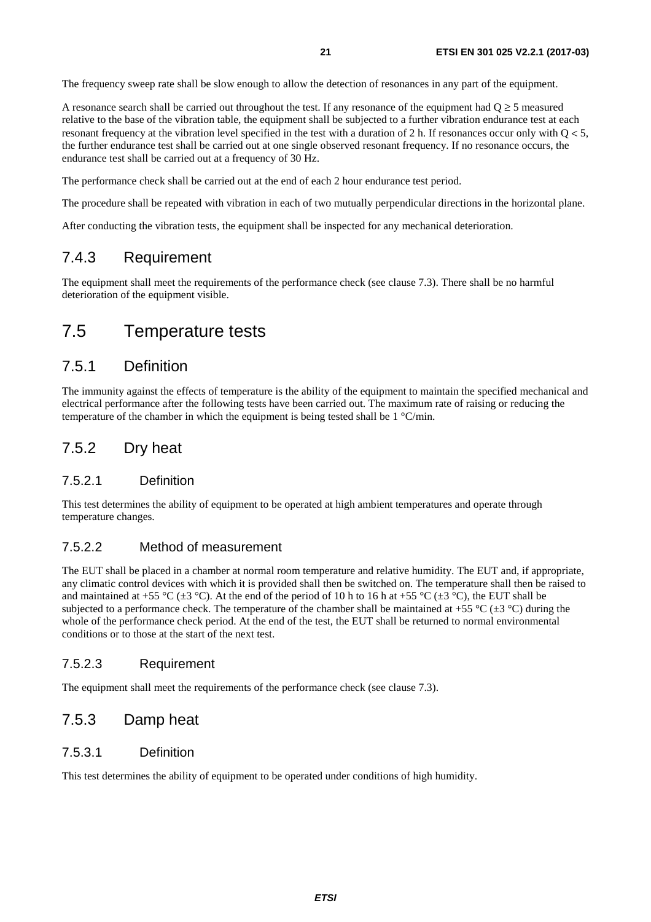The frequency sweep rate shall be slow enough to allow the detection of resonances in any part of the equipment.

A resonance search shall be carried out throughout the test. If any resonance of the equipment had $Q \geq 5$ measured relative to the base of the vibration table, the equipment shall be subjected to a further vibration endurance test at each resonant frequency at the vibration level specified in the test with a duration of 2 h. If resonances occur only with $Q < 5$, the further endurance test shall be carried out at one single observed resonant frequency. If no resonance occurs, the endurance test shall be carried out at a frequency of 30 Hz.

The performance check shall be carried out at the end of each 2 hour endurance test period.

The procedure shall be repeated with vibration in each of two mutually perpendicular directions in the horizontal plane.

After conducting the vibration tests, the equipment shall be inspected for any mechanical deterioration.

### 7.4.3 Requirement

The equipment shall meet the requirements of the performance check (see clause 7.3). There shall be no harmful deterioration of the equipment visible.

## 7.5 Temperature tests

### 7.5.1 Definition

The immunity against the effects of temperature is the ability of the equipment to maintain the specified mechanical and electrical performance after the following tests have been carried out. The maximum rate of raising or reducing the temperature of the chamber in which the equipment is being tested shall be 1 °C/min.

### 7.5.2 Dry heat

#### 7.5.2.1 Definition

This test determines the ability of equipment to be operated at high ambient temperatures and operate through temperature changes.

#### 7.5.2.2 Method of measurement

The EUT shall be placed in a chamber at normal room temperature and relative humidity. The EUT and, if appropriate, any climatic control devices with which it is provided shall then be switched on. The temperature shall then be raised to and maintained at +55 °C (±3 °C). At the end of the period of 10 h to 16 h at +55 °C (±3 °C), the EUT shall be subjected to a performance check. The temperature of the chamber shall be maintained at +55 °C (±3 °C) during the whole of the performance check period. At the end of the test, the EUT shall be returned to normal environmental conditions or to those at the start of the next test.

#### 7.5.2.3 Requirement

The equipment shall meet the requirements of the performance check (see clause 7.3).

### 7.5.3 Damp heat

#### 7.5.3.1 Definition

This test determines the ability of equipment to be operated under conditions of high humidity.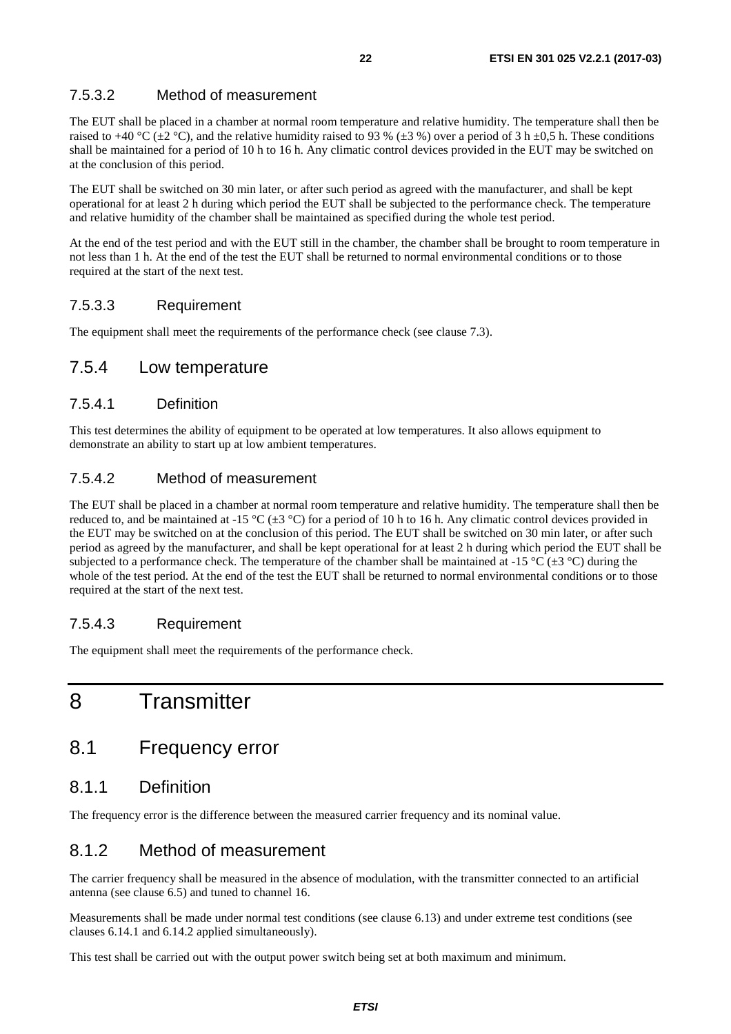#### 7.5.3.2 Method of measurement

The EUT shall be placed in a chamber at normal room temperature and relative humidity. The temperature shall then be raised to +40 °C (±2 °C), and the relative humidity raised to 93 % (±3 %) over a period of 3 h ±0,5 h. These conditions shall be maintained for a period of 10 h to 16 h. Any climatic control devices provided in the EUT may be switched on at the conclusion of this period.

The EUT shall be switched on 30 min later, or after such period as agreed with the manufacturer, and shall be kept operational for at least 2 h during which period the EUT shall be subjected to the performance check. The temperature and relative humidity of the chamber shall be maintained as specified during the whole test period.

At the end of the test period and with the EUT still in the chamber, the chamber shall be brought to room temperature in not less than 1 h. At the end of the test the EUT shall be returned to normal environmental conditions or to those required at the start of the next test.

#### 7.5.3.3 Requirement

The equipment shall meet the requirements of the performance check (see clause 7.3).

### 7.5.4 Low temperature

#### 7.5.4.1 Definition

This test determines the ability of equipment to be operated at low temperatures. It also allows equipment to demonstrate an ability to start up at low ambient temperatures.

#### 7.5.4.2 Method of measurement

The EUT shall be placed in a chamber at normal room temperature and relative humidity. The temperature shall then be reduced to, and be maintained at -15 °C (±3 °C) for a period of 10 h to 16 h. Any climatic control devices provided in the EUT may be switched on at the conclusion of this period. The EUT shall be switched on 30 min later, or after such period as agreed by the manufacturer, and shall be kept operational for at least 2 h during which period the EUT shall be subjected to a performance check. The temperature of the chamber shall be maintained at -15 °C (±3 °C) during the whole of the test period. At the end of the test the EUT shall be returned to normal environmental conditions or to those required at the start of the next test.

#### 7.5.4.3 Requirement

The equipment shall meet the requirements of the performance check.

# 8 Transmitter

## 8.1 Frequency error

### 8.1.1 Definition

The frequency error is the difference between the measured carrier frequency and its nominal value.

### 8.1.2 Method of measurement

The carrier frequency shall be measured in the absence of modulation, with the transmitter connected to an artificial antenna (see clause 6.5) and tuned to channel 16.

Measurements shall be made under normal test conditions (see clause 6.13) and under extreme test conditions (see clauses 6.14.1 and 6.14.2 applied simultaneously).

This test shall be carried out with the output power switch being set at both maximum and minimum.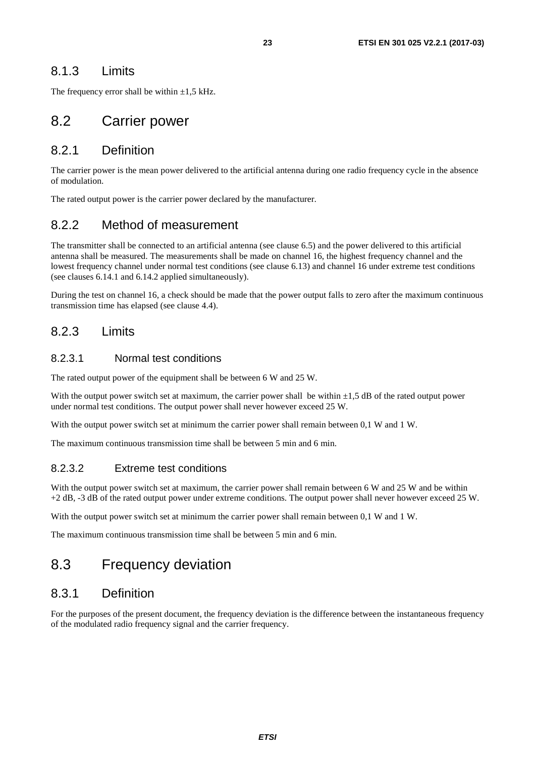### 8.1.3 Limits

The frequency error shall be within ±1,5 kHz.

## 8.2 Carrier power

### 8.2.1 Definition

The carrier power is the mean power delivered to the artificial antenna during one radio frequency cycle in the absence of modulation.

The rated output power is the carrier power declared by the manufacturer.

### 8.2.2 Method of measurement

The transmitter shall be connected to an artificial antenna (see clause 6.5) and the power delivered to this artificial antenna shall be measured. The measurements shall be made on channel 16, the highest frequency channel and the lowest frequency channel under normal test conditions (see clause 6.13) and channel 16 under extreme test conditions (see clauses 6.14.1 and 6.14.2 applied simultaneously).

During the test on channel 16, a check should be made that the power output falls to zero after the maximum continuous transmission time has elapsed (see clause 4.4).

### 8.2.3 Limits

#### 8.2.3.1 Normal test conditions

The rated output power of the equipment shall be between 6 W and 25 W.

With the output power switch set at maximum, the carrier power shall be within ±1,5 dB of the rated output power under normal test conditions. The output power shall never however exceed 25 W.

With the output power switch set at minimum the carrier power shall remain between 0,1 W and 1 W.

The maximum continuous transmission time shall be between 5 min and 6 min.

#### 8.2.3.2 Extreme test conditions

With the output power switch set at maximum, the carrier power shall remain between 6 W and 25 W and be within +2 dB, -3 dB of the rated output power under extreme conditions. The output power shall never however exceed 25 W.

With the output power switch set at minimum the carrier power shall remain between 0,1 W and 1 W.

The maximum continuous transmission time shall be between 5 min and 6 min.

## 8.3 Frequency deviation

### 8.3.1 Definition

For the purposes of the present document, the frequency deviation is the difference between the instantaneous frequency of the modulated radio frequency signal and the carrier frequency.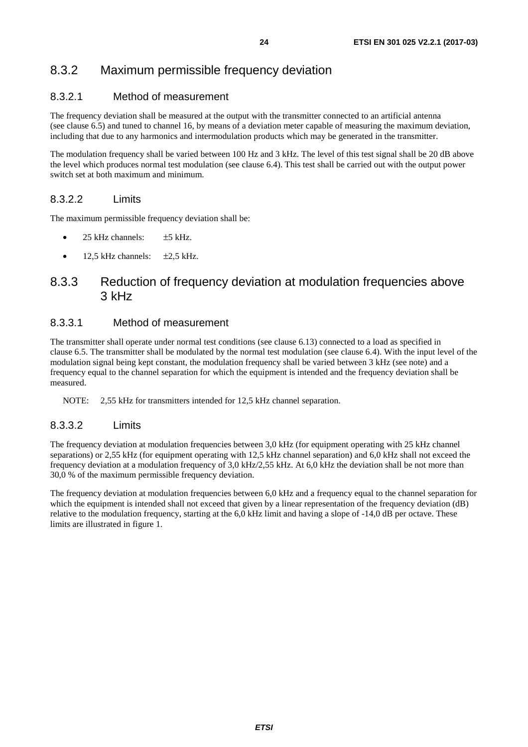### 8.3.2 Maximum permissible frequency deviation

#### 8.3.2.1 Method of measurement

The frequency deviation shall be measured at the output with the transmitter connected to an artificial antenna (see clause 6.5) and tuned to channel 16, by means of a deviation meter capable of measuring the maximum deviation, including that due to any harmonics and intermodulation products which may be generated in the transmitter.

The modulation frequency shall be varied between 100 Hz and 3 kHz. The level of this test signal shall be 20 dB above the level which produces normal test modulation (see clause 6.4). This test shall be carried out with the output power switch set at both maximum and minimum.

#### 8.3.2.2 Limits

The maximum permissible frequency deviation shall be:

- 25 kHz channels: ±5 kHz.
- 12,5 kHz channels: ±2,5 kHz.

### 8.3.3 Reduction of frequency deviation at modulation frequencies above 3 kHz

#### 8.3.3.1 Method of measurement

The transmitter shall operate under normal test conditions (see clause 6.13) connected to a load as specified in clause 6.5. The transmitter shall be modulated by the normal test modulation (see clause 6.4). With the input level of the modulation signal being kept constant, the modulation frequency shall be varied between 3 kHz (see note) and a frequency equal to the channel separation for which the equipment is intended and the frequency deviation shall be measured.

NOTE: 2,55 kHz for transmitters intended for 12,5 kHz channel separation.

#### 8.3.3.2 Limits

The frequency deviation at modulation frequencies between 3,0 kHz (for equipment operating with 25 kHz channel separations) or 2,55 kHz (for equipment operating with 12,5 kHz channel separation) and 6,0 kHz shall not exceed the frequency deviation at a modulation frequency of 3,0 kHz/2,55 kHz. At 6,0 kHz the deviation shall be not more than 30,0 % of the maximum permissible frequency deviation.

The frequency deviation at modulation frequencies between 6,0 kHz and a frequency equal to the channel separation for which the equipment is intended shall not exceed that given by a linear representation of the frequency deviation (dB) relative to the modulation frequency, starting at the 6,0 kHz limit and having a slope of -14,0 dB per octave. These limits are illustrated in figure 1.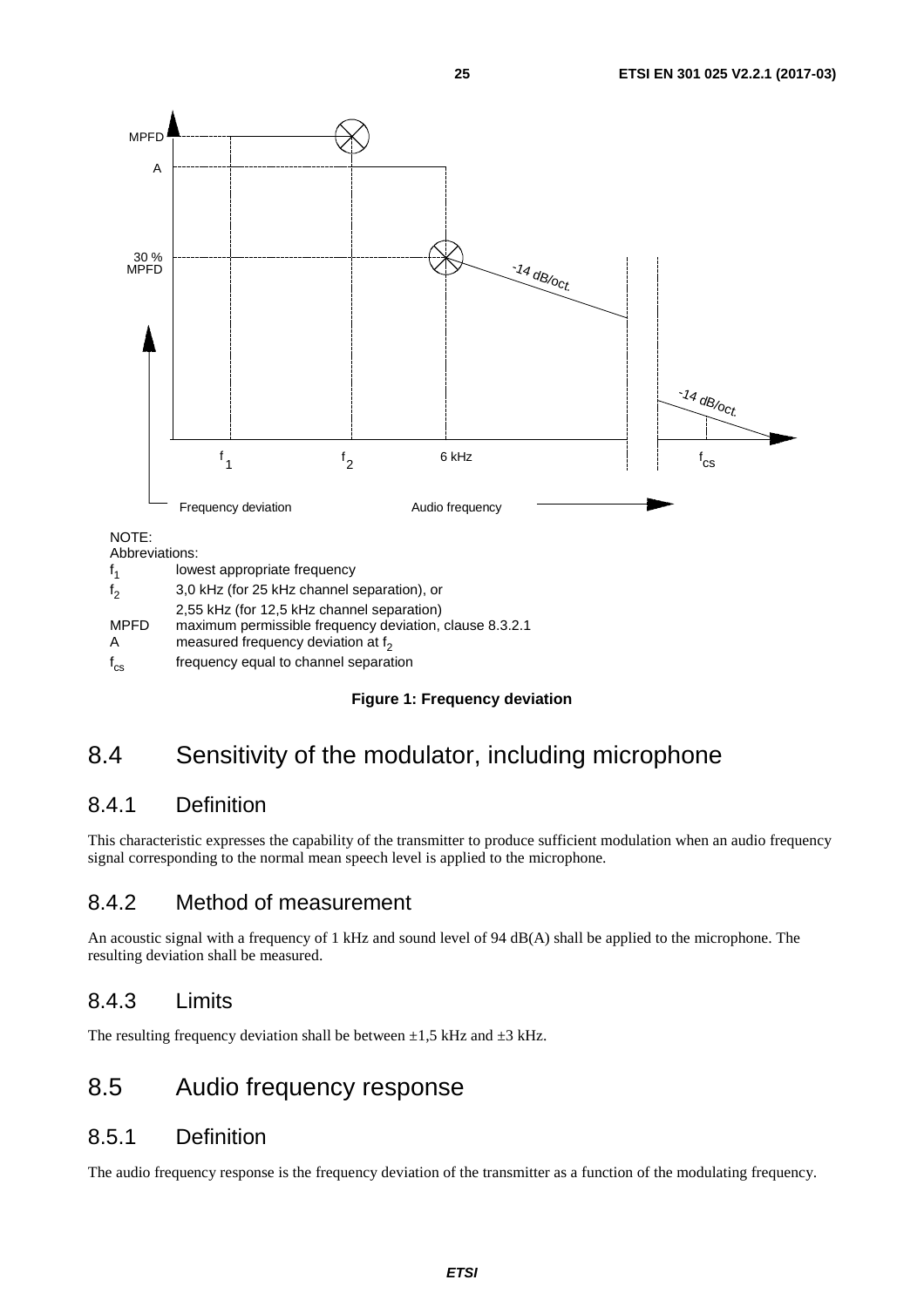NOTE:
Abbreviations:

| | |
|---|---|
| $f_1$ | lowest appropriate frequency |
| $f_2$ | 3,0 kHz (for 25 kHz channel separation), or 2,55 kHz (for 12,5 kHz channel separation) |
| MPFD | maximum permissible frequency deviation, clause 8.3.2.1 |
| A | measured frequency deviation at $f_2$ |
| $f_{cs}$ | frequency equal to channel separation |

**Figure 1: Frequency deviation**

# 8.4 Sensitivity of the modulator, including microphone

## 8.4.1 Definition

This characteristic expresses the capability of the transmitter to produce sufficient modulation when an audio frequency signal corresponding to the normal mean speech level is applied to the microphone.

## 8.4.2 Method of measurement

An acoustic signal with a frequency of 1 kHz and sound level of 94 dB(A) shall be applied to the microphone. The resulting deviation shall be measured.

## 8.4.3 Limits

The resulting frequency deviation shall be between ±1,5 kHz and ±3 kHz.

# 8.5 Audio frequency response

## 8.5.1 Definition

The audio frequency response is the frequency deviation of the transmitter as a function of the modulating frequency.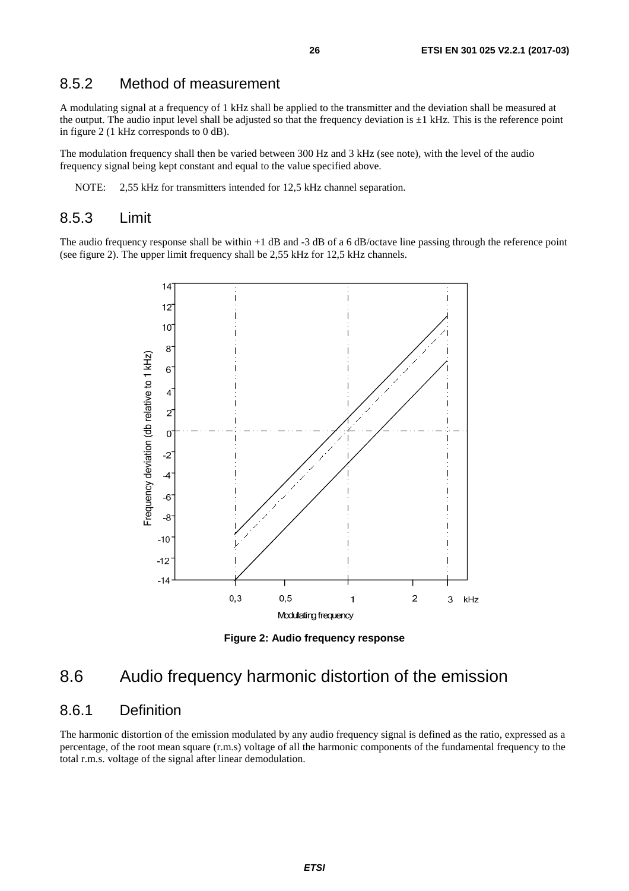### 8.5.2 Method of measurement

A modulating signal at a frequency of 1 kHz shall be applied to the transmitter and the deviation shall be measured at the output. The audio input level shall be adjusted so that the frequency deviation is ±1 kHz. This is the reference point in figure 2 (1 kHz corresponds to 0 dB).

The modulation frequency shall then be varied between 300 Hz and 3 kHz (see note), with the level of the audio frequency signal being kept constant and equal to the value specified above.

NOTE: 2,55 kHz for transmitters intended for 12,5 kHz channel separation.

### 8.5.3 Limit

The audio frequency response shall be within +1 dB and -3 dB of a 6 dB/octave line passing through the reference point (see figure 2). The upper limit frequency shall be 2,55 kHz for 12,5 kHz channels.

**Figure 2: Audio frequency response**

## 8.6 Audio frequency harmonic distortion of the emission

### 8.6.1 Definition

The harmonic distortion of the emission modulated by any audio frequency signal is defined as the ratio, expressed as a percentage, of the root mean square (r.m.s) voltage of all the harmonic components of the fundamental frequency to the total r.m.s. voltage of the signal after linear demodulation.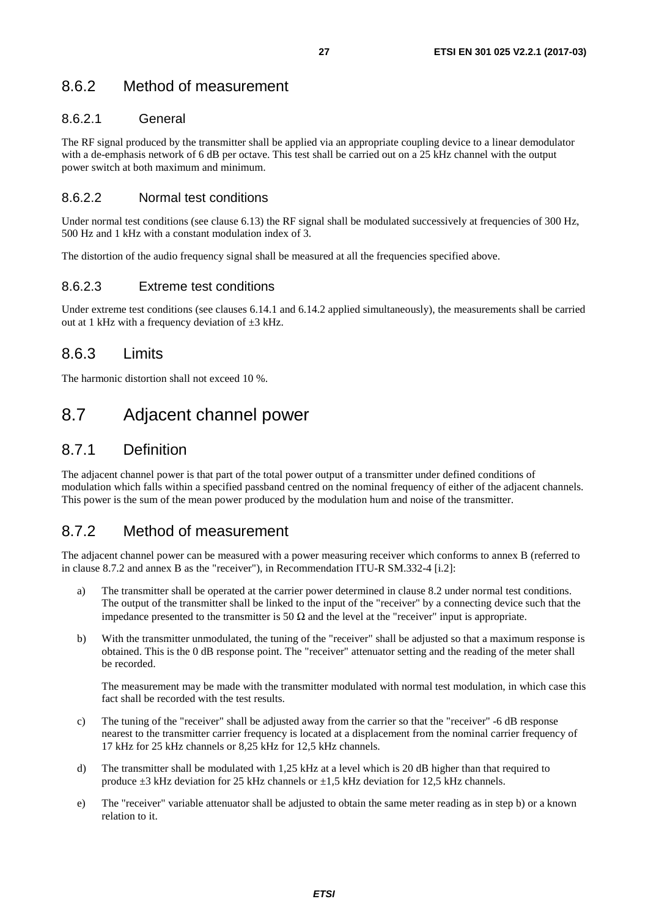### 8.6.2 Method of measurement

#### 8.6.2.1 General

The RF signal produced by the transmitter shall be applied via an appropriate coupling device to a linear demodulator with a de-emphasis network of 6 dB per octave. This test shall be carried out on a 25 kHz channel with the output power switch at both maximum and minimum.

#### 8.6.2.2 Normal test conditions

Under normal test conditions (see clause 6.13) the RF signal shall be modulated successively at frequencies of 300 Hz, 500 Hz and 1 kHz with a constant modulation index of 3.

The distortion of the audio frequency signal shall be measured at all the frequencies specified above.

#### 8.6.2.3 Extreme test conditions

Under extreme test conditions (see clauses 6.14.1 and 6.14.2 applied simultaneously), the measurements shall be carried out at 1 kHz with a frequency deviation of ±3 kHz.

### 8.6.3 Limits

The harmonic distortion shall not exceed 10 %.

## 8.7 Adjacent channel power

### 8.7.1 Definition

The adjacent channel power is that part of the total power output of a transmitter under defined conditions of modulation which falls within a specified passband centred on the nominal frequency of either of the adjacent channels. This power is the sum of the mean power produced by the modulation hum and noise of the transmitter.

### 8.7.2 Method of measurement

The adjacent channel power can be measured with a power measuring receiver which conforms to annex B (referred to in clause 8.7.2 and annex B as the "receiver"), in Recommendation ITU-R SM.332-4 [i.2]:

a) The transmitter shall be operated at the carrier power determined in clause 8.2 under normal test conditions. The output of the transmitter shall be linked to the input of the "receiver" by a connecting device such that the impedance presented to the transmitter is 50 Ω and the level at the "receiver" input is appropriate.

b) With the transmitter unmodulated, the tuning of the "receiver" shall be adjusted so that a maximum response is obtained. This is the 0 dB response point. The "receiver" attenuator setting and the reading of the meter shall be recorded.

   The measurement may be made with the transmitter modulated with normal test modulation, in which case this fact shall be recorded with the test results.

c) The tuning of the "receiver" shall be adjusted away from the carrier so that the "receiver" -6 dB response nearest to the transmitter carrier frequency is located at a displacement from the nominal carrier frequency of 17 kHz for 25 kHz channels or 8,25 kHz for 12,5 kHz channels.

d) The transmitter shall be modulated with 1,25 kHz at a level which is 20 dB higher than that required to produce ±3 kHz deviation for 25 kHz channels or ±1,5 kHz deviation for 12,5 kHz channels.

e) The "receiver" variable attenuator shall be adjusted to obtain the same meter reading as in step b) or a known relation to it.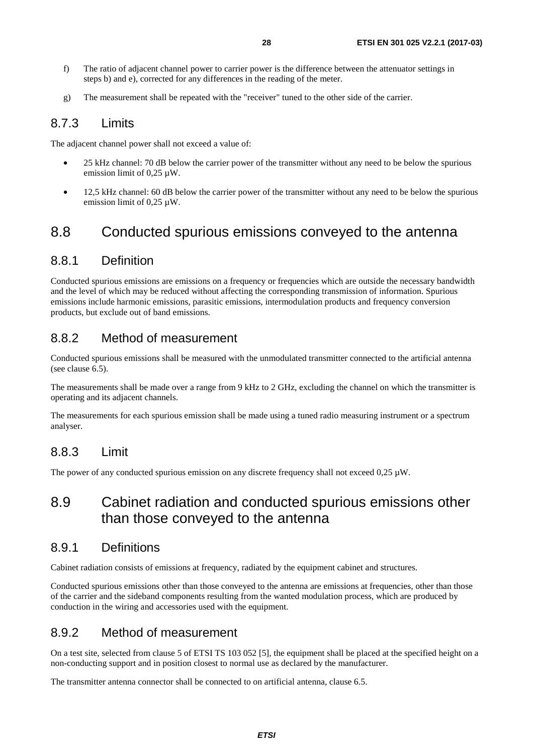f) The ratio of adjacent channel power to carrier power is the difference between the attenuator settings in steps b) and e), corrected for any differences in the reading of the meter.

g) The measurement shall be repeated with the "receiver" tuned to the other side of the carrier.

### 8.7.3 Limits

The adjacent channel power shall not exceed a value of:

- 25 kHz channel: 70 dB below the carrier power of the transmitter without any need to be below the spurious emission limit of 0,25 µW.
- 12,5 kHz channel: 60 dB below the carrier power of the transmitter without any need to be below the spurious emission limit of 0,25 µW.

## 8.8 Conducted spurious emissions conveyed to the antenna

### 8.8.1 Definition

Conducted spurious emissions are emissions on a frequency or frequencies which are outside the necessary bandwidth and the level of which may be reduced without affecting the corresponding transmission of information. Spurious emissions include harmonic emissions, parasitic emissions, intermodulation products and frequency conversion products, but exclude out of band emissions.

### 8.8.2 Method of measurement

Conducted spurious emissions shall be measured with the unmodulated transmitter connected to the artificial antenna (see clause 6.5).

The measurements shall be made over a range from 9 kHz to 2 GHz, excluding the channel on which the transmitter is operating and its adjacent channels.

The measurements for each spurious emission shall be made using a tuned radio measuring instrument or a spectrum analyser.

### 8.8.3 Limit

The power of any conducted spurious emission on any discrete frequency shall not exceed 0,25 µW.

## 8.9 Cabinet radiation and conducted spurious emissions other than those conveyed to the antenna

### 8.9.1 Definitions

Cabinet radiation consists of emissions at frequency, radiated by the equipment cabinet and structures.

Conducted spurious emissions other than those conveyed to the antenna are emissions at frequencies, other than those of the carrier and the sideband components resulting from the wanted modulation process, which are produced by conduction in the wiring and accessories used with the equipment.

### 8.9.2 Method of measurement

On a test site, selected from clause 5 of ETSI TS 103 052 [5], the equipment shall be placed at the specified height on a non-conducting support and in position closest to normal use as declared by the manufacturer.

The transmitter antenna connector shall be connected to on artificial antenna, clause 6.5.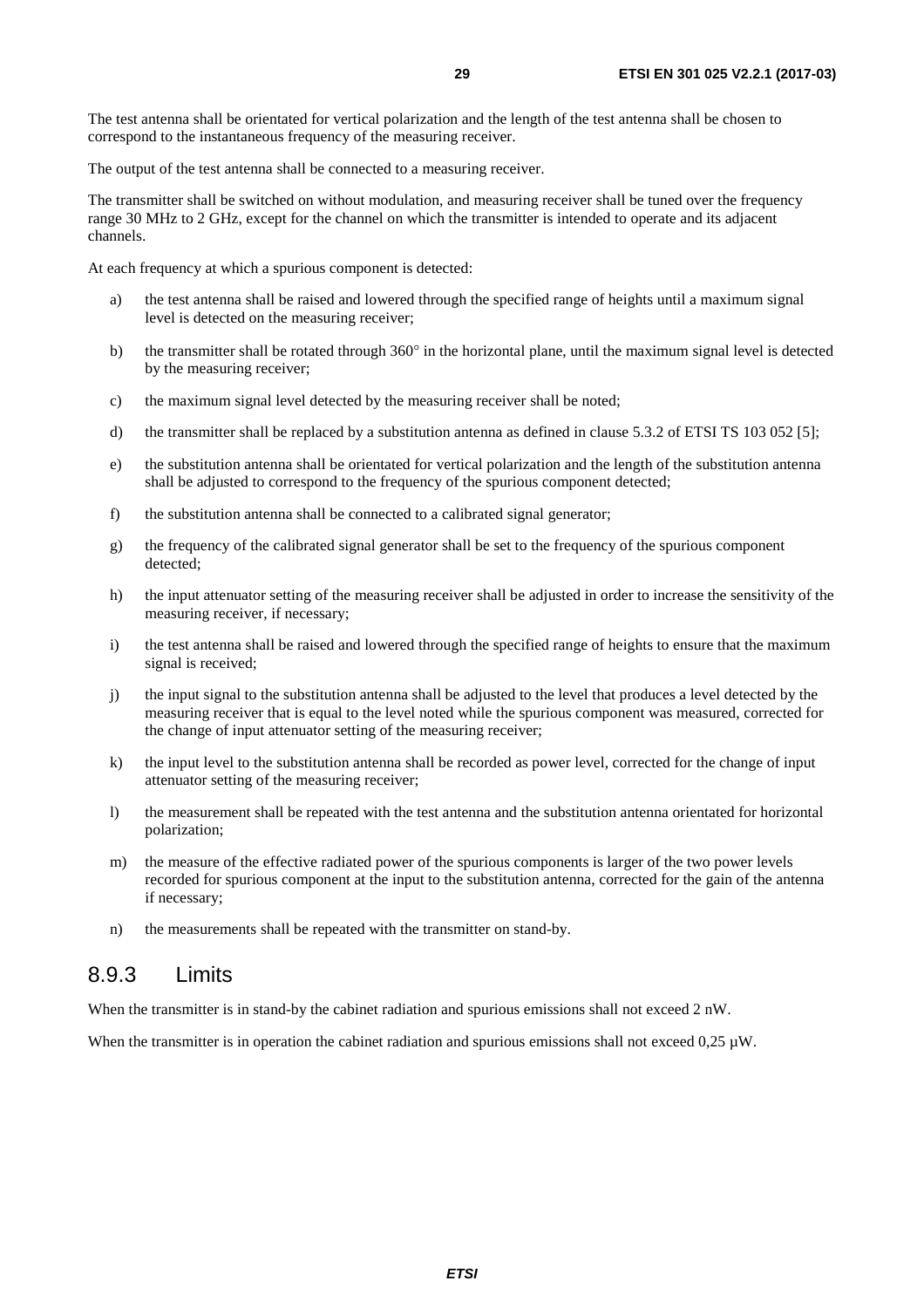The test antenna shall be orientated for vertical polarization and the length of the test antenna shall be chosen to correspond to the instantaneous frequency of the measuring receiver.

The output of the test antenna shall be connected to a measuring receiver.

The transmitter shall be switched on without modulation, and measuring receiver shall be tuned over the frequency range 30 MHz to 2 GHz, except for the channel on which the transmitter is intended to operate and its adjacent channels.

At each frequency at which a spurious component is detected:

a) the test antenna shall be raised and lowered through the specified range of heights until a maximum signal level is detected on the measuring receiver;

b) the transmitter shall be rotated through 360° in the horizontal plane, until the maximum signal level is detected by the measuring receiver;

c) the maximum signal level detected by the measuring receiver shall be noted;

d) the transmitter shall be replaced by a substitution antenna as defined in clause 5.3.2 of ETSI TS 103 052 [5];

e) the substitution antenna shall be orientated for vertical polarization and the length of the substitution antenna shall be adjusted to correspond to the frequency of the spurious component detected;

f) the substitution antenna shall be connected to a calibrated signal generator;

g) the frequency of the calibrated signal generator shall be set to the frequency of the spurious component detected;

h) the input attenuator setting of the measuring receiver shall be adjusted in order to increase the sensitivity of the measuring receiver, if necessary;

i) the test antenna shall be raised and lowered through the specified range of heights to ensure that the maximum signal is received;

j) the input signal to the substitution antenna shall be adjusted to the level that produces a level detected by the measuring receiver that is equal to the level noted while the spurious component was measured, corrected for the change of input attenuator setting of the measuring receiver;

k) the input level to the substitution antenna shall be recorded as power level, corrected for the change of input attenuator setting of the measuring receiver;

l) the measurement shall be repeated with the test antenna and the substitution antenna orientated for horizontal polarization;

m) the measure of the effective radiated power of the spurious components is larger of the two power levels recorded for spurious component at the input to the substitution antenna, corrected for the gain of the antenna if necessary;

n) the measurements shall be repeated with the transmitter on stand-by.

### 8.9.3 Limits

When the transmitter is in stand-by the cabinet radiation and spurious emissions shall not exceed 2 nW.

When the transmitter is in operation the cabinet radiation and spurious emissions shall not exceed 0,25 µW.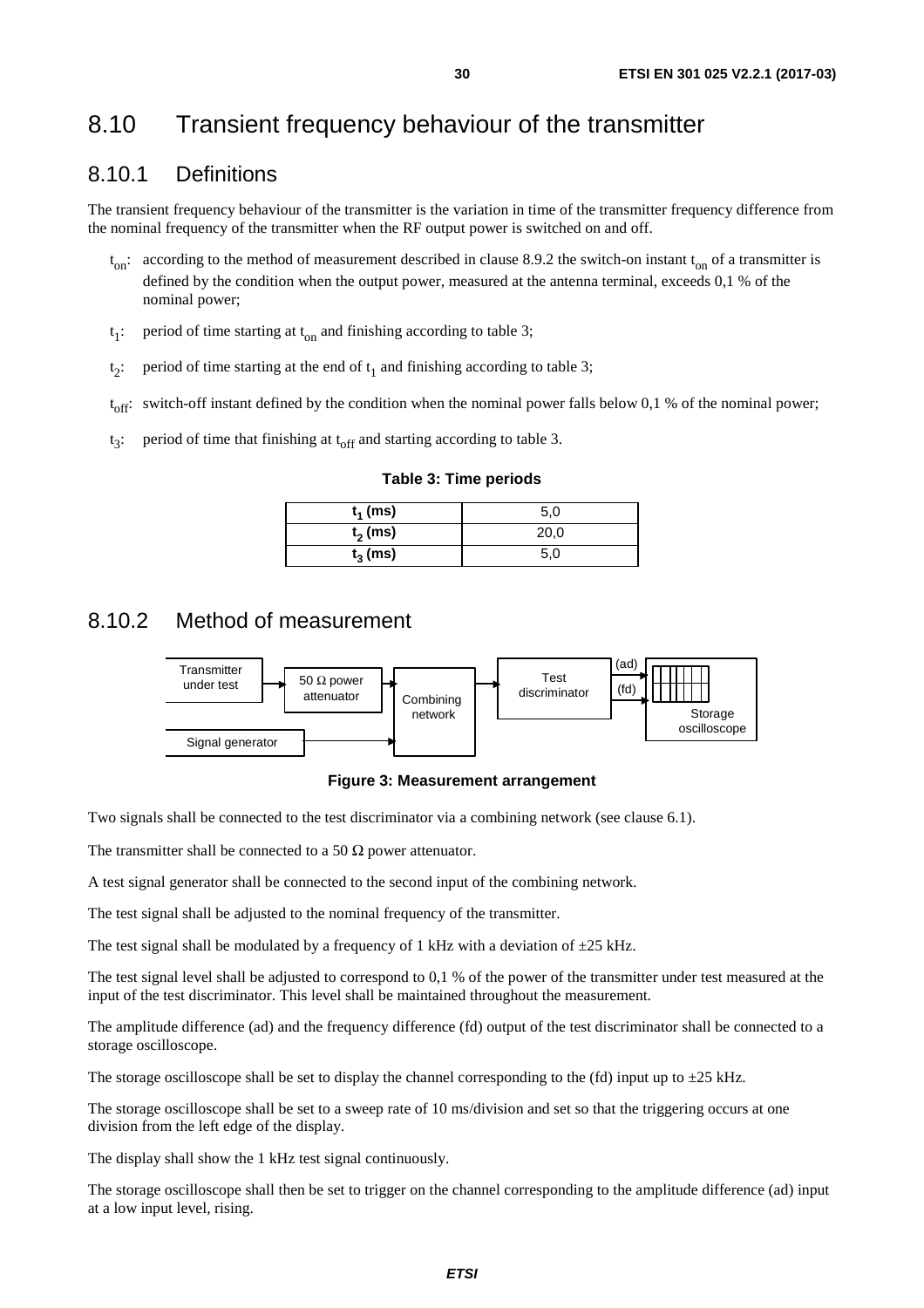## 8.10 Transient frequency behaviour of the transmitter

### 8.10.1 Definitions

The transient frequency behaviour of the transmitter is the variation in time of the transmitter frequency difference from the nominal frequency of the transmitter when the RF output power is switched on and off.

- $t_{on}$: according to the method of measurement described in clause 8.9.2 the switch-on instant $t_{on}$ of a transmitter is defined by the condition when the output power, measured at the antenna terminal, exceeds 0,1 % of the nominal power;
- $t_1$: period of time starting at $t_{on}$ and finishing according to table 3;
- $t_2$: period of time starting at the end of $t_1$ and finishing according to table 3;
- $t_{off}$: switch-off instant defined by the condition when the nominal power falls below 0,1 % of the nominal power;
- $t_3$: period of time that finishing at $t_{off}$ and starting according to table 3.

**Table 3: Time periods**

| | |
|---|---|
| **$t_1$ (ms)** | 5,0 |
| **$t_2$ (ms)** | 20,0 |
| **$t_3$ (ms)** | 5,0 |

### 8.10.2 Method of measurement

**Figure 3: Measurement arrangement**

Two signals shall be connected to the test discriminator via a combining network (see clause 6.1).

The transmitter shall be connected to a 50 Ω power attenuator.

A test signal generator shall be connected to the second input of the combining network.

The test signal shall be adjusted to the nominal frequency of the transmitter.

The test signal shall be modulated by a frequency of 1 kHz with a deviation of ±25 kHz.

The test signal level shall be adjusted to correspond to 0,1 % of the power of the transmitter under test measured at the input of the test discriminator. This level shall be maintained throughout the measurement.

The amplitude difference (ad) and the frequency difference (fd) output of the test discriminator shall be connected to a storage oscilloscope.

The storage oscilloscope shall be set to display the channel corresponding to the (fd) input up to ±25 kHz.

The storage oscilloscope shall be set to a sweep rate of 10 ms/division and set so that the triggering occurs at one division from the left edge of the display.

The display shall show the 1 kHz test signal continuously.

The storage oscilloscope shall then be set to trigger on the channel corresponding to the amplitude difference (ad) input at a low input level, rising.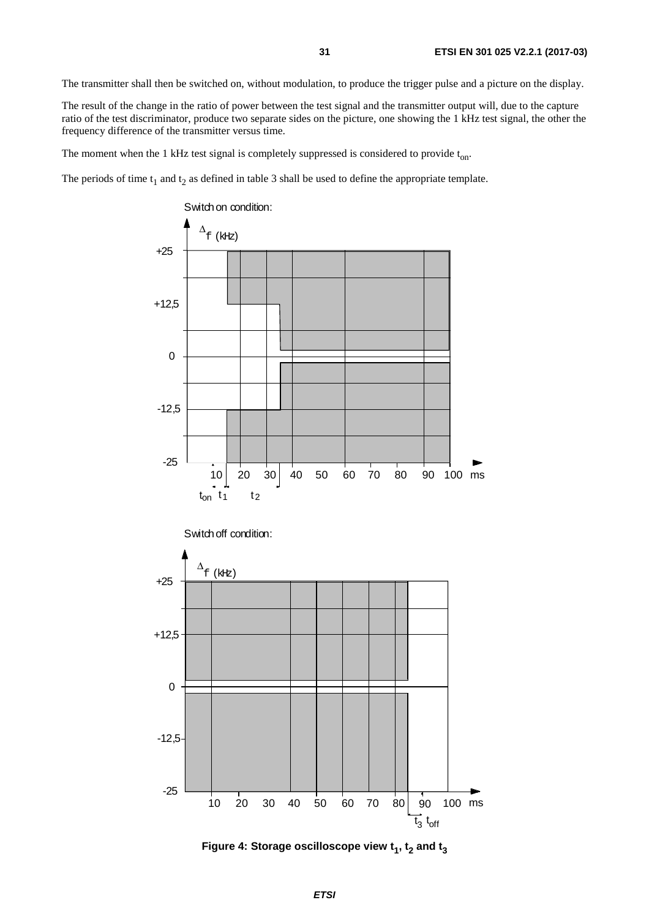The transmitter shall then be switched on, without modulation, to produce the trigger pulse and a picture on the display.

The result of the change in the ratio of power between the test signal and the transmitter output will, due to the capture ratio of the test discriminator, produce two separate sides on the picture, one showing the 1 kHz test signal, the other the frequency difference of the transmitter versus time.

The moment when the 1 kHz test signal is completely suppressed is considered to provide $t_{on}$.

The periods of time $t_1$ and $t_2$ as defined in table 3 shall be used to define the appropriate template.

Switch on condition:

Switch off condition:

**Figure 4: Storage oscilloscope view $t_1$, $t_2$ and $t_3$**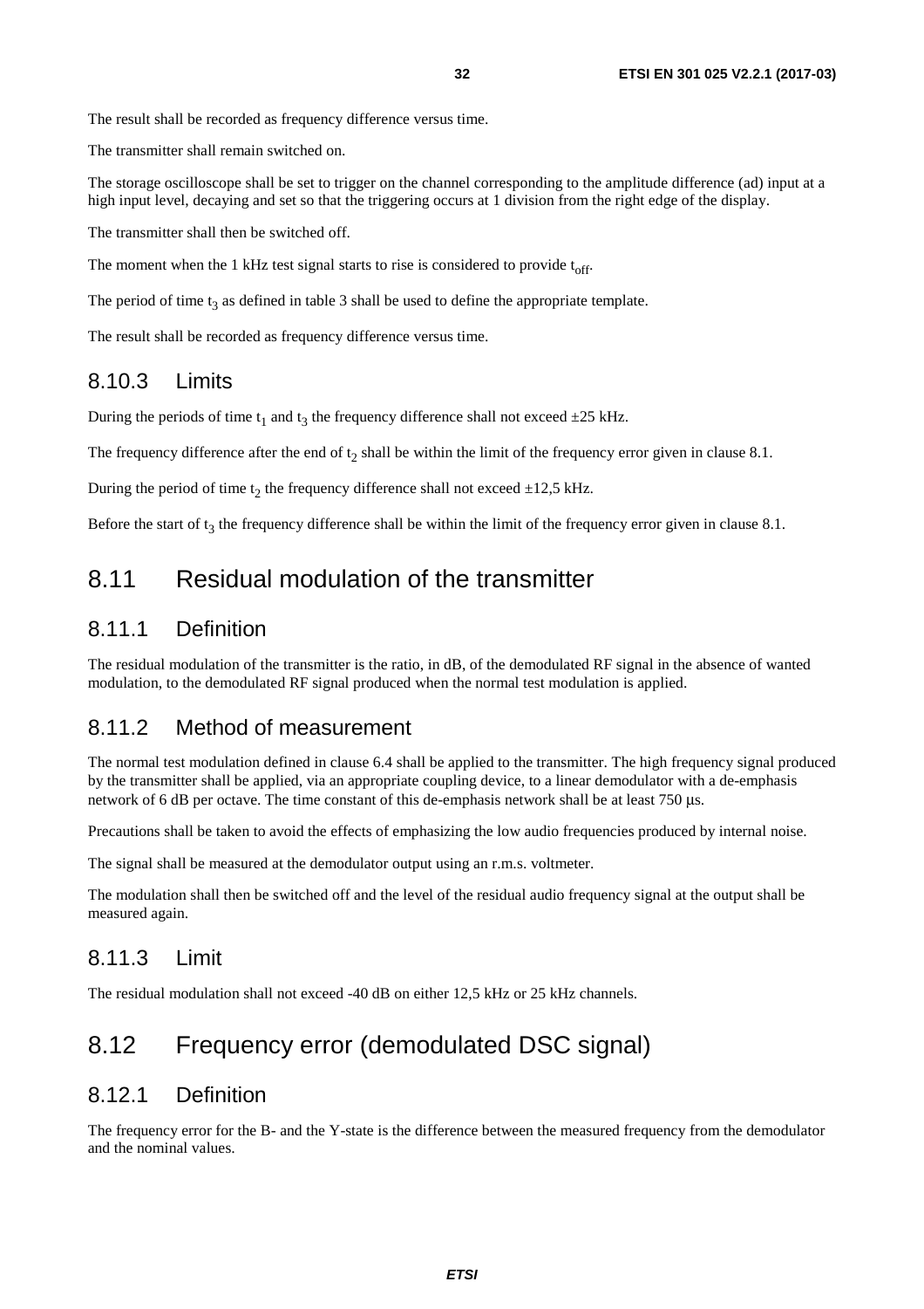The result shall be recorded as frequency difference versus time.

The transmitter shall remain switched on.

The storage oscilloscope shall be set to trigger on the channel corresponding to the amplitude difference (ad) input at a high input level, decaying and set so that the triggering occurs at 1 division from the right edge of the display.

The transmitter shall then be switched off.

The moment when the 1 kHz test signal starts to rise is considered to provide $t_{off}$.

The period of time $t_3$ as defined in table 3 shall be used to define the appropriate template.

The result shall be recorded as frequency difference versus time.

### 8.10.3 Limits

During the periods of time $t_1$ and $t_3$ the frequency difference shall not exceed ±25 kHz.

The frequency difference after the end of $t_2$ shall be within the limit of the frequency error given in clause 8.1.

During the period of time $t_2$ the frequency difference shall not exceed ±12,5 kHz.

Before the start of $t_3$ the frequency difference shall be within the limit of the frequency error given in clause 8.1.

## 8.11 Residual modulation of the transmitter

### 8.11.1 Definition

The residual modulation of the transmitter is the ratio, in dB, of the demodulated RF signal in the absence of wanted modulation, to the demodulated RF signal produced when the normal test modulation is applied.

### 8.11.2 Method of measurement

The normal test modulation defined in clause 6.4 shall be applied to the transmitter. The high frequency signal produced by the transmitter shall be applied, via an appropriate coupling device, to a linear demodulator with a de-emphasis network of 6 dB per octave. The time constant of this de-emphasis network shall be at least 750 µs.

Precautions shall be taken to avoid the effects of emphasizing the low audio frequencies produced by internal noise.

The signal shall be measured at the demodulator output using an r.m.s. voltmeter.

The modulation shall then be switched off and the level of the residual audio frequency signal at the output shall be measured again.

### 8.11.3 Limit

The residual modulation shall not exceed -40 dB on either 12,5 kHz or 25 kHz channels.

## 8.12 Frequency error (demodulated DSC signal)

### 8.12.1 Definition

The frequency error for the B- and the Y-state is the difference between the measured frequency from the demodulator and the nominal values.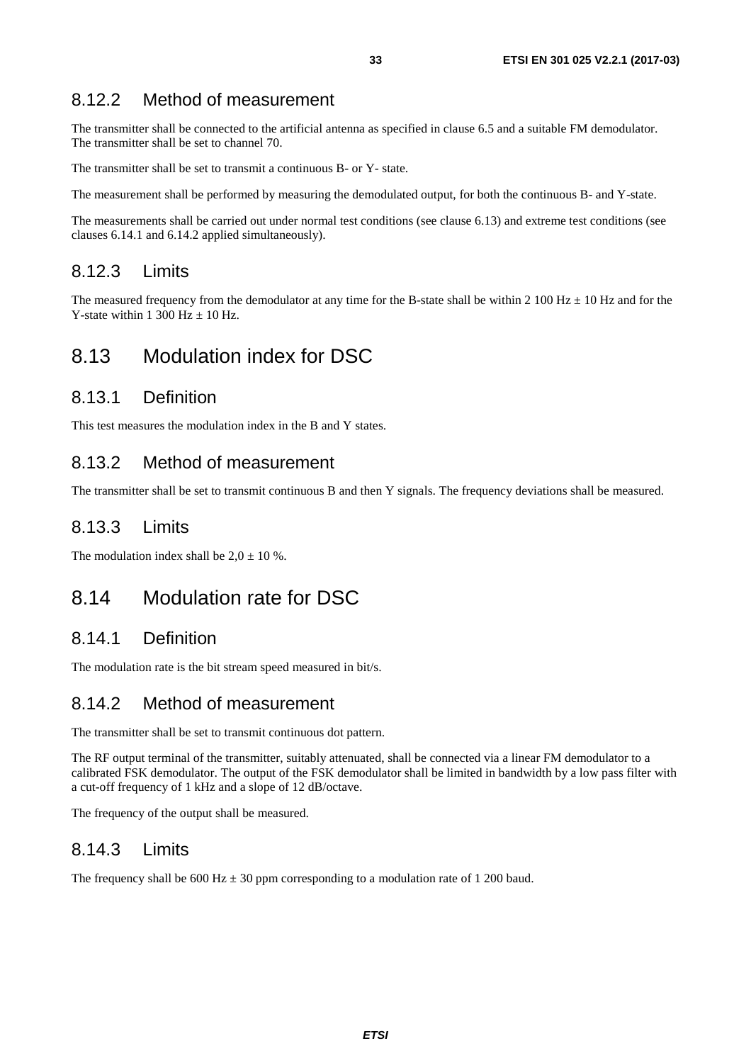### 8.12.2 Method of measurement

The transmitter shall be connected to the artificial antenna as specified in clause 6.5 and a suitable FM demodulator. The transmitter shall be set to channel 70.

The transmitter shall be set to transmit a continuous B- or Y- state.

The measurement shall be performed by measuring the demodulated output, for both the continuous B- and Y-state.

The measurements shall be carried out under normal test conditions (see clause 6.13) and extreme test conditions (see clauses 6.14.1 and 6.14.2 applied simultaneously).

### 8.12.3 Limits

The measured frequency from the demodulator at any time for the B-state shall be within 2 100 Hz ± 10 Hz and for the Y-state within 1 300 Hz ± 10 Hz.

## 8.13 Modulation index for DSC

### 8.13.1 Definition

This test measures the modulation index in the B and Y states.

### 8.13.2 Method of measurement

The transmitter shall be set to transmit continuous B and then Y signals. The frequency deviations shall be measured.

### 8.13.3 Limits

The modulation index shall be 2,0 ± 10 %.

## 8.14 Modulation rate for DSC

### 8.14.1 Definition

The modulation rate is the bit stream speed measured in bit/s.

### 8.14.2 Method of measurement

The transmitter shall be set to transmit continuous dot pattern.

The RF output terminal of the transmitter, suitably attenuated, shall be connected via a linear FM demodulator to a calibrated FSK demodulator. The output of the FSK demodulator shall be limited in bandwidth by a low pass filter with a cut-off frequency of 1 kHz and a slope of 12 dB/octave.

The frequency of the output shall be measured.

### 8.14.3 Limits

The frequency shall be 600 Hz ± 30 ppm corresponding to a modulation rate of 1 200 baud.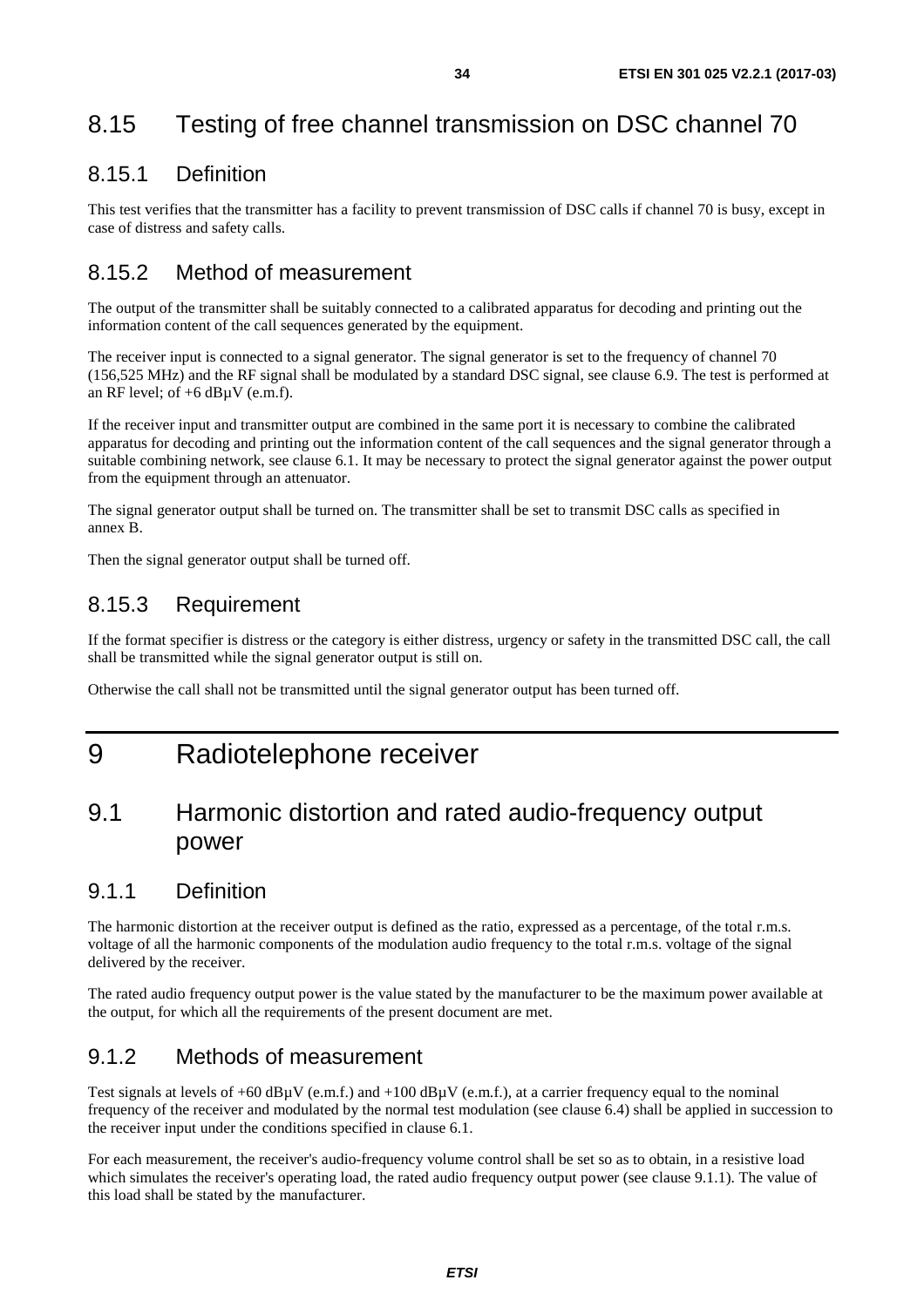## 8.15 Testing of free channel transmission on DSC channel 70

### 8.15.1 Definition

This test verifies that the transmitter has a facility to prevent transmission of DSC calls if channel 70 is busy, except in case of distress and safety calls.

### 8.15.2 Method of measurement

The output of the transmitter shall be suitably connected to a calibrated apparatus for decoding and printing out the information content of the call sequences generated by the equipment.

The receiver input is connected to a signal generator. The signal generator is set to the frequency of channel 70 (156,525 MHz) and the RF signal shall be modulated by a standard DSC signal, see clause 6.9. The test is performed at an RF level; of +6 dBµV (e.m.f).

If the receiver input and transmitter output are combined in the same port it is necessary to combine the calibrated apparatus for decoding and printing out the information content of the call sequences and the signal generator through a suitable combining network, see clause 6.1. It may be necessary to protect the signal generator against the power output from the equipment through an attenuator.

The signal generator output shall be turned on. The transmitter shall be set to transmit DSC calls as specified in annex B.

Then the signal generator output shall be turned off.

### 8.15.3 Requirement

If the format specifier is distress or the category is either distress, urgency or safety in the transmitted DSC call, the call shall be transmitted while the signal generator output is still on.

Otherwise the call shall not be transmitted until the signal generator output has been turned off.

# 9 Radiotelephone receiver

## 9.1 Harmonic distortion and rated audio-frequency output power

### 9.1.1 Definition

The harmonic distortion at the receiver output is defined as the ratio, expressed as a percentage, of the total r.m.s. voltage of all the harmonic components of the modulation audio frequency to the total r.m.s. voltage of the signal delivered by the receiver.

The rated audio frequency output power is the value stated by the manufacturer to be the maximum power available at the output, for which all the requirements of the present document are met.

### 9.1.2 Methods of measurement

Test signals at levels of +60 dBµV (e.m.f.) and +100 dBµV (e.m.f.), at a carrier frequency equal to the nominal frequency of the receiver and modulated by the normal test modulation (see clause 6.4) shall be applied in succession to the receiver input under the conditions specified in clause 6.1.

For each measurement, the receiver's audio-frequency volume control shall be set so as to obtain, in a resistive load which simulates the receiver's operating load, the rated audio frequency output power (see clause 9.1.1). The value of this load shall be stated by the manufacturer.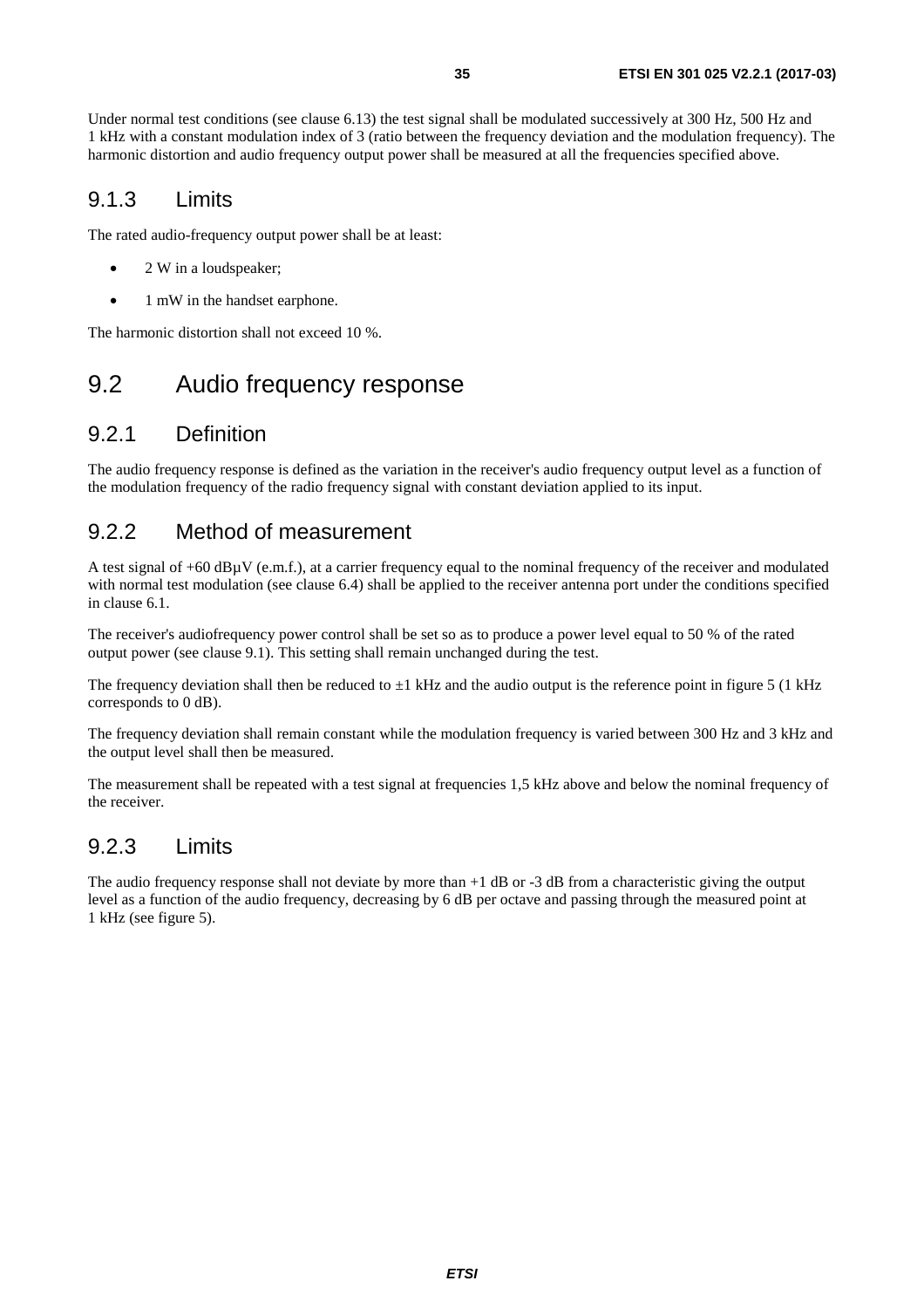Under normal test conditions (see clause 6.13) the test signal shall be modulated successively at 300 Hz, 500 Hz and 1 kHz with a constant modulation index of 3 (ratio between the frequency deviation and the modulation frequency). The harmonic distortion and audio frequency output power shall be measured at all the frequencies specified above.

### 9.1.3 Limits

The rated audio-frequency output power shall be at least:

- 2 W in a loudspeaker;
- 1 mW in the handset earphone.

The harmonic distortion shall not exceed 10 %.

## 9.2 Audio frequency response

### 9.2.1 Definition

The audio frequency response is defined as the variation in the receiver's audio frequency output level as a function of the modulation frequency of the radio frequency signal with constant deviation applied to its input.

### 9.2.2 Method of measurement

A test signal of +60 dBµV (e.m.f.), at a carrier frequency equal to the nominal frequency of the receiver and modulated with normal test modulation (see clause 6.4) shall be applied to the receiver antenna port under the conditions specified in clause 6.1.

The receiver's audiofrequency power control shall be set so as to produce a power level equal to 50 % of the rated output power (see clause 9.1). This setting shall remain unchanged during the test.

The frequency deviation shall then be reduced to ±1 kHz and the audio output is the reference point in figure 5 (1 kHz corresponds to 0 dB).

The frequency deviation shall remain constant while the modulation frequency is varied between 300 Hz and 3 kHz and the output level shall then be measured.

The measurement shall be repeated with a test signal at frequencies 1,5 kHz above and below the nominal frequency of the receiver.

### 9.2.3 Limits

The audio frequency response shall not deviate by more than +1 dB or -3 dB from a characteristic giving the output level as a function of the audio frequency, decreasing by 6 dB per octave and passing through the measured point at 1 kHz (see figure 5).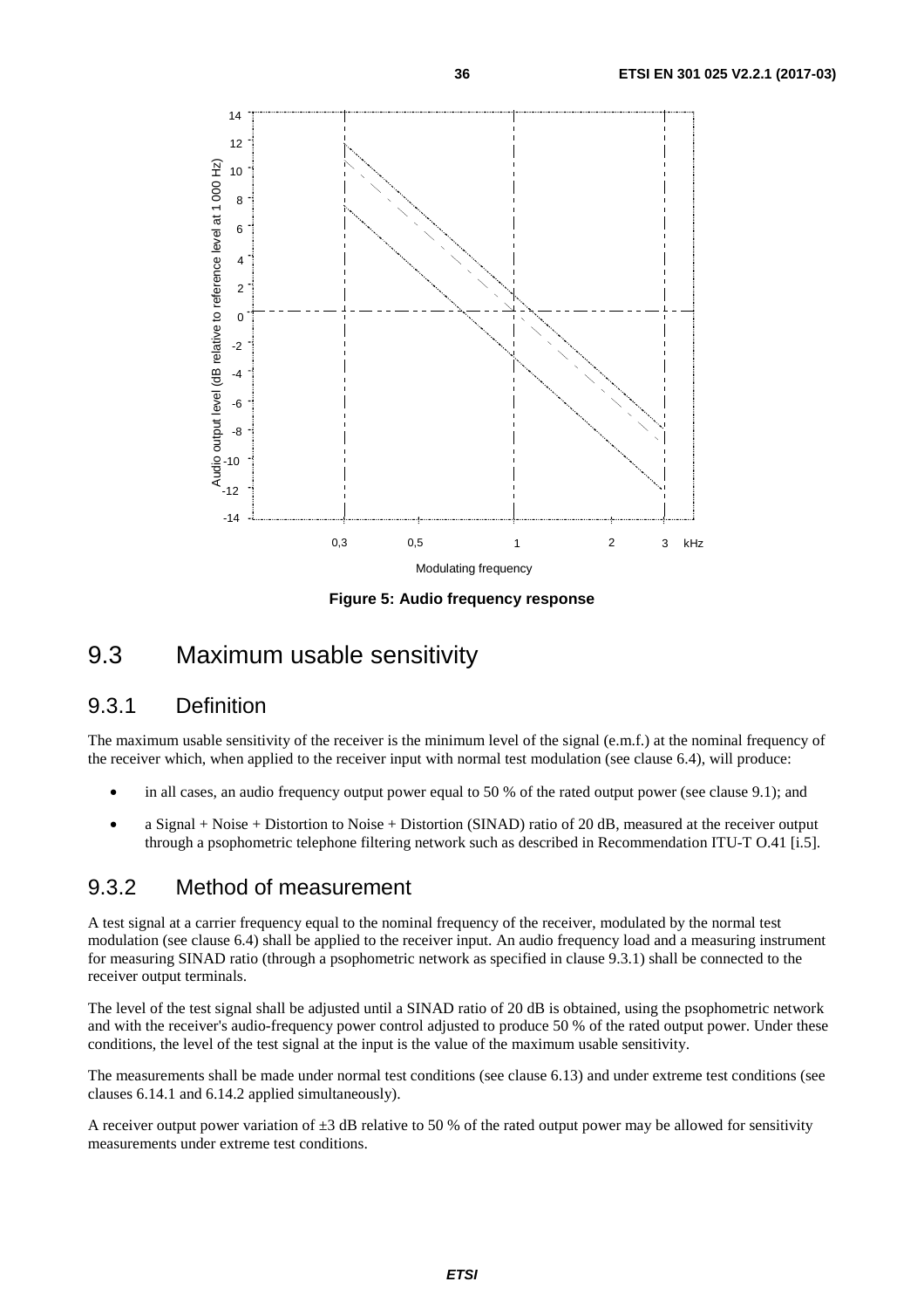**Figure 5: Audio frequency response**

## 9.3 Maximum usable sensitivity

### 9.3.1 Definition

The maximum usable sensitivity of the receiver is the minimum level of the signal (e.m.f.) at the nominal frequency of the receiver which, when applied to the receiver input with normal test modulation (see clause 6.4), will produce:

- in all cases, an audio frequency output power equal to 50 % of the rated output power (see clause 9.1); and
- a Signal + Noise + Distortion to Noise + Distortion (SINAD) ratio of 20 dB, measured at the receiver output through a psophometric telephone filtering network such as described in Recommendation ITU-T O.41 [i.5].

### 9.3.2 Method of measurement

A test signal at a carrier frequency equal to the nominal frequency of the receiver, modulated by the normal test modulation (see clause 6.4) shall be applied to the receiver input. An audio frequency load and a measuring instrument for measuring SINAD ratio (through a psophometric network as specified in clause 9.3.1) shall be connected to the receiver output terminals.

The level of the test signal shall be adjusted until a SINAD ratio of 20 dB is obtained, using the psophometric network and with the receiver's audio-frequency power control adjusted to produce 50 % of the rated output power. Under these conditions, the level of the test signal at the input is the value of the maximum usable sensitivity.

The measurements shall be made under normal test conditions (see clause 6.13) and under extreme test conditions (see clauses 6.14.1 and 6.14.2 applied simultaneously).

A receiver output power variation of ±3 dB relative to 50 % of the rated output power may be allowed for sensitivity measurements under extreme test conditions.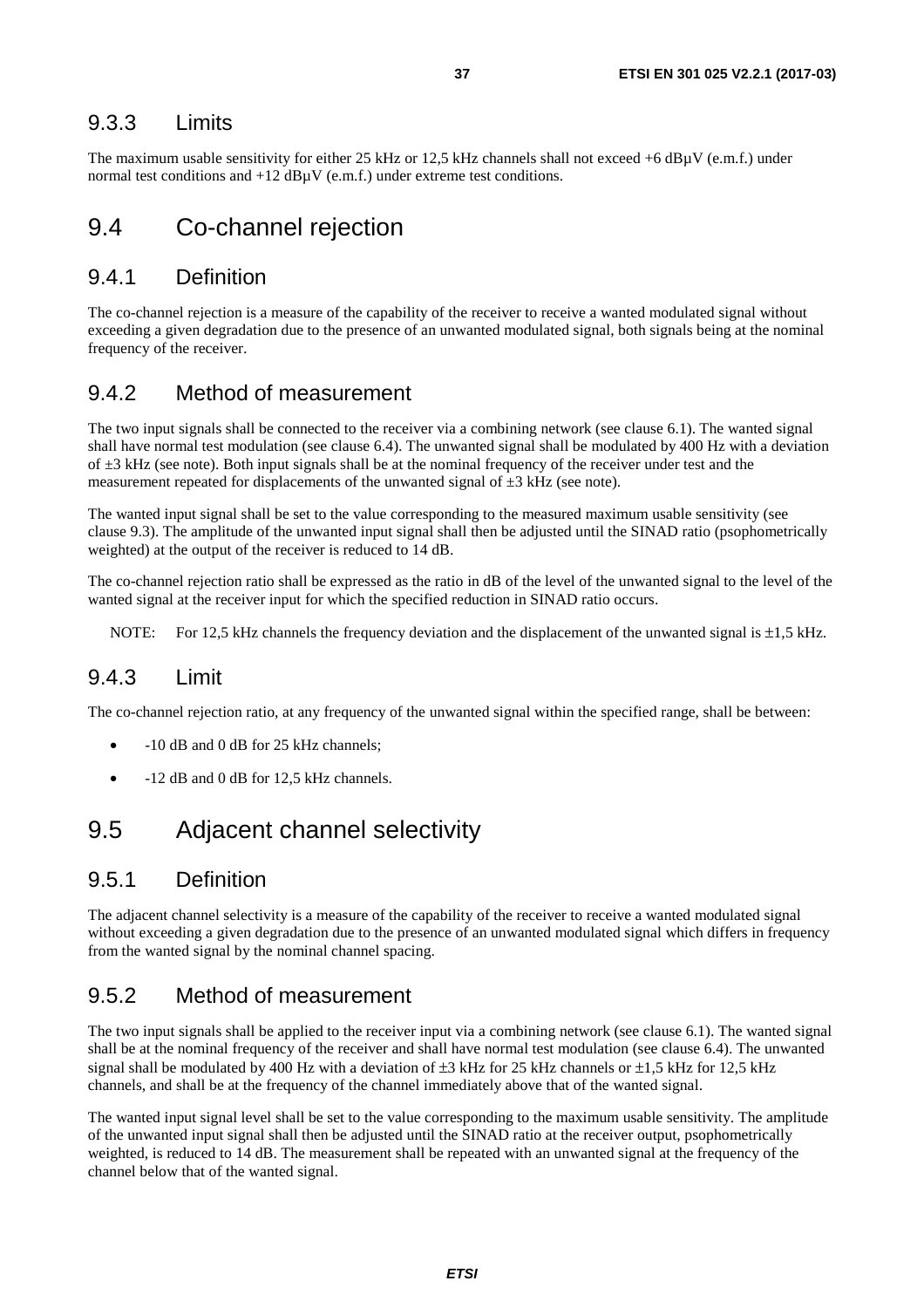### 9.3.3 Limits

The maximum usable sensitivity for either 25 kHz or 12,5 kHz channels shall not exceed +6 dBµV (e.m.f.) under normal test conditions and +12 dBµV (e.m.f.) under extreme test conditions.

## 9.4 Co-channel rejection

### 9.4.1 Definition

The co-channel rejection is a measure of the capability of the receiver to receive a wanted modulated signal without exceeding a given degradation due to the presence of an unwanted modulated signal, both signals being at the nominal frequency of the receiver.

### 9.4.2 Method of measurement

The two input signals shall be connected to the receiver via a combining network (see clause 6.1). The wanted signal shall have normal test modulation (see clause 6.4). The unwanted signal shall be modulated by 400 Hz with a deviation of ±3 kHz (see note). Both input signals shall be at the nominal frequency of the receiver under test and the measurement repeated for displacements of the unwanted signal of ±3 kHz (see note).

The wanted input signal shall be set to the value corresponding to the measured maximum usable sensitivity (see clause 9.3). The amplitude of the unwanted input signal shall then be adjusted until the SINAD ratio (psophometrically weighted) at the output of the receiver is reduced to 14 dB.

The co-channel rejection ratio shall be expressed as the ratio in dB of the level of the unwanted signal to the level of the wanted signal at the receiver input for which the specified reduction in SINAD ratio occurs.

NOTE: For 12,5 kHz channels the frequency deviation and the displacement of the unwanted signal is ±1,5 kHz.

### 9.4.3 Limit

The co-channel rejection ratio, at any frequency of the unwanted signal within the specified range, shall be between:

- -10 dB and 0 dB for 25 kHz channels;
- -12 dB and 0 dB for 12,5 kHz channels.

## 9.5 Adjacent channel selectivity

### 9.5.1 Definition

The adjacent channel selectivity is a measure of the capability of the receiver to receive a wanted modulated signal without exceeding a given degradation due to the presence of an unwanted modulated signal which differs in frequency from the wanted signal by the nominal channel spacing.

### 9.5.2 Method of measurement

The two input signals shall be applied to the receiver input via a combining network (see clause 6.1). The wanted signal shall be at the nominal frequency of the receiver and shall have normal test modulation (see clause 6.4). The unwanted signal shall be modulated by 400 Hz with a deviation of ±3 kHz for 25 kHz channels or ±1,5 kHz for 12,5 kHz channels, and shall be at the frequency of the channel immediately above that of the wanted signal.

The wanted input signal level shall be set to the value corresponding to the maximum usable sensitivity. The amplitude of the unwanted input signal shall then be adjusted until the SINAD ratio at the receiver output, psophometrically weighted, is reduced to 14 dB. The measurement shall be repeated with an unwanted signal at the frequency of the channel below that of the wanted signal.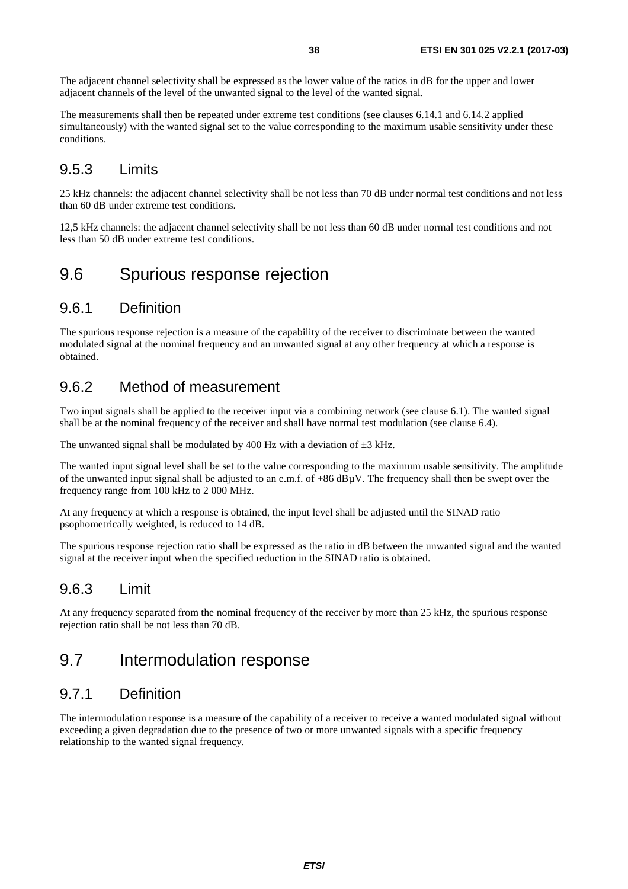The adjacent channel selectivity shall be expressed as the lower value of the ratios in dB for the upper and lower adjacent channels of the level of the unwanted signal to the level of the wanted signal.

The measurements shall then be repeated under extreme test conditions (see clauses 6.14.1 and 6.14.2 applied simultaneously) with the wanted signal set to the value corresponding to the maximum usable sensitivity under these conditions.

### 9.5.3 Limits

25 kHz channels: the adjacent channel selectivity shall be not less than 70 dB under normal test conditions and not less than 60 dB under extreme test conditions.

12,5 kHz channels: the adjacent channel selectivity shall be not less than 60 dB under normal test conditions and not less than 50 dB under extreme test conditions.

## 9.6 Spurious response rejection

### 9.6.1 Definition

The spurious response rejection is a measure of the capability of the receiver to discriminate between the wanted modulated signal at the nominal frequency and an unwanted signal at any other frequency at which a response is obtained.

### 9.6.2 Method of measurement

Two input signals shall be applied to the receiver input via a combining network (see clause 6.1). The wanted signal shall be at the nominal frequency of the receiver and shall have normal test modulation (see clause 6.4).

The unwanted signal shall be modulated by 400 Hz with a deviation of ±3 kHz.

The wanted input signal level shall be set to the value corresponding to the maximum usable sensitivity. The amplitude of the unwanted input signal shall be adjusted to an e.m.f. of +86 dBµV. The frequency shall then be swept over the frequency range from 100 kHz to 2 000 MHz.

At any frequency at which a response is obtained, the input level shall be adjusted until the SINAD ratio psophometrically weighted, is reduced to 14 dB.

The spurious response rejection ratio shall be expressed as the ratio in dB between the unwanted signal and the wanted signal at the receiver input when the specified reduction in the SINAD ratio is obtained.

### 9.6.3 Limit

At any frequency separated from the nominal frequency of the receiver by more than 25 kHz, the spurious response rejection ratio shall be not less than 70 dB.

## 9.7 Intermodulation response

### 9.7.1 Definition

The intermodulation response is a measure of the capability of a receiver to receive a wanted modulated signal without exceeding a given degradation due to the presence of two or more unwanted signals with a specific frequency relationship to the wanted signal frequency.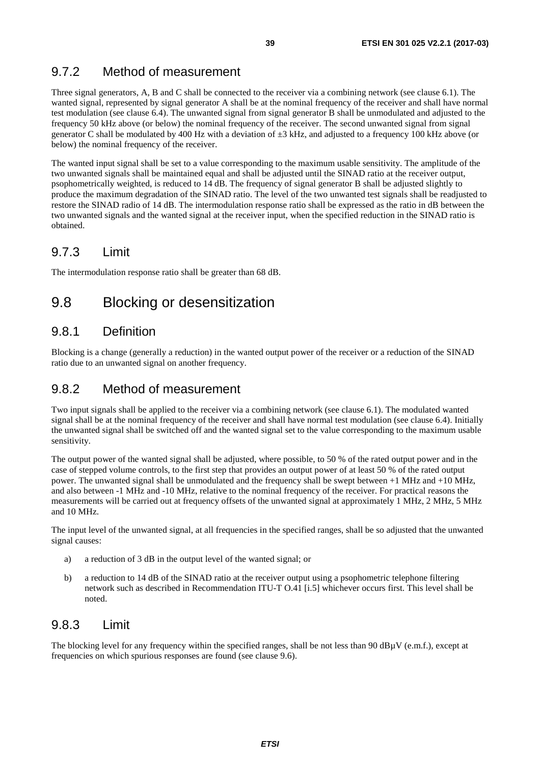### 9.7.2 Method of measurement

Three signal generators, A, B and C shall be connected to the receiver via a combining network (see clause 6.1). The wanted signal, represented by signal generator A shall be at the nominal frequency of the receiver and shall have normal test modulation (see clause 6.4). The unwanted signal from signal generator B shall be unmodulated and adjusted to the frequency 50 kHz above (or below) the nominal frequency of the receiver. The second unwanted signal from signal generator C shall be modulated by 400 Hz with a deviation of ±3 kHz, and adjusted to a frequency 100 kHz above (or below) the nominal frequency of the receiver.

The wanted input signal shall be set to a value corresponding to the maximum usable sensitivity. The amplitude of the two unwanted signals shall be maintained equal and shall be adjusted until the SINAD ratio at the receiver output, psophometrically weighted, is reduced to 14 dB. The frequency of signal generator B shall be adjusted slightly to produce the maximum degradation of the SINAD ratio. The level of the two unwanted test signals shall be readjusted to restore the SINAD radio of 14 dB. The intermodulation response ratio shall be expressed as the ratio in dB between the two unwanted signals and the wanted signal at the receiver input, when the specified reduction in the SINAD ratio is obtained.

### 9.7.3 Limit

The intermodulation response ratio shall be greater than 68 dB.

## 9.8 Blocking or desensitization

### 9.8.1 Definition

Blocking is a change (generally a reduction) in the wanted output power of the receiver or a reduction of the SINAD ratio due to an unwanted signal on another frequency.

### 9.8.2 Method of measurement

Two input signals shall be applied to the receiver via a combining network (see clause 6.1). The modulated wanted signal shall be at the nominal frequency of the receiver and shall have normal test modulation (see clause 6.4). Initially the unwanted signal shall be switched off and the wanted signal set to the value corresponding to the maximum usable sensitivity.

The output power of the wanted signal shall be adjusted, where possible, to 50 % of the rated output power and in the case of stepped volume controls, to the first step that provides an output power of at least 50 % of the rated output power. The unwanted signal shall be unmodulated and the frequency shall be swept between +1 MHz and +10 MHz, and also between -1 MHz and -10 MHz, relative to the nominal frequency of the receiver. For practical reasons the measurements will be carried out at frequency offsets of the unwanted signal at approximately 1 MHz, 2 MHz, 5 MHz and 10 MHz.

The input level of the unwanted signal, at all frequencies in the specified ranges, shall be so adjusted that the unwanted signal causes:

a) a reduction of 3 dB in the output level of the wanted signal; or

b) a reduction to 14 dB of the SINAD ratio at the receiver output using a psophometric telephone filtering network such as described in Recommendation ITU-T O.41 [i.5] whichever occurs first. This level shall be noted.

### 9.8.3 Limit

The blocking level for any frequency within the specified ranges, shall be not less than 90 dBμV (e.m.f.), except at frequencies on which spurious responses are found (see clause 9.6).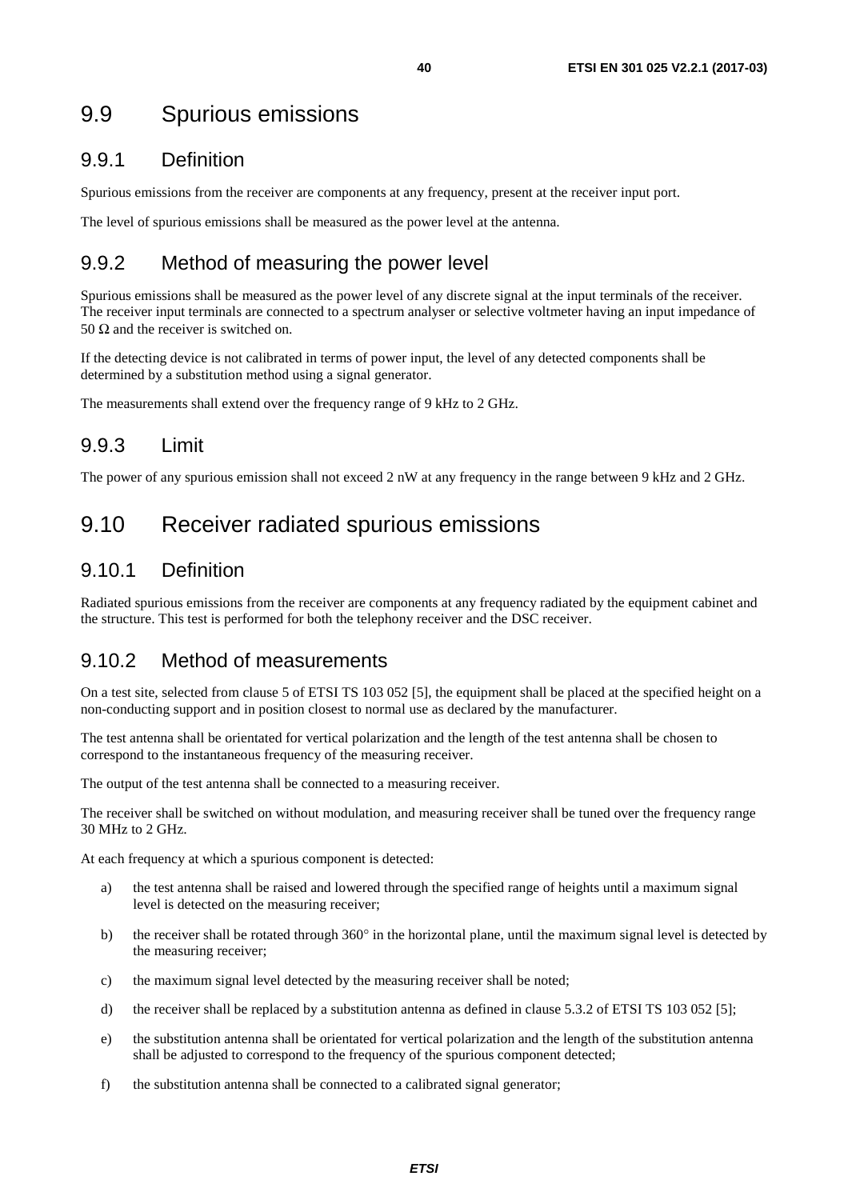## 9.9 Spurious emissions

### 9.9.1 Definition

Spurious emissions from the receiver are components at any frequency, present at the receiver input port.

The level of spurious emissions shall be measured as the power level at the antenna.

### 9.9.2 Method of measuring the power level

Spurious emissions shall be measured as the power level of any discrete signal at the input terminals of the receiver. The receiver input terminals are connected to a spectrum analyser or selective voltmeter having an input impedance of 50 Ω and the receiver is switched on.

If the detecting device is not calibrated in terms of power input, the level of any detected components shall be determined by a substitution method using a signal generator.

The measurements shall extend over the frequency range of 9 kHz to 2 GHz.

### 9.9.3 Limit

The power of any spurious emission shall not exceed 2 nW at any frequency in the range between 9 kHz and 2 GHz.

## 9.10 Receiver radiated spurious emissions

### 9.10.1 Definition

Radiated spurious emissions from the receiver are components at any frequency radiated by the equipment cabinet and the structure. This test is performed for both the telephony receiver and the DSC receiver.

### 9.10.2 Method of measurements

On a test site, selected from clause 5 of ETSI TS 103 052 [5], the equipment shall be placed at the specified height on a non-conducting support and in position closest to normal use as declared by the manufacturer.

The test antenna shall be orientated for vertical polarization and the length of the test antenna shall be chosen to correspond to the instantaneous frequency of the measuring receiver.

The output of the test antenna shall be connected to a measuring receiver.

The receiver shall be switched on without modulation, and measuring receiver shall be tuned over the frequency range 30 MHz to 2 GHz.

At each frequency at which a spurious component is detected:

a) the test antenna shall be raised and lowered through the specified range of heights until a maximum signal level is detected on the measuring receiver;

b) the receiver shall be rotated through 360° in the horizontal plane, until the maximum signal level is detected by the measuring receiver;

c) the maximum signal level detected by the measuring receiver shall be noted;

d) the receiver shall be replaced by a substitution antenna as defined in clause 5.3.2 of ETSI TS 103 052 [5];

e) the substitution antenna shall be orientated for vertical polarization and the length of the substitution antenna shall be adjusted to correspond to the frequency of the spurious component detected;

f) the substitution antenna shall be connected to a calibrated signal generator;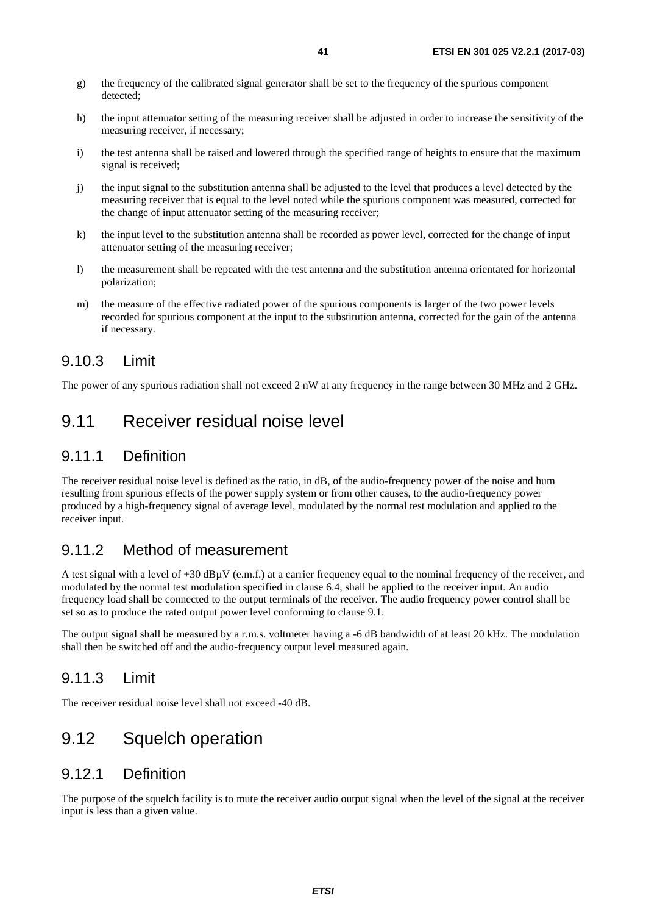g) the frequency of the calibrated signal generator shall be set to the frequency of the spurious component detected;

h) the input attenuator setting of the measuring receiver shall be adjusted in order to increase the sensitivity of the measuring receiver, if necessary;

i) the test antenna shall be raised and lowered through the specified range of heights to ensure that the maximum signal is received;

j) the input signal to the substitution antenna shall be adjusted to the level that produces a level detected by the measuring receiver that is equal to the level noted while the spurious component was measured, corrected for the change of input attenuator setting of the measuring receiver;

k) the input level to the substitution antenna shall be recorded as power level, corrected for the change of input attenuator setting of the measuring receiver;

l) the measurement shall be repeated with the test antenna and the substitution antenna orientated for horizontal polarization;

m) the measure of the effective radiated power of the spurious components is larger of the two power levels recorded for spurious component at the input to the substitution antenna, corrected for the gain of the antenna if necessary.

### 9.10.3 Limit

The power of any spurious radiation shall not exceed 2 nW at any frequency in the range between 30 MHz and 2 GHz.

## 9.11 Receiver residual noise level

### 9.11.1 Definition

The receiver residual noise level is defined as the ratio, in dB, of the audio-frequency power of the noise and hum resulting from spurious effects of the power supply system or from other causes, to the audio-frequency power produced by a high-frequency signal of average level, modulated by the normal test modulation and applied to the receiver input.

### 9.11.2 Method of measurement

A test signal with a level of +30 dBμV (e.m.f.) at a carrier frequency equal to the nominal frequency of the receiver, and modulated by the normal test modulation specified in clause 6.4, shall be applied to the receiver input. An audio frequency load shall be connected to the output terminals of the receiver. The audio frequency power control shall be set so as to produce the rated output power level conforming to clause 9.1.

The output signal shall be measured by a r.m.s. voltmeter having a -6 dB bandwidth of at least 20 kHz. The modulation shall then be switched off and the audio-frequency output level measured again.

### 9.11.3 Limit

The receiver residual noise level shall not exceed -40 dB.

## 9.12 Squelch operation

### 9.12.1 Definition

The purpose of the squelch facility is to mute the receiver audio output signal when the level of the signal at the receiver input is less than a given value.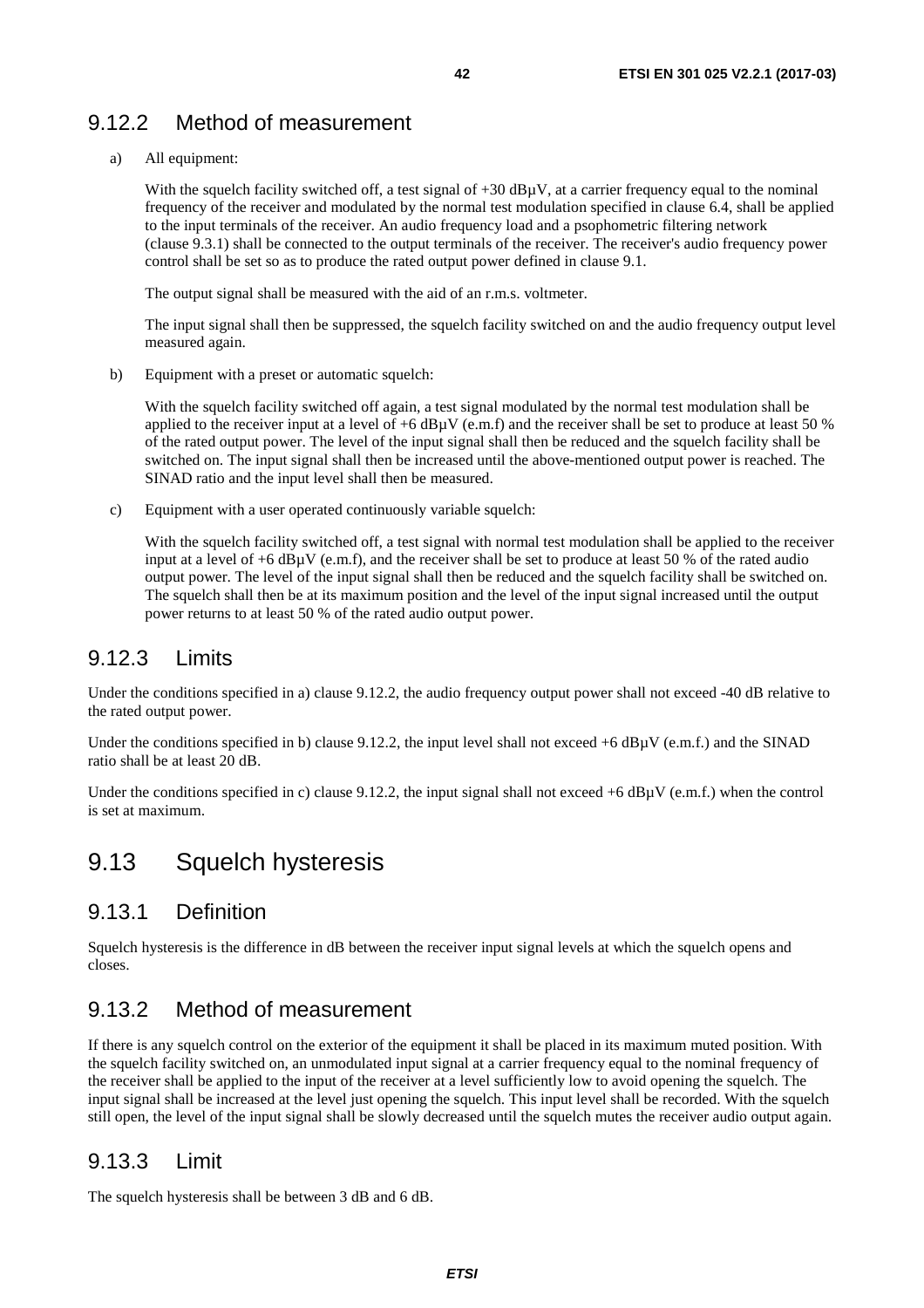### 9.12.2 Method of measurement

a) All equipment:

With the squelch facility switched off, a test signal of +30 dBµV, at a carrier frequency equal to the nominal frequency of the receiver and modulated by the normal test modulation specified in clause 6.4, shall be applied to the input terminals of the receiver. An audio frequency load and a psophometric filtering network (clause 9.3.1) shall be connected to the output terminals of the receiver. The receiver's audio frequency power control shall be set so as to produce the rated output power defined in clause 9.1.

The output signal shall be measured with the aid of an r.m.s. voltmeter.

The input signal shall then be suppressed, the squelch facility switched on and the audio frequency output level measured again.

b) Equipment with a preset or automatic squelch:

With the squelch facility switched off again, a test signal modulated by the normal test modulation shall be applied to the receiver input at a level of +6 dBµV (e.m.f) and the receiver shall be set to produce at least 50 % of the rated output power. The level of the input signal shall then be reduced and the squelch facility shall be switched on. The input signal shall then be increased until the above-mentioned output power is reached. The SINAD ratio and the input level shall then be measured.

c) Equipment with a user operated continuously variable squelch:

With the squelch facility switched off, a test signal with normal test modulation shall be applied to the receiver input at a level of +6 dBµV (e.m.f), and the receiver shall be set to produce at least 50 % of the rated audio output power. The level of the input signal shall then be reduced and the squelch facility shall be switched on. The squelch shall then be at its maximum position and the level of the input signal increased until the output power returns to at least 50 % of the rated audio output power.

### 9.12.3 Limits

Under the conditions specified in a) clause 9.12.2, the audio frequency output power shall not exceed -40 dB relative to the rated output power.

Under the conditions specified in b) clause 9.12.2, the input level shall not exceed +6 dBµV (e.m.f.) and the SINAD ratio shall be at least 20 dB.

Under the conditions specified in c) clause 9.12.2, the input signal shall not exceed +6 dBµV (e.m.f.) when the control is set at maximum.

## 9.13 Squelch hysteresis

### 9.13.1 Definition

Squelch hysteresis is the difference in dB between the receiver input signal levels at which the squelch opens and closes.

### 9.13.2 Method of measurement

If there is any squelch control on the exterior of the equipment it shall be placed in its maximum muted position. With the squelch facility switched on, an unmodulated input signal at a carrier frequency equal to the nominal frequency of the receiver shall be applied to the input of the receiver at a level sufficiently low to avoid opening the squelch. The input signal shall be increased at the level just opening the squelch. This input level shall be recorded. With the squelch still open, the level of the input signal shall be slowly decreased until the squelch mutes the receiver audio output again.

### 9.13.3 Limit

The squelch hysteresis shall be between 3 dB and 6 dB.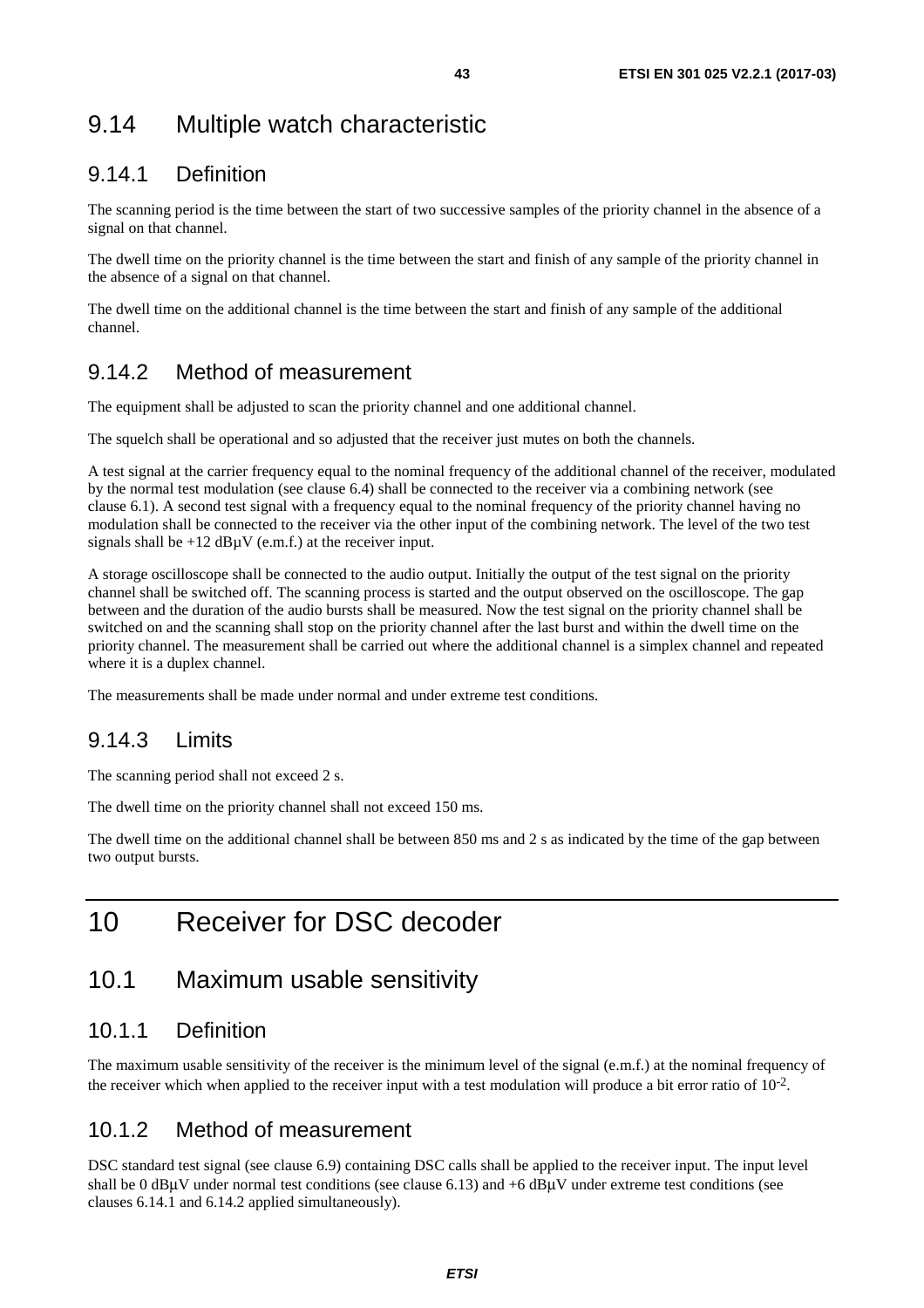## 9.14 Multiple watch characteristic

### 9.14.1 Definition

The scanning period is the time between the start of two successive samples of the priority channel in the absence of a signal on that channel.

The dwell time on the priority channel is the time between the start and finish of any sample of the priority channel in the absence of a signal on that channel.

The dwell time on the additional channel is the time between the start and finish of any sample of the additional channel.

### 9.14.2 Method of measurement

The equipment shall be adjusted to scan the priority channel and one additional channel.

The squelch shall be operational and so adjusted that the receiver just mutes on both the channels.

A test signal at the carrier frequency equal to the nominal frequency of the additional channel of the receiver, modulated by the normal test modulation (see clause 6.4) shall be connected to the receiver via a combining network (see clause 6.1). A second test signal with a frequency equal to the nominal frequency of the priority channel having no modulation shall be connected to the receiver via the other input of the combining network. The level of the two test signals shall be +12 dBμV (e.m.f.) at the receiver input.

A storage oscilloscope shall be connected to the audio output. Initially the output of the test signal on the priority channel shall be switched off. The scanning process is started and the output observed on the oscilloscope. The gap between and the duration of the audio bursts shall be measured. Now the test signal on the priority channel shall be switched on and the scanning shall stop on the priority channel after the last burst and within the dwell time on the priority channel. The measurement shall be carried out where the additional channel is a simplex channel and repeated where it is a duplex channel.

The measurements shall be made under normal and under extreme test conditions.

### 9.14.3 Limits

The scanning period shall not exceed 2 s.

The dwell time on the priority channel shall not exceed 150 ms.

The dwell time on the additional channel shall be between 850 ms and 2 s as indicated by the time of the gap between two output bursts.

# 10 Receiver for DSC decoder

## 10.1 Maximum usable sensitivity

### 10.1.1 Definition

The maximum usable sensitivity of the receiver is the minimum level of the signal (e.m.f.) at the nominal frequency of the receiver which when applied to the receiver input with a test modulation will produce a bit error ratio of $10^{-2}$.

### 10.1.2 Method of measurement

DSC standard test signal (see clause 6.9) containing DSC calls shall be applied to the receiver input. The input level shall be 0 dBμV under normal test conditions (see clause 6.13) and +6 dBμV under extreme test conditions (see clauses 6.14.1 and 6.14.2 applied simultaneously).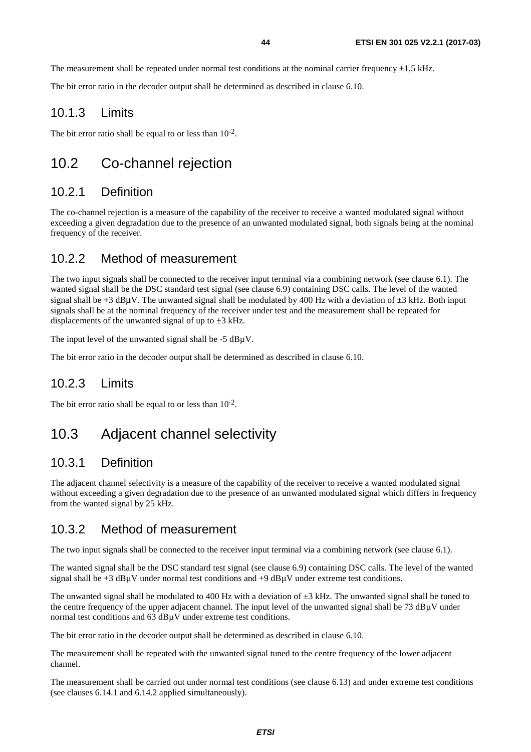The measurement shall be repeated under normal test conditions at the nominal carrier frequency ±1,5 kHz.

The bit error ratio in the decoder output shall be determined as described in clause 6.10.

### 10.1.3 Limits

The bit error ratio shall be equal to or less than $10^{-2}$.

## 10.2 Co-channel rejection

### 10.2.1 Definition

The co-channel rejection is a measure of the capability of the receiver to receive a wanted modulated signal without exceeding a given degradation due to the presence of an unwanted modulated signal, both signals being at the nominal frequency of the receiver.

### 10.2.2 Method of measurement

The two input signals shall be connected to the receiver input terminal via a combining network (see clause 6.1). The wanted signal shall be the DSC standard test signal (see clause 6.9) containing DSC calls. The level of the wanted signal shall be +3 dBµV. The unwanted signal shall be modulated by 400 Hz with a deviation of ±3 kHz. Both input signals shall be at the nominal frequency of the receiver under test and the measurement shall be repeated for displacements of the unwanted signal of up to ±3 kHz.

The input level of the unwanted signal shall be -5 dBµV.

The bit error ratio in the decoder output shall be determined as described in clause 6.10.

### 10.2.3 Limits

The bit error ratio shall be equal to or less than $10^{-2}$.

## 10.3 Adjacent channel selectivity

### 10.3.1 Definition

The adjacent channel selectivity is a measure of the capability of the receiver to receive a wanted modulated signal without exceeding a given degradation due to the presence of an unwanted modulated signal which differs in frequency from the wanted signal by 25 kHz.

### 10.3.2 Method of measurement

The two input signals shall be connected to the receiver input terminal via a combining network (see clause 6.1).

The wanted signal shall be the DSC standard test signal (see clause 6.9) containing DSC calls. The level of the wanted signal shall be +3 dBµV under normal test conditions and +9 dBµV under extreme test conditions.

The unwanted signal shall be modulated to 400 Hz with a deviation of ±3 kHz. The unwanted signal shall be tuned to the centre frequency of the upper adjacent channel. The input level of the unwanted signal shall be 73 dBµV under normal test conditions and 63 dBµV under extreme test conditions.

The bit error ratio in the decoder output shall be determined as described in clause 6.10.

The measurement shall be repeated with the unwanted signal tuned to the centre frequency of the lower adjacent channel.

The measurement shall be carried out under normal test conditions (see clause 6.13) and under extreme test conditions (see clauses 6.14.1 and 6.14.2 applied simultaneously).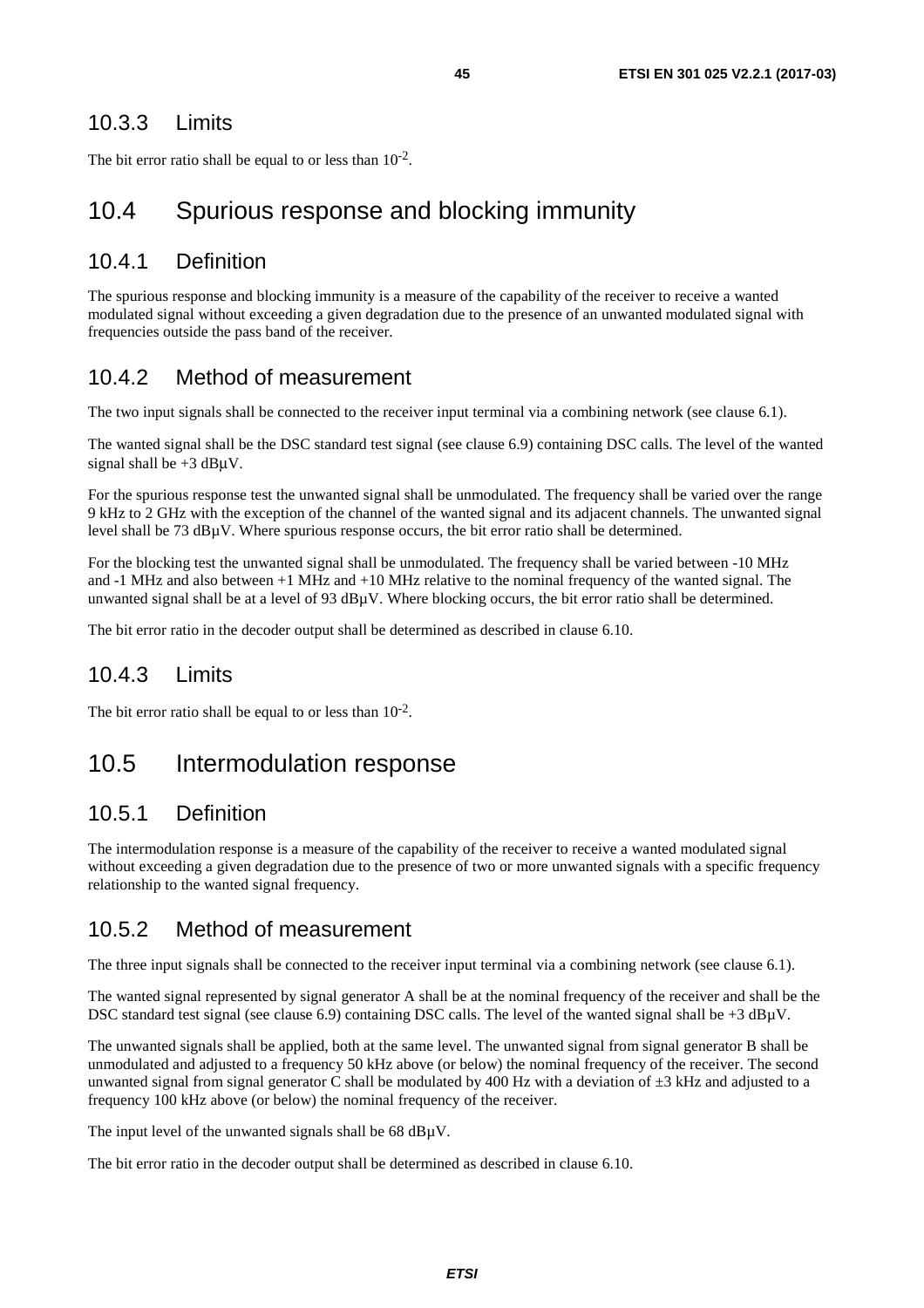### 10.3.3 Limits

The bit error ratio shall be equal to or less than $10^{-2}$.

## 10.4 Spurious response and blocking immunity

### 10.4.1 Definition

The spurious response and blocking immunity is a measure of the capability of the receiver to receive a wanted modulated signal without exceeding a given degradation due to the presence of an unwanted modulated signal with frequencies outside the pass band of the receiver.

### 10.4.2 Method of measurement

The two input signals shall be connected to the receiver input terminal via a combining network (see clause 6.1).

The wanted signal shall be the DSC standard test signal (see clause 6.9) containing DSC calls. The level of the wanted signal shall be +3 dBµV.

For the spurious response test the unwanted signal shall be unmodulated. The frequency shall be varied over the range 9 kHz to 2 GHz with the exception of the channel of the wanted signal and its adjacent channels. The unwanted signal level shall be 73 dBµV. Where spurious response occurs, the bit error ratio shall be determined.

For the blocking test the unwanted signal shall be unmodulated. The frequency shall be varied between -10 MHz and -1 MHz and also between +1 MHz and +10 MHz relative to the nominal frequency of the wanted signal. The unwanted signal shall be at a level of 93 dBµV. Where blocking occurs, the bit error ratio shall be determined.

The bit error ratio in the decoder output shall be determined as described in clause 6.10.

### 10.4.3 Limits

The bit error ratio shall be equal to or less than $10^{-2}$.

## 10.5 Intermodulation response

### 10.5.1 Definition

The intermodulation response is a measure of the capability of the receiver to receive a wanted modulated signal without exceeding a given degradation due to the presence of two or more unwanted signals with a specific frequency relationship to the wanted signal frequency.

### 10.5.2 Method of measurement

The three input signals shall be connected to the receiver input terminal via a combining network (see clause 6.1).

The wanted signal represented by signal generator A shall be at the nominal frequency of the receiver and shall be the DSC standard test signal (see clause 6.9) containing DSC calls. The level of the wanted signal shall be +3 dBµV.

The unwanted signals shall be applied, both at the same level. The unwanted signal from signal generator B shall be unmodulated and adjusted to a frequency 50 kHz above (or below) the nominal frequency of the receiver. The second unwanted signal from signal generator C shall be modulated by 400 Hz with a deviation of ±3 kHz and adjusted to a frequency 100 kHz above (or below) the nominal frequency of the receiver.

The input level of the unwanted signals shall be 68 dBµV.

The bit error ratio in the decoder output shall be determined as described in clause 6.10.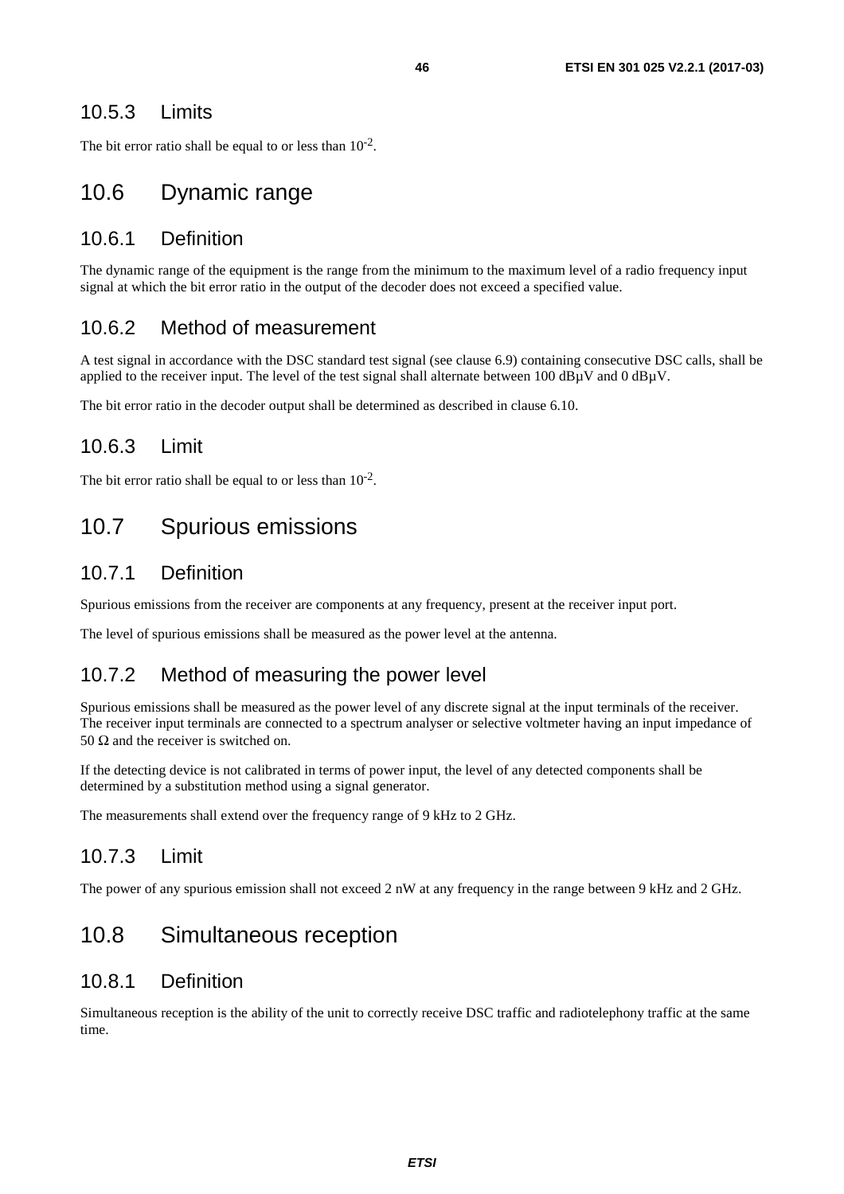### 10.5.3 Limits

The bit error ratio shall be equal to or less than $10^{-2}$.

## 10.6 Dynamic range

### 10.6.1 Definition

The dynamic range of the equipment is the range from the minimum to the maximum level of a radio frequency input signal at which the bit error ratio in the output of the decoder does not exceed a specified value.

### 10.6.2 Method of measurement

A test signal in accordance with the DSC standard test signal (see clause 6.9) containing consecutive DSC calls, shall be applied to the receiver input. The level of the test signal shall alternate between 100 dBμV and 0 dBμV.

The bit error ratio in the decoder output shall be determined as described in clause 6.10.

### 10.6.3 Limit

The bit error ratio shall be equal to or less than $10^{-2}$.

## 10.7 Spurious emissions

### 10.7.1 Definition

Spurious emissions from the receiver are components at any frequency, present at the receiver input port.

The level of spurious emissions shall be measured as the power level at the antenna.

### 10.7.2 Method of measuring the power level

Spurious emissions shall be measured as the power level of any discrete signal at the input terminals of the receiver. The receiver input terminals are connected to a spectrum analyser or selective voltmeter having an input impedance of 50 Ω and the receiver is switched on.

If the detecting device is not calibrated in terms of power input, the level of any detected components shall be determined by a substitution method using a signal generator.

The measurements shall extend over the frequency range of 9 kHz to 2 GHz.

### 10.7.3 Limit

The power of any spurious emission shall not exceed 2 nW at any frequency in the range between 9 kHz and 2 GHz.

## 10.8 Simultaneous reception

### 10.8.1 Definition

Simultaneous reception is the ability of the unit to correctly receive DSC traffic and radiotelephony traffic at the same time.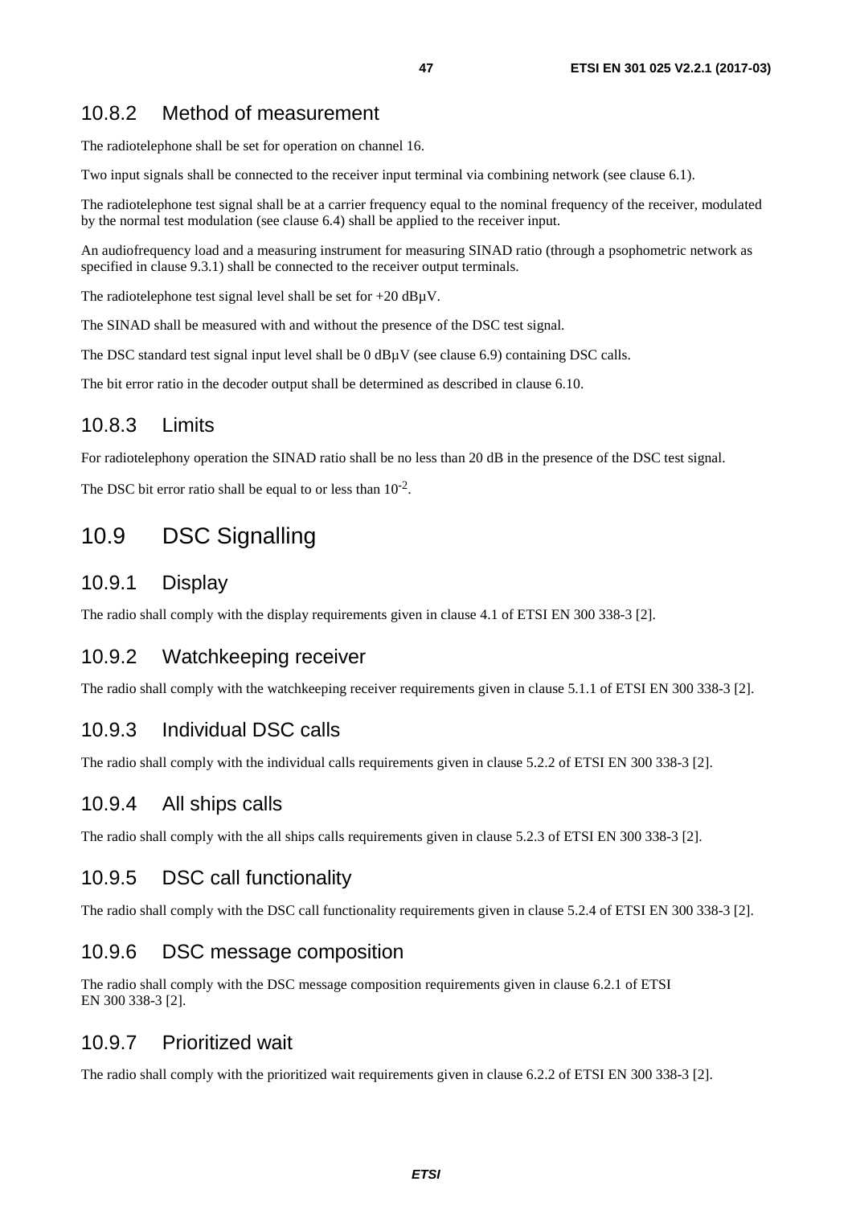### 10.8.2 Method of measurement

The radiotelephone shall be set for operation on channel 16.

Two input signals shall be connected to the receiver input terminal via combining network (see clause 6.1).

The radiotelephone test signal shall be at a carrier frequency equal to the nominal frequency of the receiver, modulated by the normal test modulation (see clause 6.4) shall be applied to the receiver input.

An audiofrequency load and a measuring instrument for measuring SINAD ratio (through a psophometric network as specified in clause 9.3.1) shall be connected to the receiver output terminals.

The radiotelephone test signal level shall be set for +20 dBµV.

The SINAD shall be measured with and without the presence of the DSC test signal.

The DSC standard test signal input level shall be 0 dBµV (see clause 6.9) containing DSC calls.

The bit error ratio in the decoder output shall be determined as described in clause 6.10.

### 10.8.3 Limits

For radiotelephony operation the SINAD ratio shall be no less than 20 dB in the presence of the DSC test signal.

The DSC bit error ratio shall be equal to or less than $10^{-2}$.

## 10.9 DSC Signalling

### 10.9.1 Display

The radio shall comply with the display requirements given in clause 4.1 of ETSI EN 300 338-3 [2].

### 10.9.2 Watchkeeping receiver

The radio shall comply with the watchkeeping receiver requirements given in clause 5.1.1 of ETSI EN 300 338-3 [2].

### 10.9.3 Individual DSC calls

The radio shall comply with the individual calls requirements given in clause 5.2.2 of ETSI EN 300 338-3 [2].

### 10.9.4 All ships calls

The radio shall comply with the all ships calls requirements given in clause 5.2.3 of ETSI EN 300 338-3 [2].

### 10.9.5 DSC call functionality

The radio shall comply with the DSC call functionality requirements given in clause 5.2.4 of ETSI EN 300 338-3 [2].

### 10.9.6 DSC message composition

The radio shall comply with the DSC message composition requirements given in clause 6.2.1 of ETSI EN 300 338-3 [2].

### 10.9.7 Prioritized wait

The radio shall comply with the prioritized wait requirements given in clause 6.2.2 of ETSI EN 300 338-3 [2].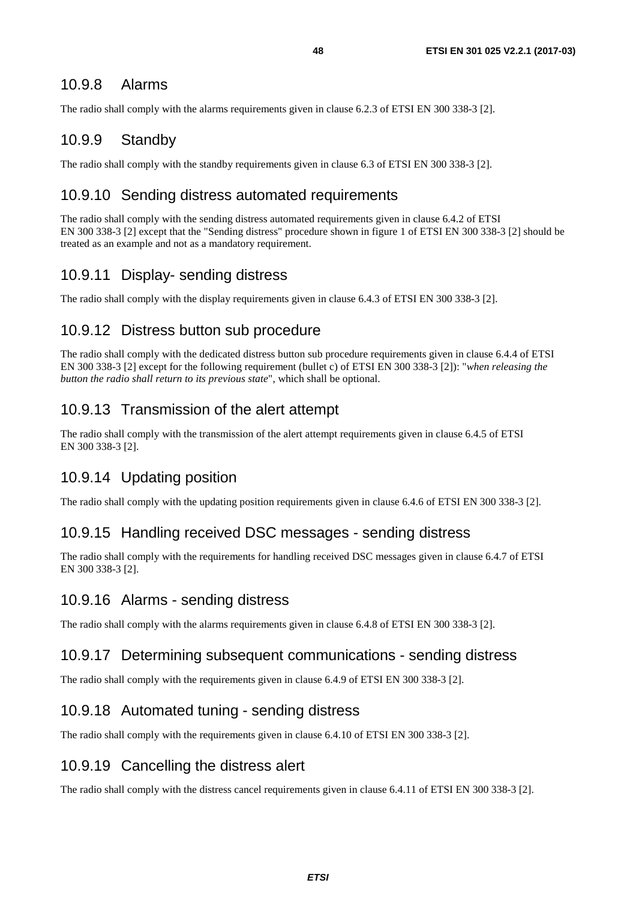### 10.9.8 Alarms

The radio shall comply with the alarms requirements given in clause 6.2.3 of ETSI EN 300 338-3 [2].

### 10.9.9 Standby

The radio shall comply with the standby requirements given in clause 6.3 of ETSI EN 300 338-3 [2].

### 10.9.10 Sending distress automated requirements

The radio shall comply with the sending distress automated requirements given in clause 6.4.2 of ETSI EN 300 338-3 [2] except that the "Sending distress" procedure shown in figure 1 of ETSI EN 300 338-3 [2] should be treated as an example and not as a mandatory requirement.

### 10.9.11 Display- sending distress

The radio shall comply with the display requirements given in clause 6.4.3 of ETSI EN 300 338-3 [2].

### 10.9.12 Distress button sub procedure

The radio shall comply with the dedicated distress button sub procedure requirements given in clause 6.4.4 of ETSI EN 300 338-3 [2] except for the following requirement (bullet c) of ETSI EN 300 338-3 [2]): "*when releasing the button the radio shall return to its previous state*", which shall be optional.

### 10.9.13 Transmission of the alert attempt

The radio shall comply with the transmission of the alert attempt requirements given in clause 6.4.5 of ETSI EN 300 338-3 [2].

### 10.9.14 Updating position

The radio shall comply with the updating position requirements given in clause 6.4.6 of ETSI EN 300 338-3 [2].

### 10.9.15 Handling received DSC messages - sending distress

The radio shall comply with the requirements for handling received DSC messages given in clause 6.4.7 of ETSI EN 300 338-3 [2].

### 10.9.16 Alarms - sending distress

The radio shall comply with the alarms requirements given in clause 6.4.8 of ETSI EN 300 338-3 [2].

### 10.9.17 Determining subsequent communications - sending distress

The radio shall comply with the requirements given in clause 6.4.9 of ETSI EN 300 338-3 [2].

### 10.9.18 Automated tuning - sending distress

The radio shall comply with the requirements given in clause 6.4.10 of ETSI EN 300 338-3 [2].

### 10.9.19 Cancelling the distress alert

The radio shall comply with the distress cancel requirements given in clause 6.4.11 of ETSI EN 300 338-3 [2].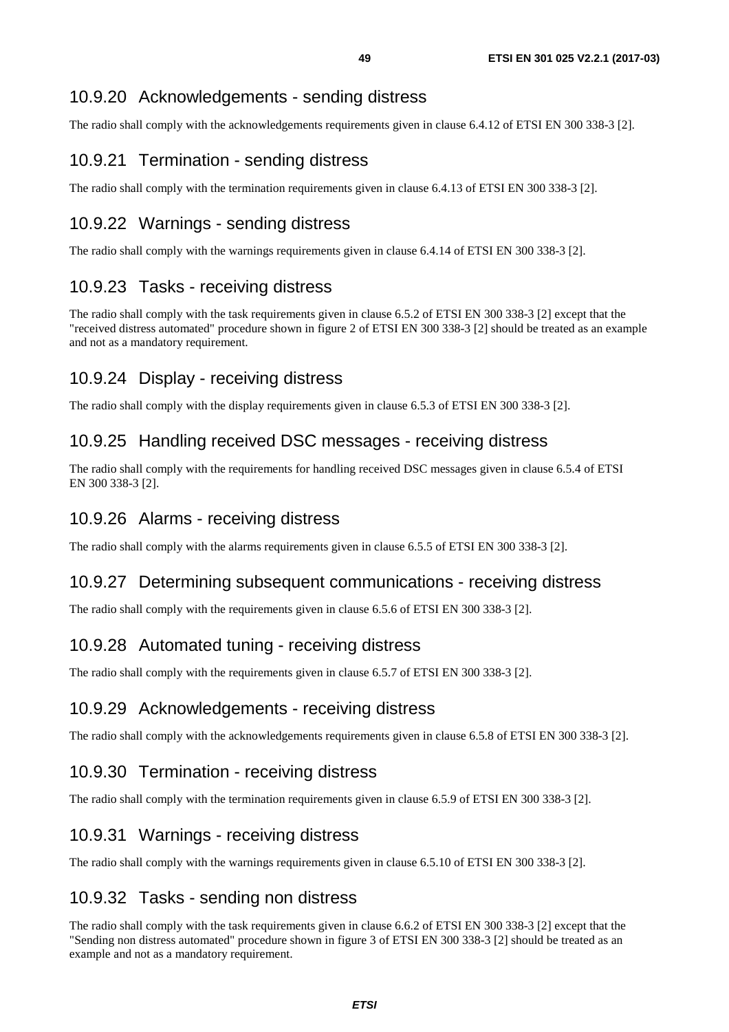### 10.9.20 Acknowledgements - sending distress

The radio shall comply with the acknowledgements requirements given in clause 6.4.12 of ETSI EN 300 338-3 [2].

### 10.9.21 Termination - sending distress

The radio shall comply with the termination requirements given in clause 6.4.13 of ETSI EN 300 338-3 [2].

### 10.9.22 Warnings - sending distress

The radio shall comply with the warnings requirements given in clause 6.4.14 of ETSI EN 300 338-3 [2].

### 10.9.23 Tasks - receiving distress

The radio shall comply with the task requirements given in clause 6.5.2 of ETSI EN 300 338-3 [2] except that the "received distress automated" procedure shown in figure 2 of ETSI EN 300 338-3 [2] should be treated as an example and not as a mandatory requirement.

### 10.9.24 Display - receiving distress

The radio shall comply with the display requirements given in clause 6.5.3 of ETSI EN 300 338-3 [2].

### 10.9.25 Handling received DSC messages - receiving distress

The radio shall comply with the requirements for handling received DSC messages given in clause 6.5.4 of ETSI EN 300 338-3 [2].

### 10.9.26 Alarms - receiving distress

The radio shall comply with the alarms requirements given in clause 6.5.5 of ETSI EN 300 338-3 [2].

### 10.9.27 Determining subsequent communications - receiving distress

The radio shall comply with the requirements given in clause 6.5.6 of ETSI EN 300 338-3 [2].

### 10.9.28 Automated tuning - receiving distress

The radio shall comply with the requirements given in clause 6.5.7 of ETSI EN 300 338-3 [2].

### 10.9.29 Acknowledgements - receiving distress

The radio shall comply with the acknowledgements requirements given in clause 6.5.8 of ETSI EN 300 338-3 [2].

### 10.9.30 Termination - receiving distress

The radio shall comply with the termination requirements given in clause 6.5.9 of ETSI EN 300 338-3 [2].

### 10.9.31 Warnings - receiving distress

The radio shall comply with the warnings requirements given in clause 6.5.10 of ETSI EN 300 338-3 [2].

### 10.9.32 Tasks - sending non distress

The radio shall comply with the task requirements given in clause 6.6.2 of ETSI EN 300 338-3 [2] except that the "Sending non distress automated" procedure shown in figure 3 of ETSI EN 300 338-3 [2] should be treated as an example and not as a mandatory requirement.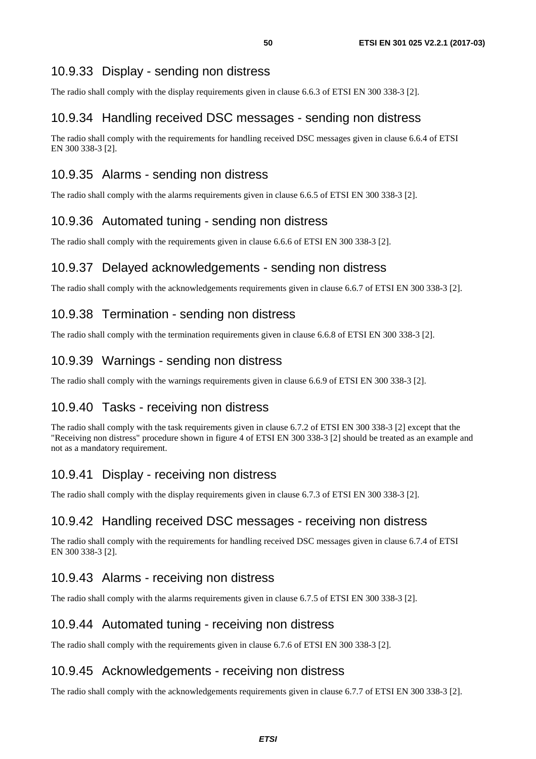### 10.9.33 Display - sending non distress

The radio shall comply with the display requirements given in clause 6.6.3 of ETSI EN 300 338-3 [2].

### 10.9.34 Handling received DSC messages - sending non distress

The radio shall comply with the requirements for handling received DSC messages given in clause 6.6.4 of ETSI EN 300 338-3 [2].

### 10.9.35 Alarms - sending non distress

The radio shall comply with the alarms requirements given in clause 6.6.5 of ETSI EN 300 338-3 [2].

### 10.9.36 Automated tuning - sending non distress

The radio shall comply with the requirements given in clause 6.6.6 of ETSI EN 300 338-3 [2].

### 10.9.37 Delayed acknowledgements - sending non distress

The radio shall comply with the acknowledgements requirements given in clause 6.6.7 of ETSI EN 300 338-3 [2].

### 10.9.38 Termination - sending non distress

The radio shall comply with the termination requirements given in clause 6.6.8 of ETSI EN 300 338-3 [2].

### 10.9.39 Warnings - sending non distress

The radio shall comply with the warnings requirements given in clause 6.6.9 of ETSI EN 300 338-3 [2].

### 10.9.40 Tasks - receiving non distress

The radio shall comply with the task requirements given in clause 6.7.2 of ETSI EN 300 338-3 [2] except that the "Receiving non distress" procedure shown in figure 4 of ETSI EN 300 338-3 [2] should be treated as an example and not as a mandatory requirement.

### 10.9.41 Display - receiving non distress

The radio shall comply with the display requirements given in clause 6.7.3 of ETSI EN 300 338-3 [2].

### 10.9.42 Handling received DSC messages - receiving non distress

The radio shall comply with the requirements for handling received DSC messages given in clause 6.7.4 of ETSI EN 300 338-3 [2].

### 10.9.43 Alarms - receiving non distress

The radio shall comply with the alarms requirements given in clause 6.7.5 of ETSI EN 300 338-3 [2].

### 10.9.44 Automated tuning - receiving non distress

The radio shall comply with the requirements given in clause 6.7.6 of ETSI EN 300 338-3 [2].

### 10.9.45 Acknowledgements - receiving non distress

The radio shall comply with the acknowledgements requirements given in clause 6.7.7 of ETSI EN 300 338-3 [2].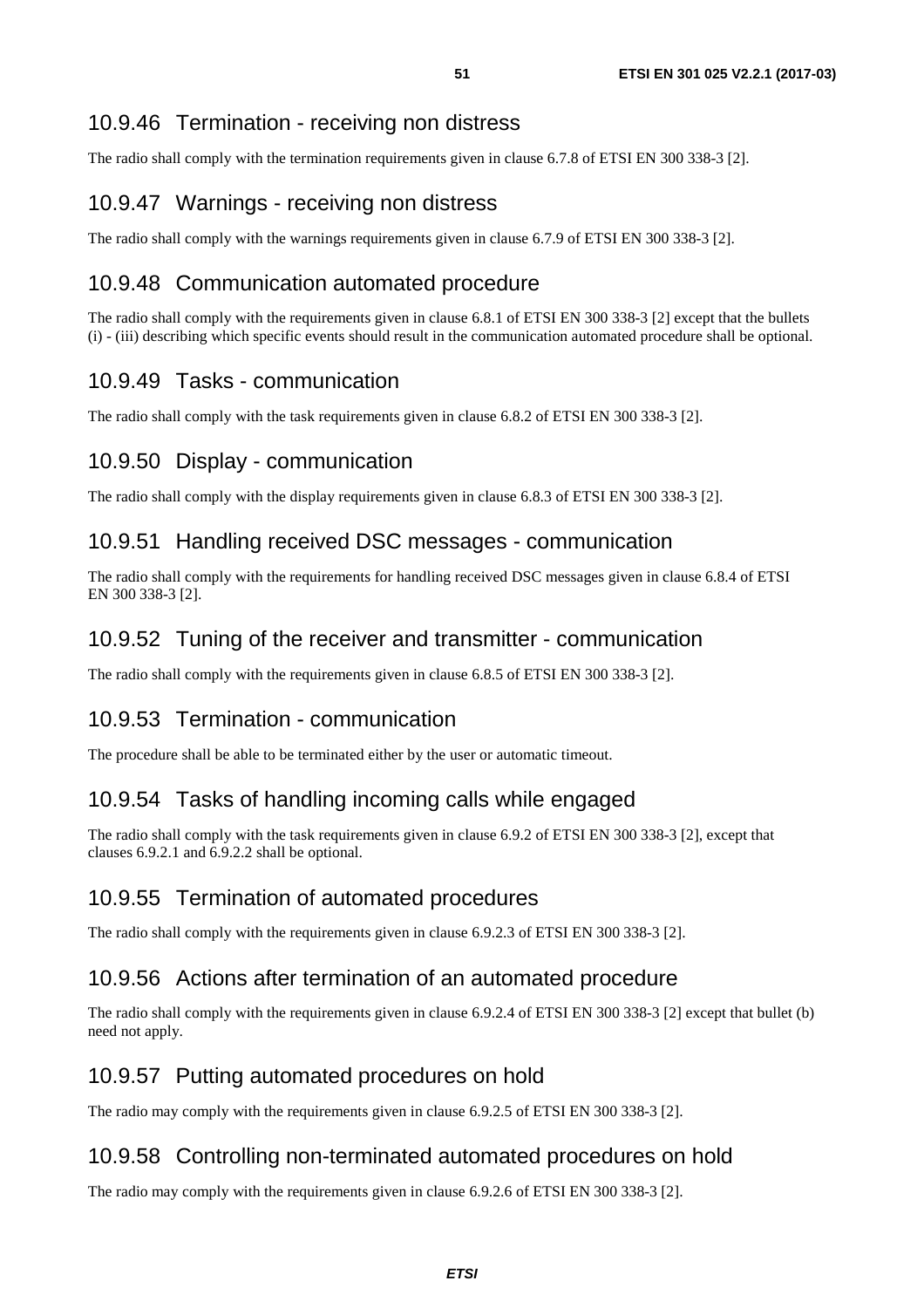### 10.9.46 Termination - receiving non distress

The radio shall comply with the termination requirements given in clause 6.7.8 of ETSI EN 300 338-3 [2].

### 10.9.47 Warnings - receiving non distress

The radio shall comply with the warnings requirements given in clause 6.7.9 of ETSI EN 300 338-3 [2].

### 10.9.48 Communication automated procedure

The radio shall comply with the requirements given in clause 6.8.1 of ETSI EN 300 338-3 [2] except that the bullets (i) - (iii) describing which specific events should result in the communication automated procedure shall be optional.

### 10.9.49 Tasks - communication

The radio shall comply with the task requirements given in clause 6.8.2 of ETSI EN 300 338-3 [2].

### 10.9.50 Display - communication

The radio shall comply with the display requirements given in clause 6.8.3 of ETSI EN 300 338-3 [2].

### 10.9.51 Handling received DSC messages - communication

The radio shall comply with the requirements for handling received DSC messages given in clause 6.8.4 of ETSI EN 300 338-3 [2].

### 10.9.52 Tuning of the receiver and transmitter - communication

The radio shall comply with the requirements given in clause 6.8.5 of ETSI EN 300 338-3 [2].

### 10.9.53 Termination - communication

The procedure shall be able to be terminated either by the user or automatic timeout.

### 10.9.54 Tasks of handling incoming calls while engaged

The radio shall comply with the task requirements given in clause 6.9.2 of ETSI EN 300 338-3 [2], except that clauses 6.9.2.1 and 6.9.2.2 shall be optional.

### 10.9.55 Termination of automated procedures

The radio shall comply with the requirements given in clause 6.9.2.3 of ETSI EN 300 338-3 [2].

### 10.9.56 Actions after termination of an automated procedure

The radio shall comply with the requirements given in clause 6.9.2.4 of ETSI EN 300 338-3 [2] except that bullet (b) need not apply.

### 10.9.57 Putting automated procedures on hold

The radio may comply with the requirements given in clause 6.9.2.5 of ETSI EN 300 338-3 [2].

### 10.9.58 Controlling non-terminated automated procedures on hold

The radio may comply with the requirements given in clause 6.9.2.6 of ETSI EN 300 338-3 [2].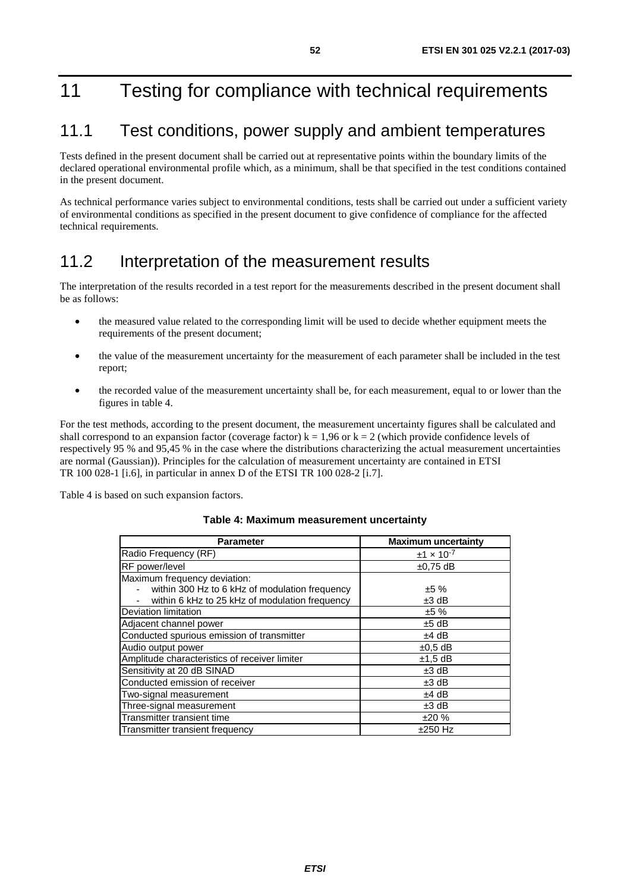# 11 Testing for compliance with technical requirements

## 11.1 Test conditions, power supply and ambient temperatures

Tests defined in the present document shall be carried out at representative points within the boundary limits of the declared operational environmental profile which, as a minimum, shall be that specified in the test conditions contained in the present document.

As technical performance varies subject to environmental conditions, tests shall be carried out under a sufficient variety of environmental conditions as specified in the present document to give confidence of compliance for the affected technical requirements.

## 11.2 Interpretation of the measurement results

The interpretation of the results recorded in a test report for the measurements described in the present document shall be as follows:

- the measured value related to the corresponding limit will be used to decide whether equipment meets the requirements of the present document;
- the value of the measurement uncertainty for the measurement of each parameter shall be included in the test report;
- the recorded value of the measurement uncertainty shall be, for each measurement, equal to or lower than the figures in table 4.

For the test methods, according to the present document, the measurement uncertainty figures shall be calculated and shall correspond to an expansion factor (coverage factor) $k = 1{,}96$ or $k = 2$ (which provide confidence levels of respectively 95 % and 95,45 % in the case where the distributions characterizing the actual measurement uncertainties are normal (Gaussian)). Principles for the calculation of measurement uncertainty are contained in ETSI TR 100 028-1 [i.6], in particular in annex D of the ETSI TR 100 028-2 [i.7].

Table 4 is based on such expansion factors.

**Table 4: Maximum measurement uncertainty**

| Parameter | Maximum uncertainty |
|---|---|
| Radio Frequency (RF) | $\pm 1 \times 10^{-7}$ |
| RF power/level | ±0,75 dB |
| Maximum frequency deviation:<br>- within 300 Hz to 6 kHz of modulation frequency<br>- within 6 kHz to 25 kHz of modulation frequency | <br>±5 %<br>±3 dB |
| Deviation limitation | ±5 % |
| Adjacent channel power | ±5 dB |
| Conducted spurious emission of transmitter | ±4 dB |
| Audio output power | ±0,5 dB |
| Amplitude characteristics of receiver limiter | ±1,5 dB |
| Sensitivity at 20 dB SINAD | ±3 dB |
| Conducted emission of receiver | ±3 dB |
| Two-signal measurement | ±4 dB |
| Three-signal measurement | ±3 dB |
| Transmitter transient time | ±20 % |
| Transmitter transient frequency | ±250 Hz |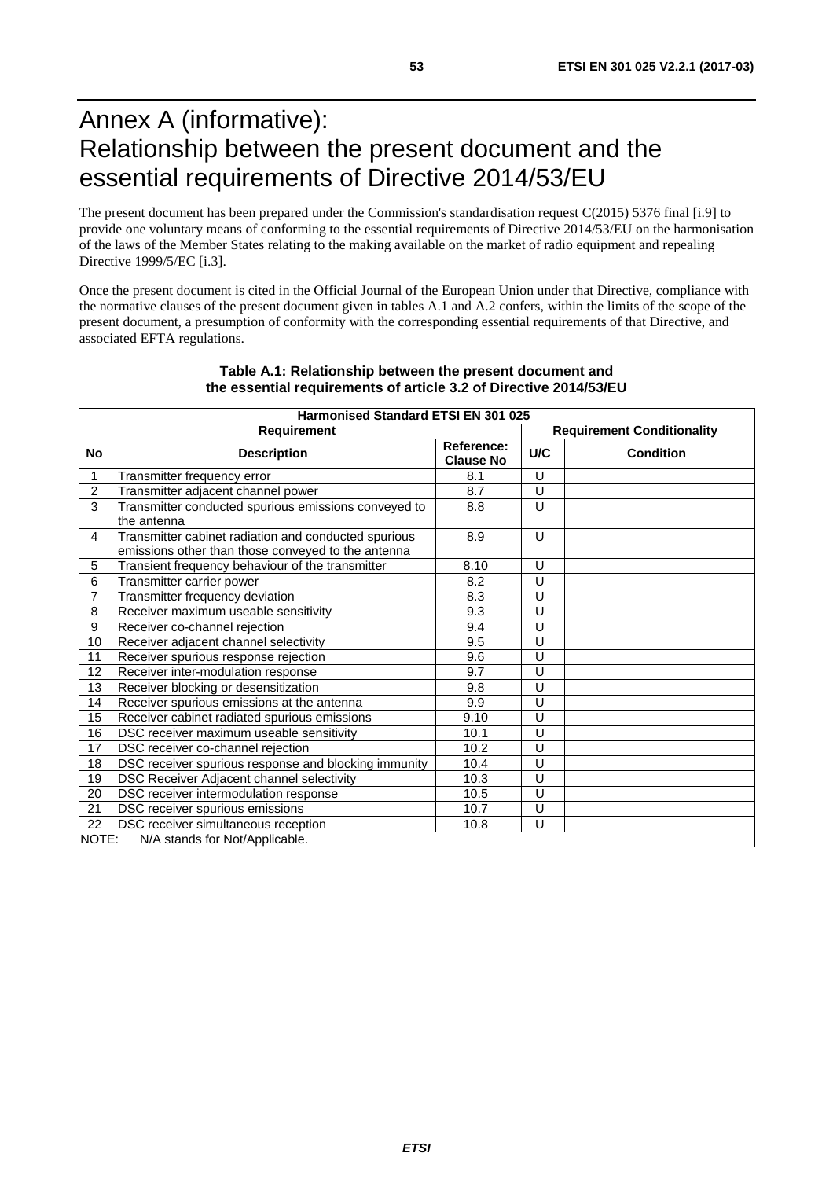# Annex A (informative): Relationship between the present document and the essential requirements of Directive 2014/53/EU

The present document has been prepared under the Commission's standardisation request C(2015) 5376 final [i.9] to provide one voluntary means of conforming to the essential requirements of Directive 2014/53/EU on the harmonisation of the laws of the Member States relating to the making available on the market of radio equipment and repealing Directive 1999/5/EC [i.3].

Once the present document is cited in the Official Journal of the European Union under that Directive, compliance with the normative clauses of the present document given in tables A.1 and A.2 confers, within the limits of the scope of the present document, a presumption of conformity with the corresponding essential requirements of that Directive, and associated EFTA regulations.

**Table A.1: Relationship between the present document and the essential requirements of article 3.2 of Directive 2014/53/EU**

| Harmonised Standard ETSI EN 301 025 | | | | |
|---|---|---|---|---|
| **Requirement** | | | **Requirement Conditionality** | |
| **No** | **Description** | **Reference: Clause No** | **U/C** | **Condition** |
| 1 | Transmitter frequency error | 8.1 | U | |
| 2 | Transmitter adjacent channel power | 8.7 | U | |
| 3 | Transmitter conducted spurious emissions conveyed to the antenna | 8.8 | U | |
| 4 | Transmitter cabinet radiation and conducted spurious emissions other than those conveyed to the antenna | 8.9 | U | |
| 5 | Transient frequency behaviour of the transmitter | 8.10 | U | |
| 6 | Transmitter carrier power | 8.2 | U | |
| 7 | Transmitter frequency deviation | 8.3 | U | |
| 8 | Receiver maximum useable sensitivity | 9.3 | U | |
| 9 | Receiver co-channel rejection | 9.4 | U | |
| 10 | Receiver adjacent channel selectivity | 9.5 | U | |
| 11 | Receiver spurious response rejection | 9.6 | U | |
| 12 | Receiver inter-modulation response | 9.7 | U | |
| 13 | Receiver blocking or desensitization | 9.8 | U | |
| 14 | Receiver spurious emissions at the antenna | 9.9 | U | |
| 15 | Receiver cabinet radiated spurious emissions | 9.10 | U | |
| 16 | DSC receiver maximum useable sensitivity | 10.1 | U | |
| 17 | DSC receiver co-channel rejection | 10.2 | U | |
| 18 | DSC receiver spurious response and blocking immunity | 10.4 | U | |
| 19 | DSC Receiver Adjacent channel selectivity | 10.3 | U | |
| 20 | DSC receiver intermodulation response | 10.5 | U | |
| 21 | DSC receiver spurious emissions | 10.7 | U | |
| 22 | DSC receiver simultaneous reception | 10.8 | U | |
| NOTE: N/A stands for Not/Applicable. | | | | |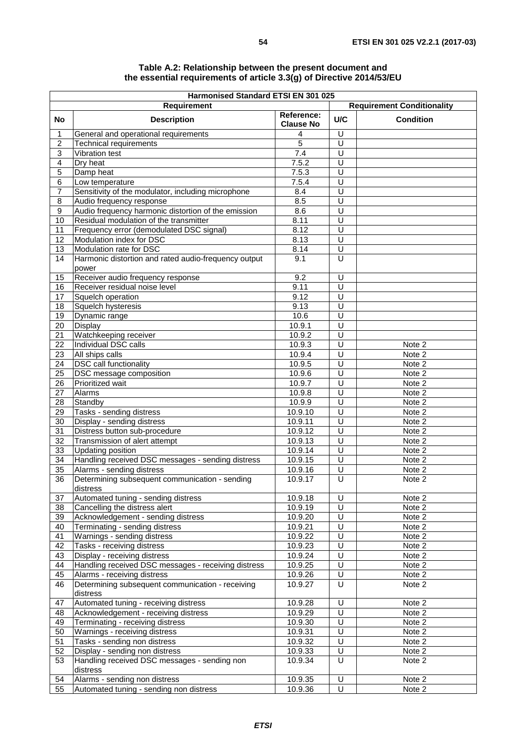**Table A.2: Relationship between the present document and the essential requirements of article 3.3(g) of Directive 2014/53/EU**

| Harmonised Standard ETSI EN 301 025 | | | | |
|---|---|---|---|---|
| Requirement | | | Requirement Conditionality | |
| No | Description | Reference: Clause No | U/C | Condition |
| 1 | General and operational requirements | 4 | U | |
| 2 | Technical requirements | 5 | U | |
| 3 | Vibration test | 7.4 | U | |
| 4 | Dry heat | 7.5.2 | U | |
| 5 | Damp heat | 7.5.3 | U | |
| 6 | Low temperature | 7.5.4 | U | |
| 7 | Sensitivity of the modulator, including microphone | 8.4 | U | |
| 8 | Audio frequency response | 8.5 | U | |
| 9 | Audio frequency harmonic distortion of the emission | 8.6 | U | |
| 10 | Residual modulation of the transmitter | 8.11 | U | |
| 11 | Frequency error (demodulated DSC signal) | 8.12 | U | |
| 12 | Modulation index for DSC | 8.13 | U | |
| 13 | Modulation rate for DSC | 8.14 | U | |
| 14 | Harmonic distortion and rated audio-frequency output power | 9.1 | U | |
| 15 | Receiver audio frequency response | 9.2 | U | |
| 16 | Receiver residual noise level | 9.11 | U | |
| 17 | Squelch operation | 9.12 | U | |
| 18 | Squelch hysteresis | 9.13 | U | |
| 19 | Dynamic range | 10.6 | U | |
| 20 | Display | 10.9.1 | U | |
| 21 | Watchkeeping receiver | 10.9.2 | U | |
| 22 | Individual DSC calls | 10.9.3 | U | Note 2 |
| 23 | All ships calls | 10.9.4 | U | Note 2 |
| 24 | DSC call functionality | 10.9.5 | U | Note 2 |
| 25 | DSC message composition | 10.9.6 | U | Note 2 |
| 26 | Prioritized wait | 10.9.7 | U | Note 2 |
| 27 | Alarms | 10.9.8 | U | Note 2 |
| 28 | Standby | 10.9.9 | U | Note 2 |
| 29 | Tasks - sending distress | 10.9.10 | U | Note 2 |
| 30 | Display - sending distress | 10.9.11 | U | Note 2 |
| 31 | Distress button sub-procedure | 10.9.12 | U | Note 2 |
| 32 | Transmission of alert attempt | 10.9.13 | U | Note 2 |
| 33 | Updating position | 10.9.14 | U | Note 2 |
| 34 | Handling received DSC messages - sending distress | 10.9.15 | U | Note 2 |
| 35 | Alarms - sending distress | 10.9.16 | U | Note 2 |
| 36 | Determining subsequent communication - sending distress | 10.9.17 | U | Note 2 |
| 37 | Automated tuning - sending distress | 10.9.18 | U | Note 2 |
| 38 | Cancelling the distress alert | 10.9.19 | U | Note 2 |
| 39 | Acknowledgement - sending distress | 10.9.20 | U | Note 2 |
| 40 | Terminating - sending distress | 10.9.21 | U | Note 2 |
| 41 | Warnings - sending distress | 10.9.22 | U | Note 2 |
| 42 | Tasks - receiving distress | 10.9.23 | U | Note 2 |
| 43 | Display - receiving distress | 10.9.24 | U | Note 2 |
| 44 | Handling received DSC messages - receiving distress | 10.9.25 | U | Note 2 |
| 45 | Alarms - receiving distress | 10.9.26 | U | Note 2 |
| 46 | Determining subsequent communication - receiving distress | 10.9.27 | U | Note 2 |
| 47 | Automated tuning - receiving distress | 10.9.28 | U | Note 2 |
| 48 | Acknowledgement - receiving distress | 10.9.29 | U | Note 2 |
| 49 | Terminating - receiving distress | 10.9.30 | U | Note 2 |
| 50 | Warnings - receiving distress | 10.9.31 | U | Note 2 |
| 51 | Tasks - sending non distress | 10.9.32 | U | Note 2 |
| 52 | Display - sending non distress | 10.9.33 | U | Note 2 |
| 53 | Handling received DSC messages - sending non distress | 10.9.34 | U | Note 2 |
| 54 | Alarms - sending non distress | 10.9.35 | U | Note 2 |
| 55 | Automated tuning - sending non distress | 10.9.36 | U | Note 2 |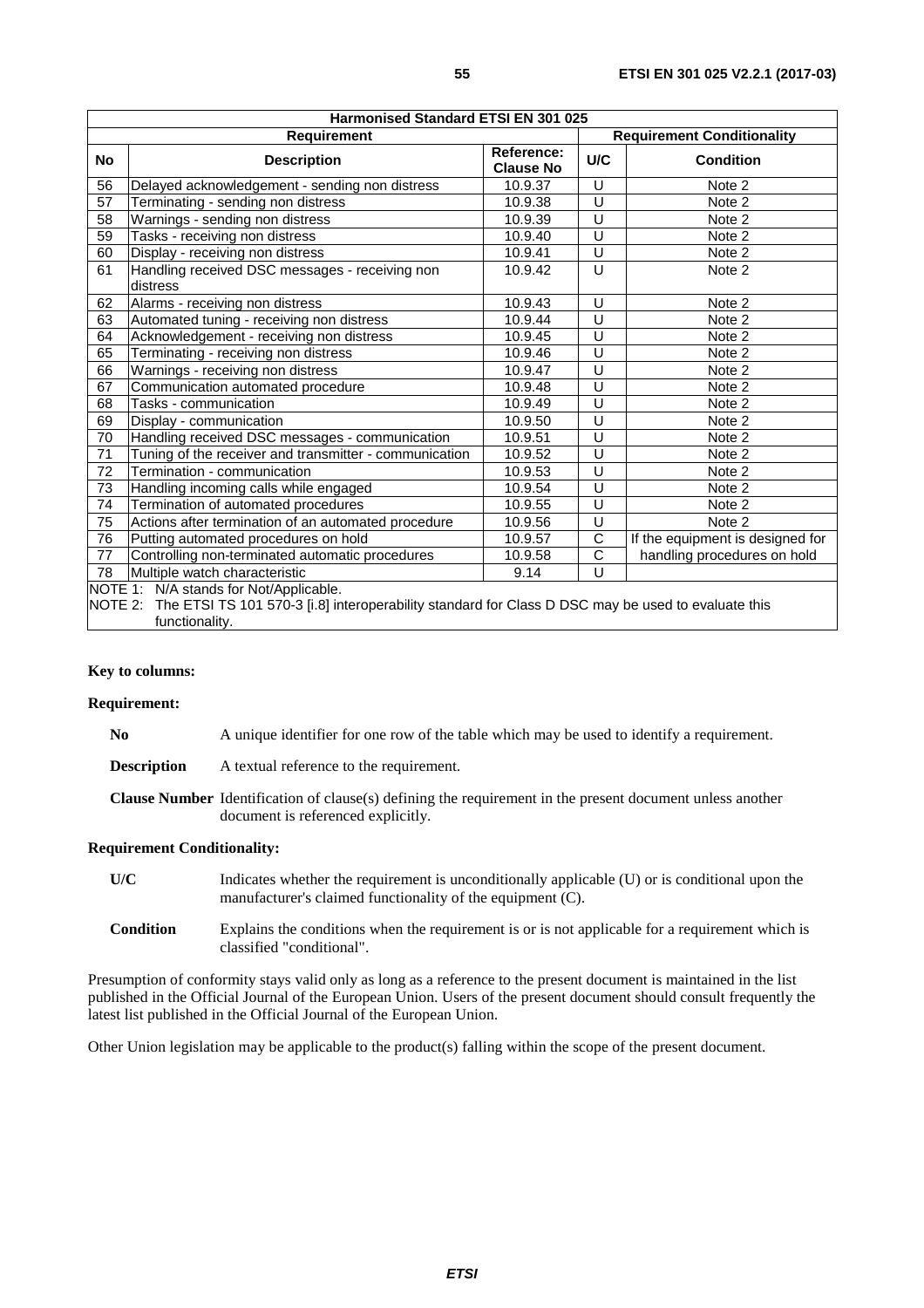| Harmonised Standard ETSI EN 301 025 | | | | |
|---|---|---|---|---|
| Requirement | | | Requirement Conditionality | |
| No | Description | Reference: Clause No | U/C | Condition |
| 56 | Delayed acknowledgement - sending non distress | 10.9.37 | U | Note 2 |
| 57 | Terminating - sending non distress | 10.9.38 | U | Note 2 |
| 58 | Warnings - sending non distress | 10.9.39 | U | Note 2 |
| 59 | Tasks - receiving non distress | 10.9.40 | U | Note 2 |
| 60 | Display - receiving non distress | 10.9.41 | U | Note 2 |
| 61 | Handling received DSC messages - receiving non distress | 10.9.42 | U | Note 2 |
| 62 | Alarms - receiving non distress | 10.9.43 | U | Note 2 |
| 63 | Automated tuning - receiving non distress | 10.9.44 | U | Note 2 |
| 64 | Acknowledgement - receiving non distress | 10.9.45 | U | Note 2 |
| 65 | Terminating - receiving non distress | 10.9.46 | U | Note 2 |
| 66 | Warnings - receiving non distress | 10.9.47 | U | Note 2 |
| 67 | Communication automated procedure | 10.9.48 | U | Note 2 |
| 68 | Tasks - communication | 10.9.49 | U | Note 2 |
| 69 | Display - communication | 10.9.50 | U | Note 2 |
| 70 | Handling received DSC messages - communication | 10.9.51 | U | Note 2 |
| 71 | Tuning of the receiver and transmitter - communication | 10.9.52 | U | Note 2 |
| 72 | Termination - communication | 10.9.53 | U | Note 2 |
| 73 | Handling incoming calls while engaged | 10.9.54 | U | Note 2 |
| 74 | Termination of automated procedures | 10.9.55 | U | Note 2 |
| 75 | Actions after termination of an automated procedure | 10.9.56 | U | Note 2 |
| 76 | Putting automated procedures on hold | 10.9.57 | C | If the equipment is designed for handling procedures on hold |
| 77 | Controlling non-terminated automatic procedures | 10.9.58 | C | |
| 78 | Multiple watch characteristic | 9.14 | U | |
| NOTE 1: N/A stands for Not/Applicable.<br>NOTE 2: The ETSI TS 101 570-3 [i.8] interoperability standard for Class D DSC may be used to evaluate this functionality. | | | | |

**Key to columns:**

**Requirement:**

**No** A unique identifier for one row of the table which may be used to identify a requirement.

**Description** A textual reference to the requirement.

**Clause Number** Identification of clause(s) defining the requirement in the present document unless another document is referenced explicitly.

**Requirement Conditionality:**

**U/C** Indicates whether the requirement is unconditionally applicable (U) or is conditional upon the manufacturer's claimed functionality of the equipment (C).

**Condition** Explains the conditions when the requirement is or is not applicable for a requirement which is classified "conditional".

Presumption of conformity stays valid only as long as a reference to the present document is maintained in the list published in the Official Journal of the European Union. Users of the present document should consult frequently the latest list published in the Official Journal of the European Union.

Other Union legislation may be applicable to the product(s) falling within the scope of the present document.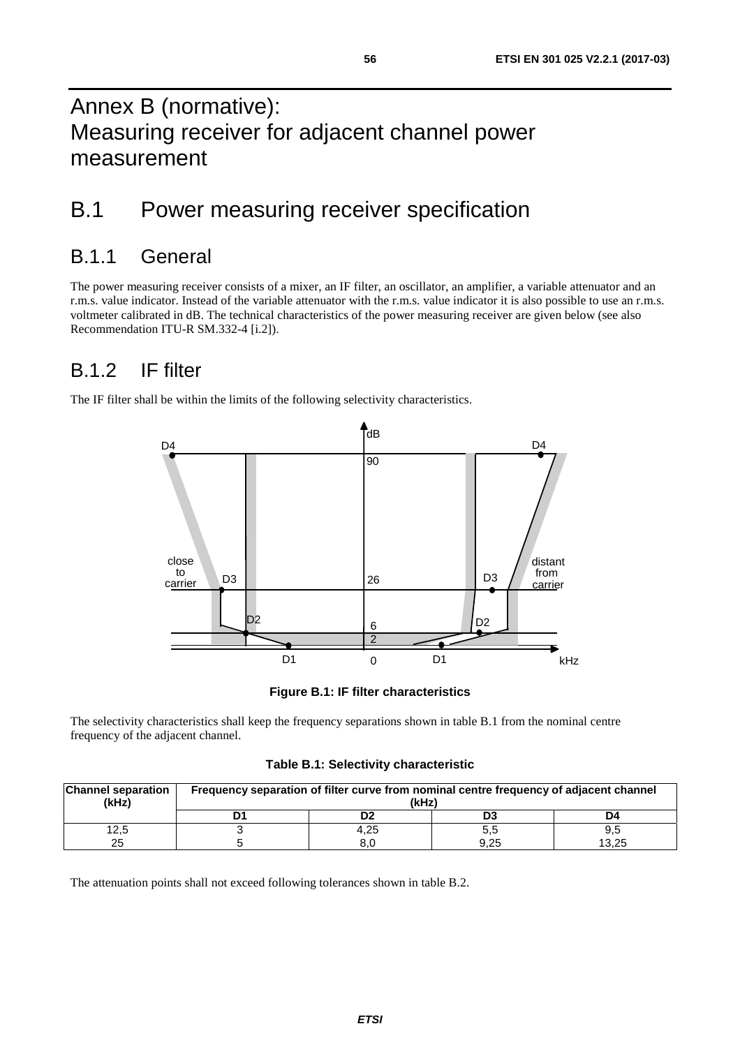# Annex B (normative): Measuring receiver for adjacent channel power measurement

## B.1 Power measuring receiver specification

### B.1.1 General

The power measuring receiver consists of a mixer, an IF filter, an oscillator, an amplifier, a variable attenuator and an r.m.s. value indicator. Instead of the variable attenuator with the r.m.s. value indicator it is also possible to use an r.m.s. voltmeter calibrated in dB. The technical characteristics of the power measuring receiver are given below (see also Recommendation ITU-R SM.332-4 [i.2]).

### B.1.2 IF filter

The IF filter shall be within the limits of the following selectivity characteristics.

**Figure B.1: IF filter characteristics**

The selectivity characteristics shall keep the frequency separations shown in table B.1 from the nominal centre frequency of the adjacent channel.

**Table B.1: Selectivity characteristic**

| Channel separation (kHz) | Frequency separation of filter curve from nominal centre frequency of adjacent channel (kHz) | | | |
|---|---|---|---|---|
| | D1 | D2 | D3 | D4 |
| 12,5 | 3 | 4,25 | 5,5 | 9,5 |
| 25 | 5 | 8,0 | 9,25 | 13,25 |

The attenuation points shall not exceed following tolerances shown in table B.2.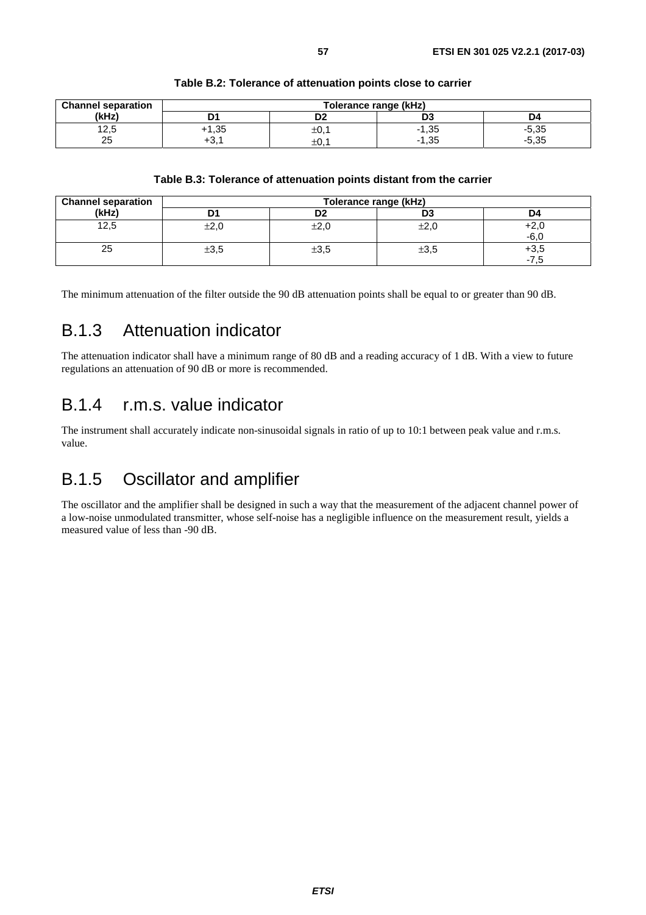**Table B.2: Tolerance of attenuation points close to carrier**

| Channel separation (kHz) | Tolerance range (kHz) | | | |
|---|---|---|---|---|
| | D1 | D2 | D3 | D4 |
| 12,5 | +1,35 | ±0,1 | -1,35 | -5,35 |
| 25 | +3,1 | ±0,1 | -1,35 | -5,35 |

**Table B.3: Tolerance of attenuation points distant from the carrier**

| Channel separation (kHz) | Tolerance range (kHz) | | | |
|---|---|---|---|---|
| | D1 | D2 | D3 | D4 |
| 12,5 | ±2,0 | ±2,0 | ±2,0 | +2,0<br>-6,0 |
| 25 | ±3,5 | ±3,5 | ±3,5 | +3,5<br>-7,5 |

The minimum attenuation of the filter outside the 90 dB attenuation points shall be equal to or greater than 90 dB.

## B.1.3 Attenuation indicator

The attenuation indicator shall have a minimum range of 80 dB and a reading accuracy of 1 dB. With a view to future regulations an attenuation of 90 dB or more is recommended.

## B.1.4 r.m.s. value indicator

The instrument shall accurately indicate non-sinusoidal signals in ratio of up to 10:1 between peak value and r.m.s. value.

## B.1.5 Oscillator and amplifier

The oscillator and the amplifier shall be designed in such a way that the measurement of the adjacent channel power of a low-noise unmodulated transmitter, whose self-noise has a negligible influence on the measurement result, yields a measured value of less than -90 dB.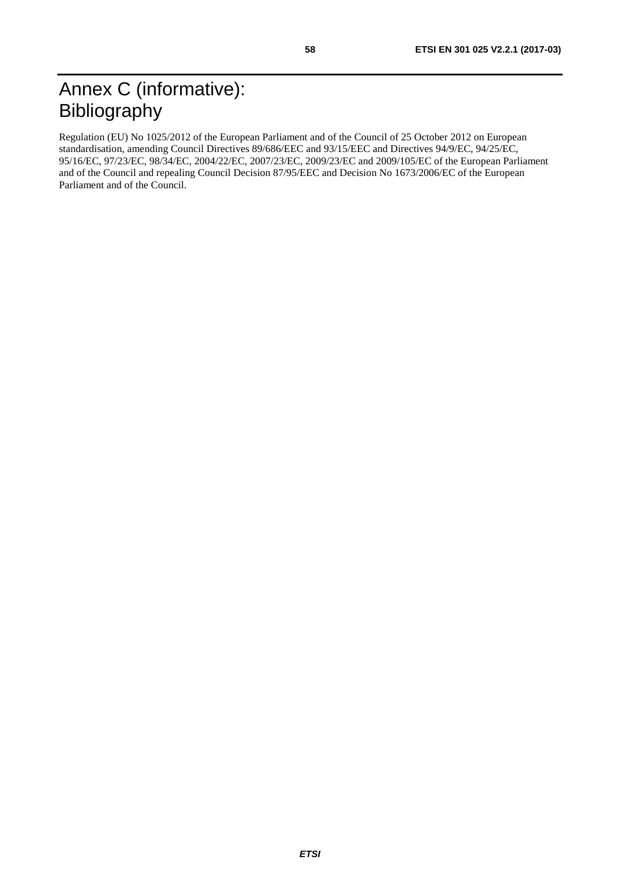# Annex C (informative): Bibliography

Regulation (EU) No 1025/2012 of the European Parliament and of the Council of 25 October 2012 on European standardisation, amending Council Directives 89/686/EEC and 93/15/EEC and Directives 94/9/EC, 94/25/EC, 95/16/EC, 97/23/EC, 98/34/EC, 2004/22/EC, 2007/23/EC, 2009/23/EC and 2009/105/EC of the European Parliament and of the Council and repealing Council Decision 87/95/EEC and Decision No 1673/2006/EC of the European Parliament and of the Council.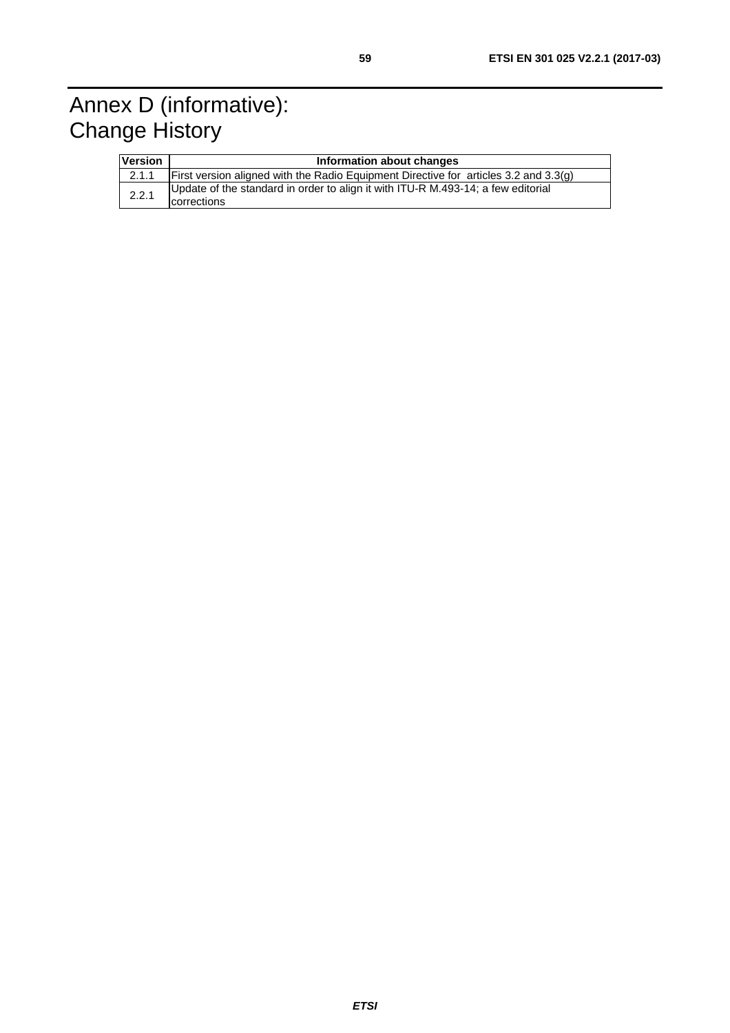# Annex D (informative): Change History

| Version | Information about changes |
|---|---|
| 2.1.1 | First version aligned with the Radio Equipment Directive for articles 3.2 and 3.3(g) |
| 2.2.1 | Update of the standard in order to align it with ITU-R M.493-14; a few editorial corrections |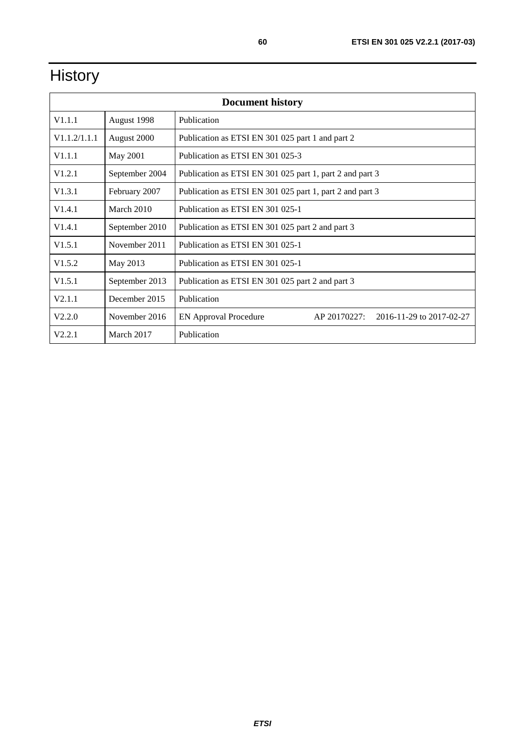# History

| Document history | | |
|---|---|---|
| V1.1.1 | August 1998 | Publication |
| V1.1.2/1.1.1 | August 2000 | Publication as ETSI EN 301 025 part 1 and part 2 |
| V1.1.1 | May 2001 | Publication as ETSI EN 301 025-3 |
| V1.2.1 | September 2004 | Publication as ETSI EN 301 025 part 1, part 2 and part 3 |
| V1.3.1 | February 2007 | Publication as ETSI EN 301 025 part 1, part 2 and part 3 |
| V1.4.1 | March 2010 | Publication as ETSI EN 301 025-1 |
| V1.4.1 | September 2010 | Publication as ETSI EN 301 025 part 2 and part 3 |
| V1.5.1 | November 2011 | Publication as ETSI EN 301 025-1 |
| V1.5.2 | May 2013 | Publication as ETSI EN 301 025-1 |
| V1.5.1 | September 2013 | Publication as ETSI EN 301 025 part 2 and part 3 |
| V2.1.1 | December 2015 | Publication |
| V2.2.0 | November 2016 | EN Approval Procedure AP 20170227: 2016-11-29 to 2017-02-27 |
| V2.2.1 | March 2017 | Publication |